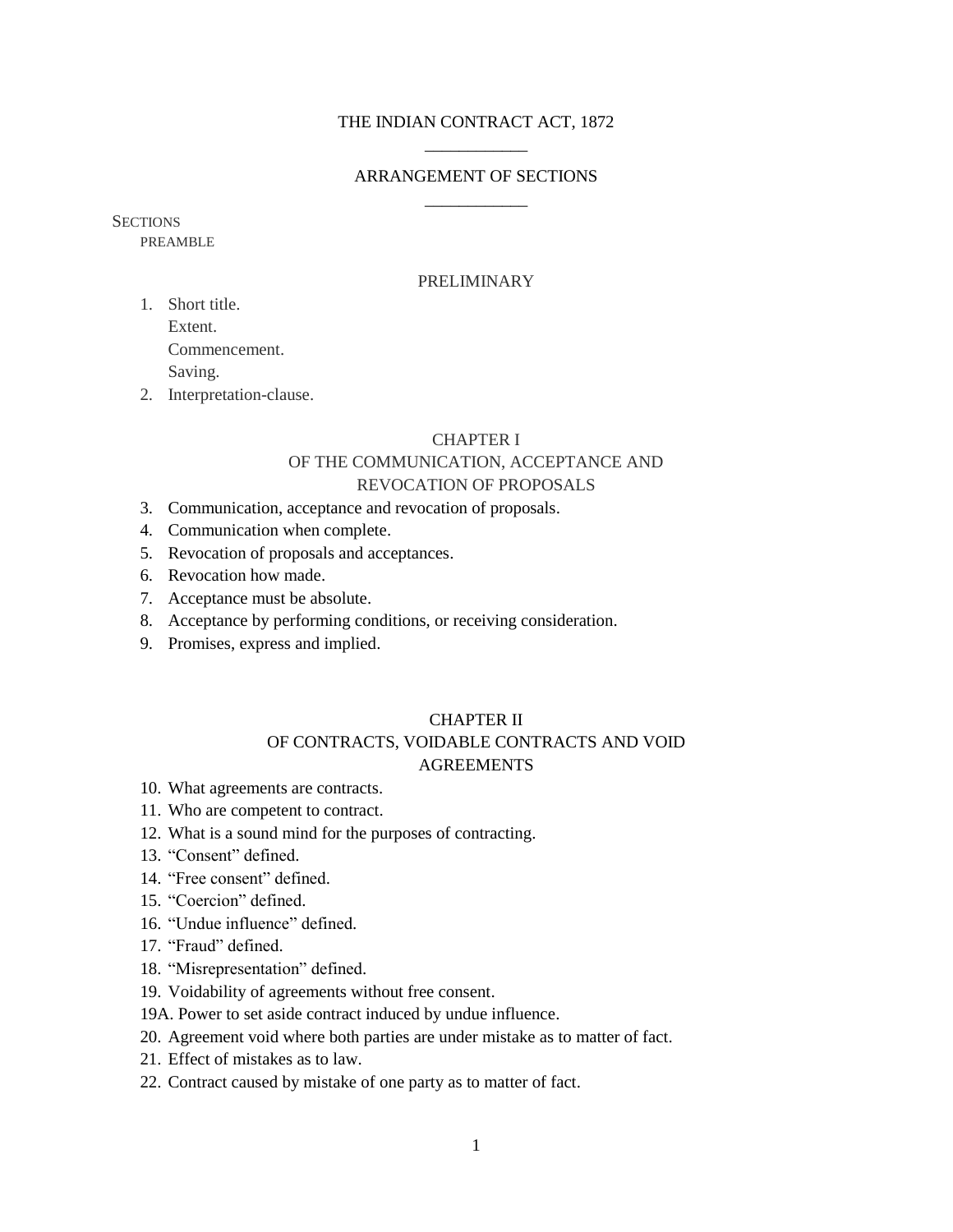# THE INDIAN CONTRACT ACT, 1872

## ARRANGEMENT OF SECTIONS

SECTIONS

PREAMBLE

### PRELIMINARY

1. Short title.
   Extent.
   Commencement.
   Saving.
2. Interpretation-clause.

### CHAPTER I
### OF THE COMMUNICATION, ACCEPTANCE AND REVOCATION OF PROPOSALS

3. Communication, acceptance and revocation of proposals.
4. Communication when complete.
5. Revocation of proposals and acceptances.
6. Revocation how made.
7. Acceptance must be absolute.
8. Acceptance by performing conditions, or receiving consideration.
9. Promises, express and implied.

### CHAPTER II
### OF CONTRACTS, VOIDABLE CONTRACTS AND VOID AGREEMENTS

10. What agreements are contracts.
11. Who are competent to contract.
12. What is a sound mind for the purposes of contracting.
13. "Consent" defined.
14. "Free consent" defined.
15. "Coercion" defined.
16. "Undue influence" defined.
17. "Fraud" defined.
18. "Misrepresentation" defined.
19. Voidability of agreements without free consent.

19A. Power to set aside contract induced by undue influence.

20. Agreement void where both parties are under mistake as to matter of fact.
21. Effect of mistakes as to law.
22. Contract caused by mistake of one party as to matter of fact.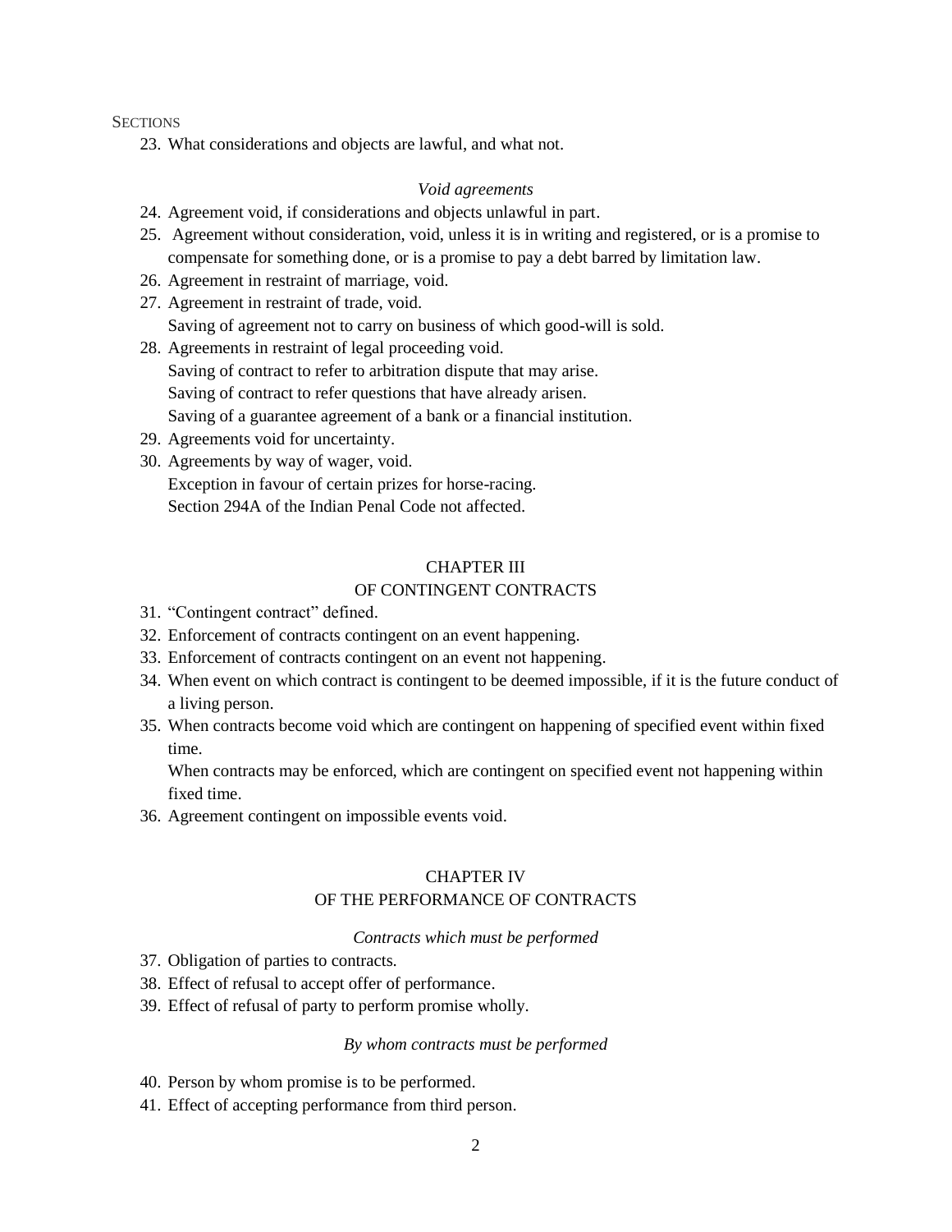SECTIONS

23. What considerations and objects are lawful, and what not.

*Void agreements*

24. Agreement void, if considerations and objects unlawful in part.
25. Agreement without consideration, void, unless it is in writing and registered, or is a promise to compensate for something done, or is a promise to pay a debt barred by limitation law.
26. Agreement in restraint of marriage, void.
27. Agreement in restraint of trade, void.
    Saving of agreement not to carry on business of which good-will is sold.
28. Agreements in restraint of legal proceeding void.
    Saving of contract to refer to arbitration dispute that may arise.
    Saving of contract to refer questions that have already arisen.
    Saving of a guarantee agreement of a bank or a financial institution.
29. Agreements void for uncertainty.
30. Agreements by way of wager, void.
    Exception in favour of certain prizes for horse-racing.
    Section 294A of the Indian Penal Code not affected.

## CHAPTER III
## OF CONTINGENT CONTRACTS

31. "Contingent contract" defined.
32. Enforcement of contracts contingent on an event happening.
33. Enforcement of contracts contingent on an event not happening.
34. When event on which contract is contingent to be deemed impossible, if it is the future conduct of a living person.
35. When contracts become void which are contingent on happening of specified event within fixed time.
    When contracts may be enforced, which are contingent on specified event not happening within fixed time.
36. Agreement contingent on impossible events void.

## CHAPTER IV
## OF THE PERFORMANCE OF CONTRACTS

*Contracts which must be performed*

37. Obligation of parties to contracts.
38. Effect of refusal to accept offer of performance.
39. Effect of refusal of party to perform promise wholly.

*By whom contracts must be performed*

40. Person by whom promise is to be performed.
41. Effect of accepting performance from third person.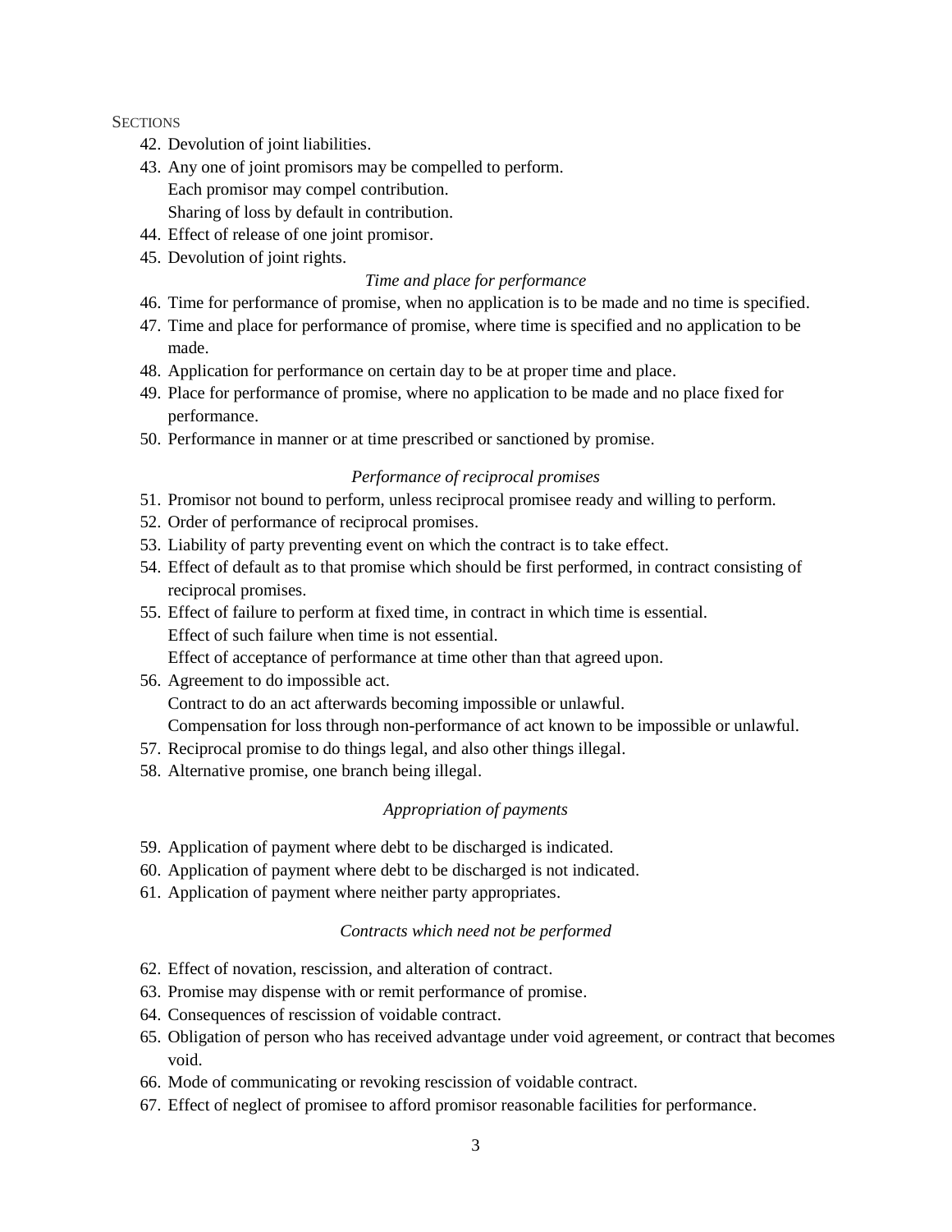SECTIONS

42. Devolution of joint liabilities.
43. Any one of joint promisors may be compelled to perform.
    Each promisor may compel contribution.
    Sharing of loss by default in contribution.
44. Effect of release of one joint promisor.
45. Devolution of joint rights.

*Time and place for performance*

46. Time for performance of promise, when no application is to be made and no time is specified.
47. Time and place for performance of promise, where time is specified and no application to be made.
48. Application for performance on certain day to be at proper time and place.
49. Place for performance of promise, where no application to be made and no place fixed for performance.
50. Performance in manner or at time prescribed or sanctioned by promise.

*Performance of reciprocal promises*

51. Promisor not bound to perform, unless reciprocal promisee ready and willing to perform.
52. Order of performance of reciprocal promises.
53. Liability of party preventing event on which the contract is to take effect.
54. Effect of default as to that promise which should be first performed, in contract consisting of reciprocal promises.
55. Effect of failure to perform at fixed time, in contract in which time is essential.
    Effect of such failure when time is not essential.
    Effect of acceptance of performance at time other than that agreed upon.
56. Agreement to do impossible act.
    Contract to do an act afterwards becoming impossible or unlawful.
    Compensation for loss through non-performance of act known to be impossible or unlawful.
57. Reciprocal promise to do things legal, and also other things illegal.
58. Alternative promise, one branch being illegal.

*Appropriation of payments*

59. Application of payment where debt to be discharged is indicated.
60. Application of payment where debt to be discharged is not indicated.
61. Application of payment where neither party appropriates.

*Contracts which need not be performed*

62. Effect of novation, rescission, and alteration of contract.
63. Promise may dispense with or remit performance of promise.
64. Consequences of rescission of voidable contract.
65. Obligation of person who has received advantage under void agreement, or contract that becomes void.
66. Mode of communicating or revoking rescission of voidable contract.
67. Effect of neglect of promisee to afford promisor reasonable facilities for performance.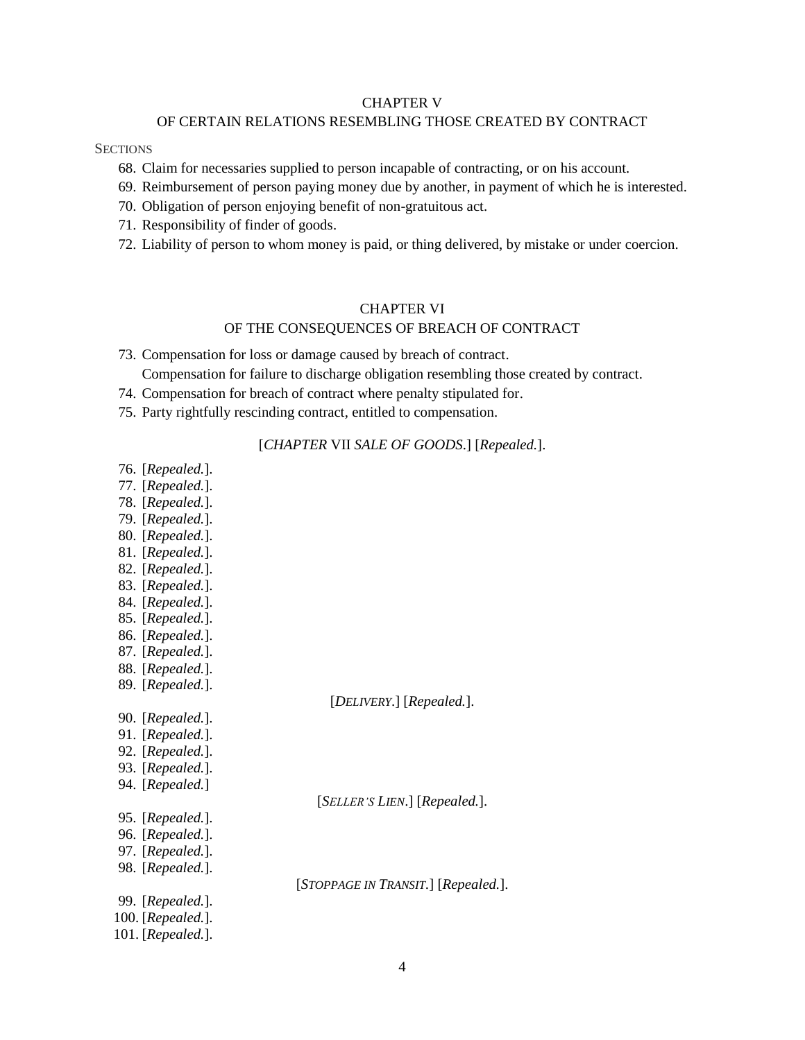## CHAPTER V

## OF CERTAIN RELATIONS RESEMBLING THOSE CREATED BY CONTRACT

SECTIONS

68. Claim for necessaries supplied to person incapable of contracting, or on his account.
69. Reimbursement of person paying money due by another, in payment of which he is interested.
70. Obligation of person enjoying benefit of non-gratuitous act.
71. Responsibility of finder of goods.
72. Liability of person to whom money is paid, or thing delivered, by mistake or under coercion.

## CHAPTER VI

## OF THE CONSEQUENCES OF BREACH OF CONTRACT

73. Compensation for loss or damage caused by breach of contract.
    Compensation for failure to discharge obligation resembling those created by contract.
74. Compensation for breach of contract where penalty stipulated for.
75. Party rightfully rescinding contract, entitled to compensation.

[*CHAPTER* VII *SALE OF GOODS*.] [*Repealed.*].

76. [*Repealed.*].
77. [*Repealed.*].
78. [*Repealed.*].
79. [*Repealed.*].
80. [*Repealed.*].
81. [*Repealed.*].
82. [*Repealed.*].
83. [*Repealed.*].
84. [*Repealed.*].
85. [*Repealed.*].
86. [*Repealed.*].
87. [*Repealed.*].
88. [*Repealed.*].
89. [*Repealed.*].

[*DELIVERY*.] [*Repealed.*].

90. [*Repealed.*].
91. [*Repealed.*].
92. [*Repealed.*].
93. [*Repealed.*].
94. [*Repealed.*]

[*SELLER'S LIEN*.] [*Repealed.*].

95. [*Repealed.*].
96. [*Repealed.*].
97. [*Repealed.*].
98. [*Repealed.*].

[*STOPPAGE IN TRANSIT.*] [*Repealed.*].

99. [*Repealed.*].
100. [*Repealed.*].
101. [*Repealed.*].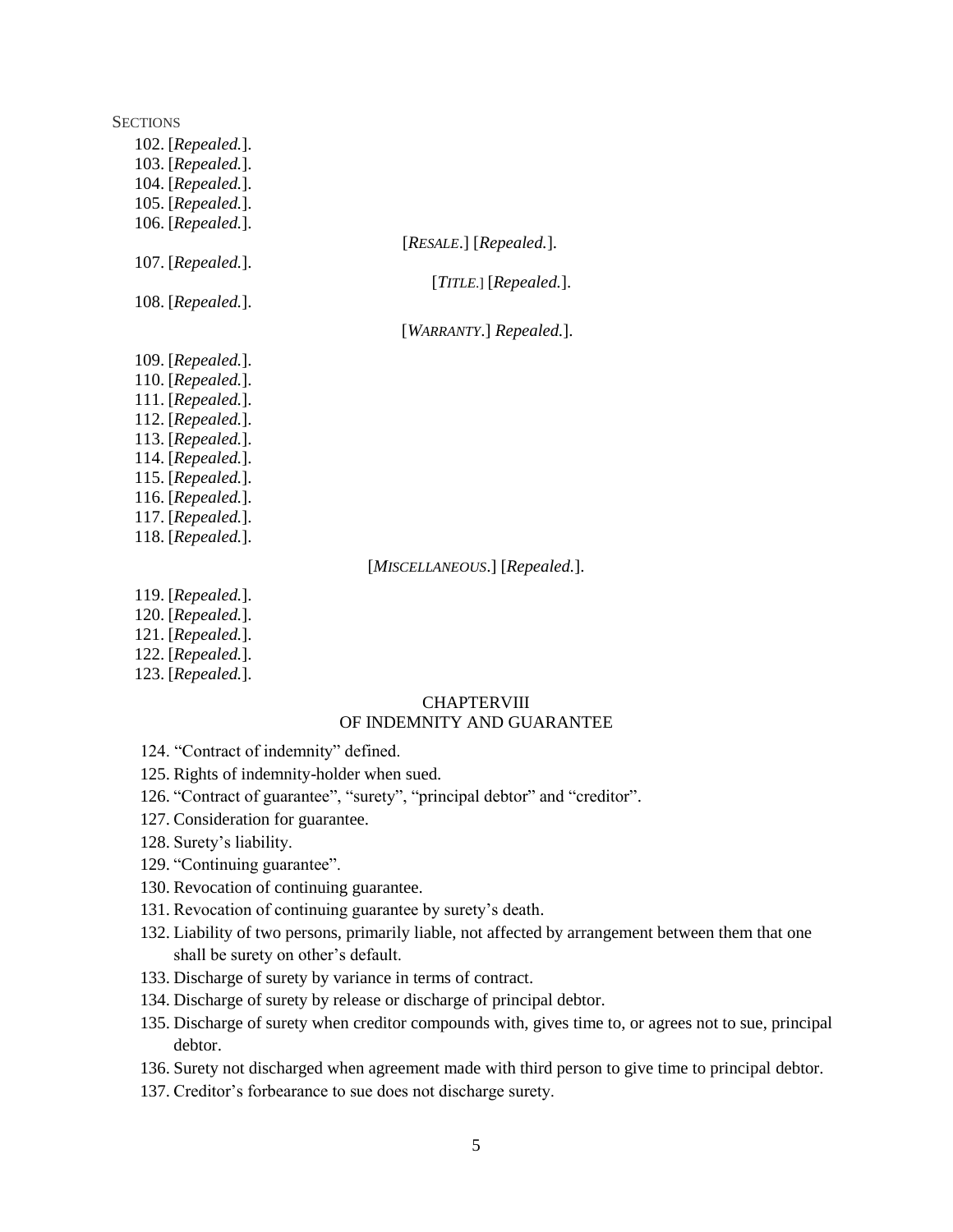SECTIONS

102. [*Repealed.*].
103. [*Repealed.*].
104. [*Repealed.*].
105. [*Repealed.*].
106. [*Repealed.*].

[*RESALE*.] [*Repealed.*].

107. [*Repealed.*].

[*TITLE.*] [*Repealed.*].

108. [*Repealed.*].

[*WARRANTY*.] *Repealed.*].

109. [*Repealed.*].
110. [*Repealed.*].
111. [*Repealed.*].
112. [*Repealed.*].
113. [*Repealed.*].
114. [*Repealed.*].
115. [*Repealed.*].
116. [*Repealed.*].
117. [*Repealed.*].
118. [*Repealed.*].

[*MISCELLANEOUS*.] [*Repealed.*].

119. [*Repealed.*].
120. [*Repealed.*].
121. [*Repealed.*].
122. [*Repealed.*].
123. [*Repealed.*].

## CHAPTERVIII
## OF INDEMNITY AND GUARANTEE

124. "Contract of indemnity" defined.
125. Rights of indemnity-holder when sued.
126. "Contract of guarantee", "surety", "principal debtor" and "creditor".
127. Consideration for guarantee.
128. Surety's liability.
129. "Continuing guarantee".
130. Revocation of continuing guarantee.
131. Revocation of continuing guarantee by surety's death.
132. Liability of two persons, primarily liable, not affected by arrangement between them that one shall be surety on other's default.
133. Discharge of surety by variance in terms of contract.
134. Discharge of surety by release or discharge of principal debtor.
135. Discharge of surety when creditor compounds with, gives time to, or agrees not to sue, principal debtor.
136. Surety not discharged when agreement made with third person to give time to principal debtor.
137. Creditor's forbearance to sue does not discharge surety.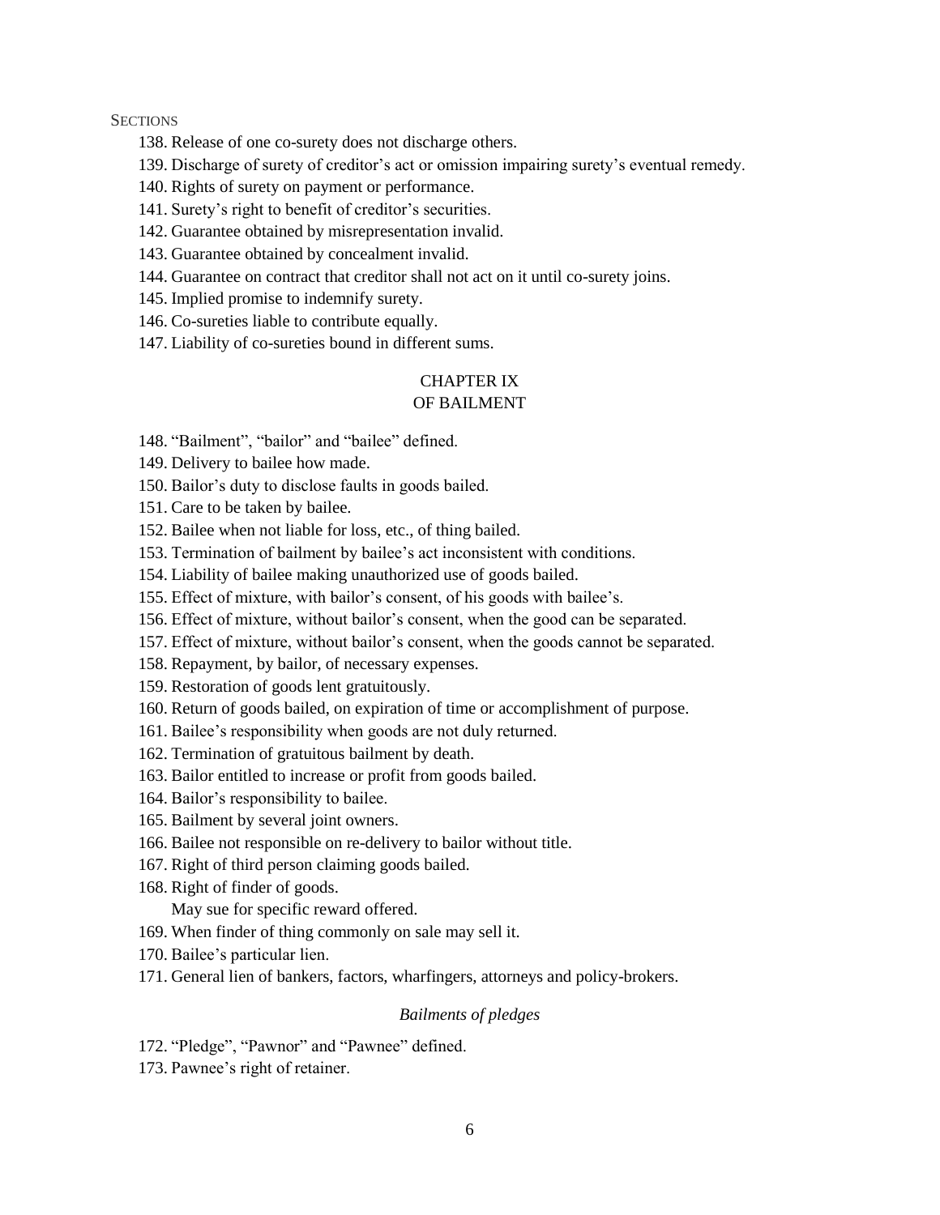SECTIONS

138. Release of one co-surety does not discharge others.
139. Discharge of surety of creditor's act or omission impairing surety's eventual remedy.
140. Rights of surety on payment or performance.
141. Surety's right to benefit of creditor's securities.
142. Guarantee obtained by misrepresentation invalid.
143. Guarantee obtained by concealment invalid.
144. Guarantee on contract that creditor shall not act on it until co-surety joins.
145. Implied promise to indemnify surety.
146. Co-sureties liable to contribute equally.
147. Liability of co-sureties bound in different sums.

## CHAPTER IX
## OF BAILMENT

148. "Bailment", "bailor" and "bailee" defined.
149. Delivery to bailee how made.
150. Bailor's duty to disclose faults in goods bailed.
151. Care to be taken by bailee.
152. Bailee when not liable for loss, etc., of thing bailed.
153. Termination of bailment by bailee's act inconsistent with conditions.
154. Liability of bailee making unauthorized use of goods bailed.
155. Effect of mixture, with bailor's consent, of his goods with bailee's.
156. Effect of mixture, without bailor's consent, when the good can be separated.
157. Effect of mixture, without bailor's consent, when the goods cannot be separated.
158. Repayment, by bailor, of necessary expenses.
159. Restoration of goods lent gratuitously.
160. Return of goods bailed, on expiration of time or accomplishment of purpose.
161. Bailee's responsibility when goods are not duly returned.
162. Termination of gratuitous bailment by death.
163. Bailor entitled to increase or profit from goods bailed.
164. Bailor's responsibility to bailee.
165. Bailment by several joint owners.
166. Bailee not responsible on re-delivery to bailor without title.
167. Right of third person claiming goods bailed.
168. Right of finder of goods.
     May sue for specific reward offered.
169. When finder of thing commonly on sale may sell it.
170. Bailee's particular lien.
171. General lien of bankers, factors, wharfingers, attorneys and policy-brokers.

### *Bailments of pledges*

172. "Pledge", "Pawnor" and "Pawnee" defined.
173. Pawnee's right of retainer.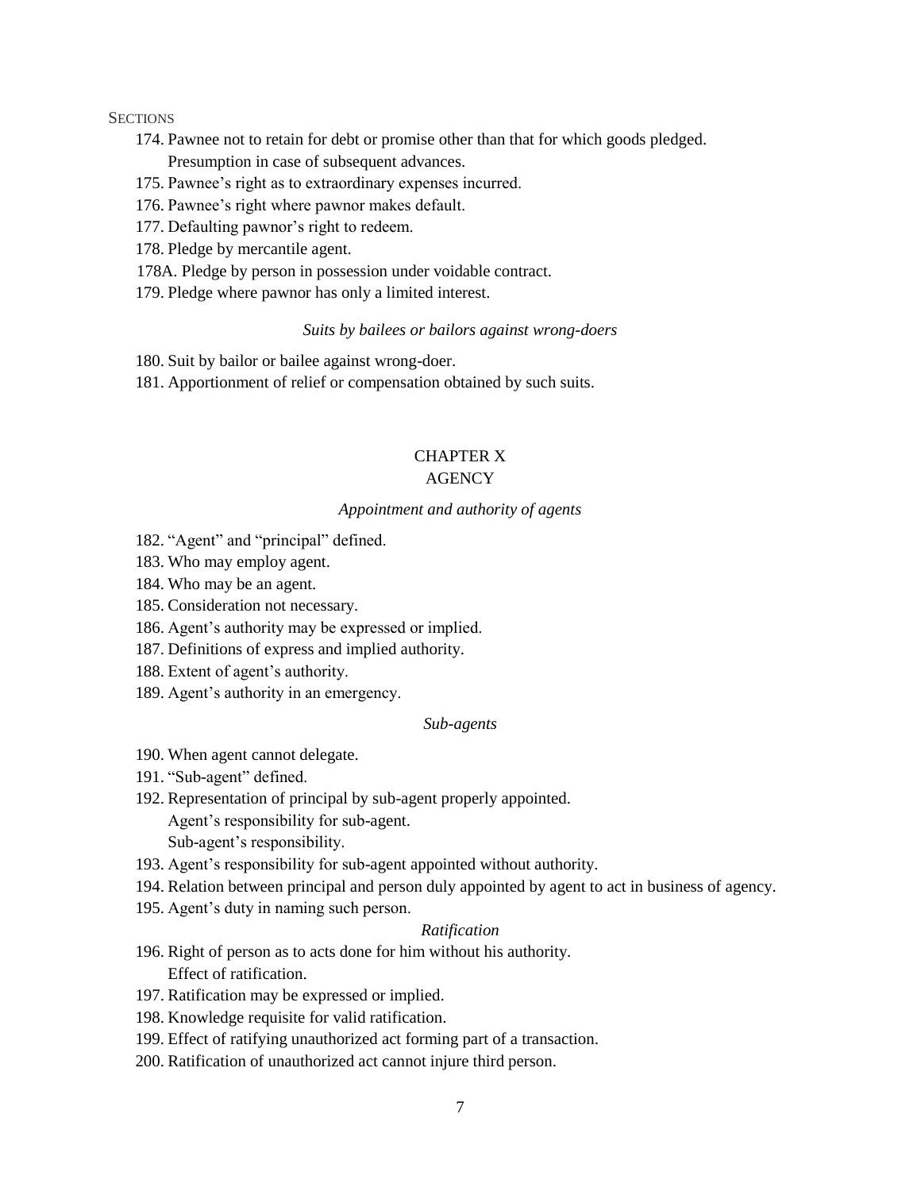SECTIONS

174. Pawnee not to retain for debt or promise other than that for which goods pledged.
     Presumption in case of subsequent advances.
175. Pawnee's right as to extraordinary expenses incurred.
176. Pawnee's right where pawnor makes default.
177. Defaulting pawnor's right to redeem.
178. Pledge by mercantile agent.
178A. Pledge by person in possession under voidable contract.
179. Pledge where pawnor has only a limited interest.

*Suits by bailees or bailors against wrong-doers*

180. Suit by bailor or bailee against wrong-doer.
181. Apportionment of relief or compensation obtained by such suits.

## CHAPTER X
## AGENCY

*Appointment and authority of agents*

182. "Agent" and "principal" defined.
183. Who may employ agent.
184. Who may be an agent.
185. Consideration not necessary.
186. Agent's authority may be expressed or implied.
187. Definitions of express and implied authority.
188. Extent of agent's authority.
189. Agent's authority in an emergency.

*Sub-agents*

190. When agent cannot delegate.
191. "Sub-agent" defined.
192. Representation of principal by sub-agent properly appointed.
     Agent's responsibility for sub-agent.
     Sub-agent's responsibility.
193. Agent's responsibility for sub-agent appointed without authority.
194. Relation between principal and person duly appointed by agent to act in business of agency.
195. Agent's duty in naming such person.

*Ratification*

196. Right of person as to acts done for him without his authority.
     Effect of ratification.
197. Ratification may be expressed or implied.
198. Knowledge requisite for valid ratification.
199. Effect of ratifying unauthorized act forming part of a transaction.
200. Ratification of unauthorized act cannot injure third person.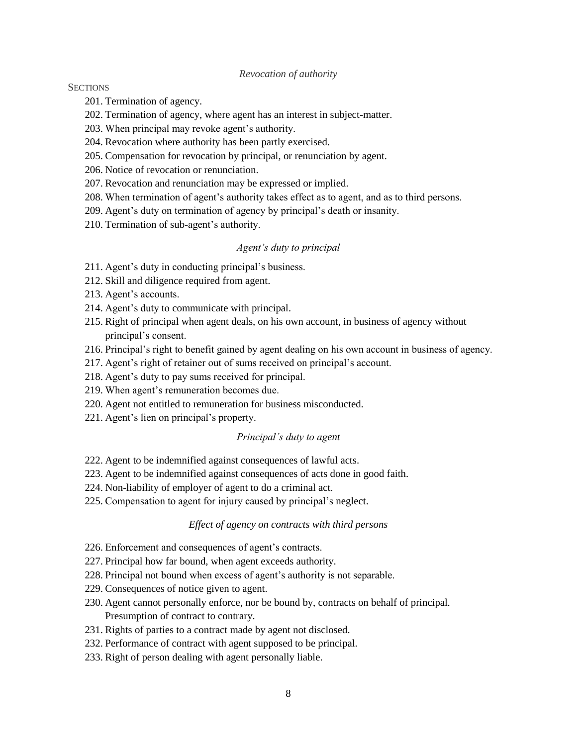*Revocation of authority*

SECTIONS

201. Termination of agency.
202. Termination of agency, where agent has an interest in subject-matter.
203. When principal may revoke agent's authority.
204. Revocation where authority has been partly exercised.
205. Compensation for revocation by principal, or renunciation by agent.
206. Notice of revocation or renunciation.
207. Revocation and renunciation may be expressed or implied.
208. When termination of agent's authority takes effect as to agent, and as to third persons.
209. Agent's duty on termination of agency by principal's death or insanity.
210. Termination of sub-agent's authority.

*Agent's duty to principal*

211. Agent's duty in conducting principal's business.
212. Skill and diligence required from agent.
213. Agent's accounts.
214. Agent's duty to communicate with principal.
215. Right of principal when agent deals, on his own account, in business of agency without principal's consent.
216. Principal's right to benefit gained by agent dealing on his own account in business of agency.
217. Agent's right of retainer out of sums received on principal's account.
218. Agent's duty to pay sums received for principal.
219. When agent's remuneration becomes due.
220. Agent not entitled to remuneration for business misconducted.
221. Agent's lien on principal's property.

*Principal's duty to agent*

222. Agent to be indemnified against consequences of lawful acts.
223. Agent to be indemnified against consequences of acts done in good faith.
224. Non-liability of employer of agent to do a criminal act.
225. Compensation to agent for injury caused by principal's neglect.

*Effect of agency on contracts with third persons*

226. Enforcement and consequences of agent's contracts.
227. Principal how far bound, when agent exceeds authority.
228. Principal not bound when excess of agent's authority is not separable.
229. Consequences of notice given to agent.
230. Agent cannot personally enforce, nor be bound by, contracts on behalf of principal. Presumption of contract to contrary.
231. Rights of parties to a contract made by agent not disclosed.
232. Performance of contract with agent supposed to be principal.
233. Right of person dealing with agent personally liable.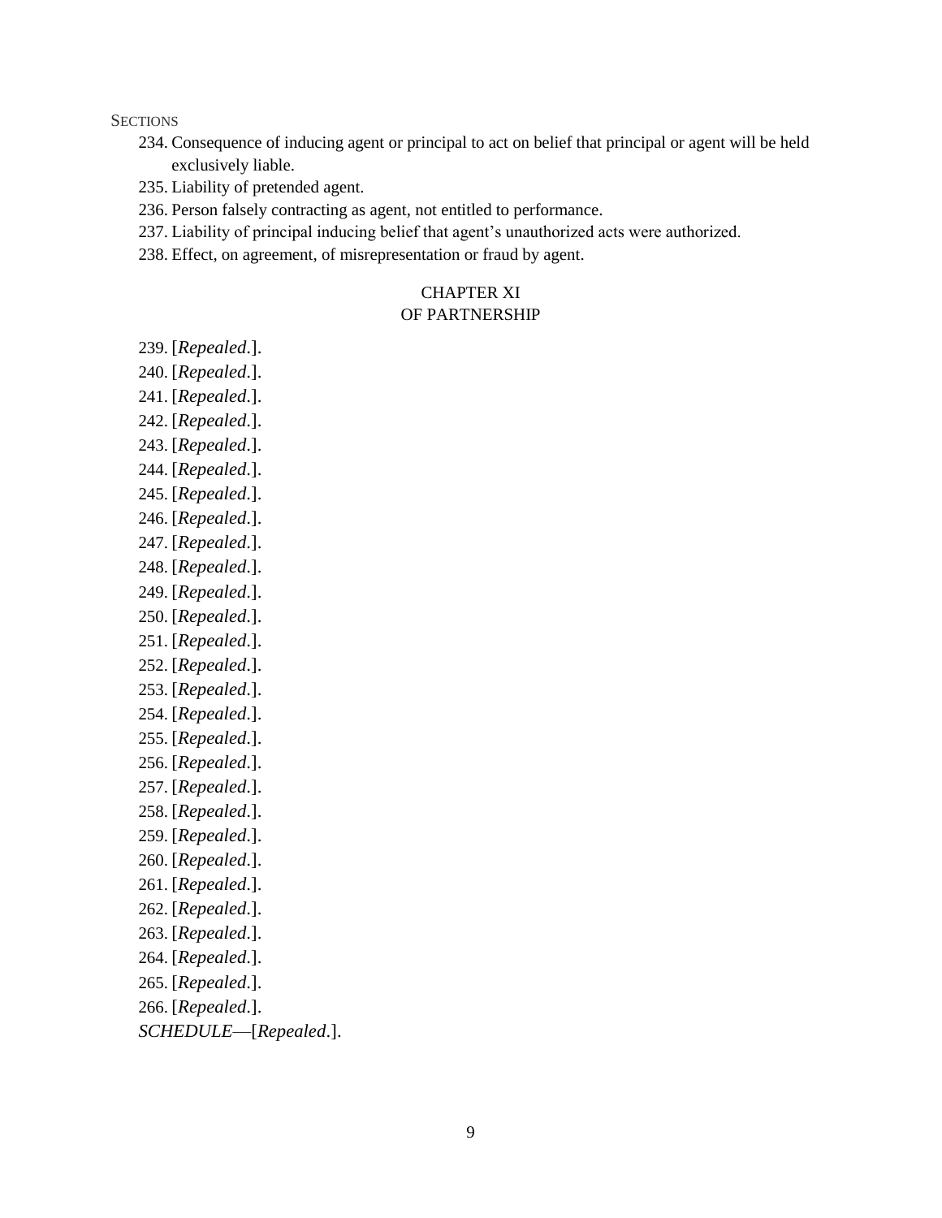SECTIONS

234. Consequence of inducing agent or principal to act on belief that principal or agent will be held exclusively liable.
235. Liability of pretended agent.
236. Person falsely contracting as agent, not entitled to performance.
237. Liability of principal inducing belief that agent's unauthorized acts were authorized.
238. Effect, on agreement, of misrepresentation or fraud by agent.

## CHAPTER XI
## OF PARTNERSHIP

239. [*Repealed*.].
240. [*Repealed*.].
241. [*Repealed*.].
242. [*Repealed*.].
243. [*Repealed*.].
244. [*Repealed*.].
245. [*Repealed*.].
246. [*Repealed*.].
247. [*Repealed*.].
248. [*Repealed*.].
249. [*Repealed*.].
250. [*Repealed*.].
251. [*Repealed*.].
252. [*Repealed*.].
253. [*Repealed*.].
254. [*Repealed*.].
255. [*Repealed*.].
256. [*Repealed*.].
257. [*Repealed*.].
258. [*Repealed*.].
259. [*Repealed*.].
260. [*Repealed*.].
261. [*Repealed*.].
262. [*Repealed*.].
263. [*Repealed*.].
264. [*Repealed*.].
265. [*Repealed*.].
266. [*Repealed*.].

*SCHEDULE*—[*Repealed*.].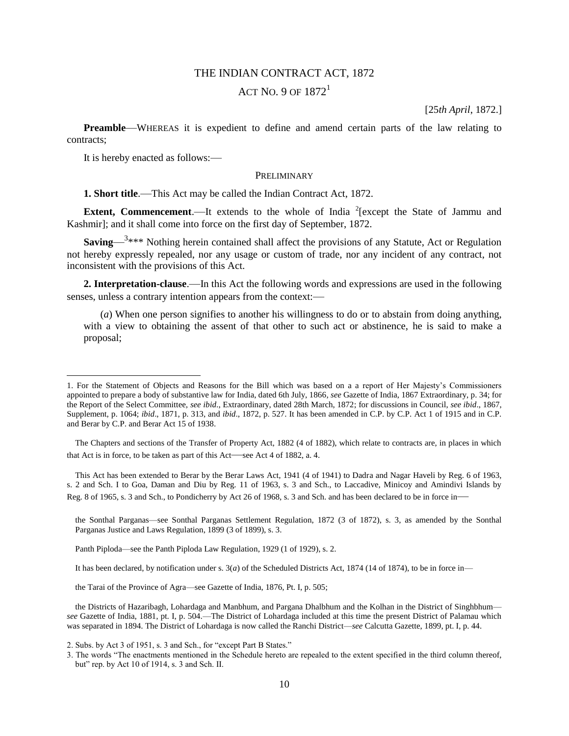# THE INDIAN CONTRACT ACT, 1872

## ACT NO. 9 OF 1872[1]

[25*th April*, 1872.]

**Preamble**—WHEREAS it is expedient to define and amend certain parts of the law relating to contracts;

It is hereby enacted as follows:—

### PRELIMINARY

**1. Short title**.—This Act may be called the Indian Contract Act, 1872.

**Extent, Commencement**.—It extends to the whole of India [2][except the State of Jammu and Kashmir]; and it shall come into force on the first day of September, 1872.

**Saving**—[3]*** Nothing herein contained shall affect the provisions of any Statute, Act or Regulation not hereby expressly repealed, nor any usage or custom of trade, nor any incident of any contract, not inconsistent with the provisions of this Act.

**2. Interpretation-clause**.—In this Act the following words and expressions are used in the following senses, unless a contrary intention appears from the context:—

(*a*) When one person signifies to another his willingness to do or to abstain from doing anything, with a view to obtaining the assent of that other to such act or abstinence, he is said to make a proposal;

---

1. For the Statement of Objects and Reasons for the Bill which was based on a a report of Her Majesty's Commissioners appointed to prepare a body of substantive law for India, dated 6th July, 1866, *see* Gazette of India, 1867 Extraordinary, p. 34; for the Report of the Select Committee, *see ibid*., Extraordinary, dated 28th March, 1872; for discussions in Council, *see ibid*., 1867, Supplement, p. 1064; *ibid*., 1871, p. 313, and *ibid*., 1872, p. 527. It has been amended in C.P. by C.P. Act 1 of 1915 and in C.P. and Berar by C.P. and Berar Act 15 of 1938.

The Chapters and sections of the Transfer of Property Act, 1882 (4 of 1882), which relate to contracts are, in places in which that Act is in force, to be taken as part of this Act—see Act 4 of 1882, a. 4.

This Act has been extended to Berar by the Berar Laws Act, 1941 (4 of 1941) to Dadra and Nagar Haveli by Reg. 6 of 1963, s. 2 and Sch. I to Goa, Daman and Diu by Reg. 11 of 1963, s. 3 and Sch., to Laccadive, Minicoy and Amindivi Islands by Reg. 8 of 1965, s. 3 and Sch., to Pondicherry by Act 26 of 1968, s. 3 and Sch. and has been declared to be in force in—

the Sonthal Parganas—see Sonthal Parganas Settlement Regulation, 1872 (3 of 1872), s. 3, as amended by the Sonthal Parganas Justice and Laws Regulation, 1899 (3 of 1899), s. 3.

Panth Piploda—see the Panth Piploda Law Regulation, 1929 (1 of 1929), s. 2.

It has been declared, by notification under s. 3(*a*) of the Scheduled Districts Act, 1874 (14 of 1874), to be in force in—

the Tarai of the Province of Agra—see Gazette of India, 1876, Pt. I, p. 505;

the Districts of Hazaribagh, Lohardaga and Manbhum, and Pargana Dhalbhum and the Kolhan in the District of Singhbhum—*see* Gazette of India, 1881, pt. I, p. 504.—The District of Lohardaga included at this time the present District of Palamau which was separated in 1894. The District of Lohardaga is now called the Ranchi District—*see* Calcutta Gazette, 1899, pt. I, p. 44.

2. Subs. by Act 3 of 1951, s. 3 and Sch., for "except Part B States."

3. The words "The enactments mentioned in the Schedule hereto are repealed to the extent specified in the third column thereof, but" rep. by Act 10 of 1914, s. 3 and Sch. II.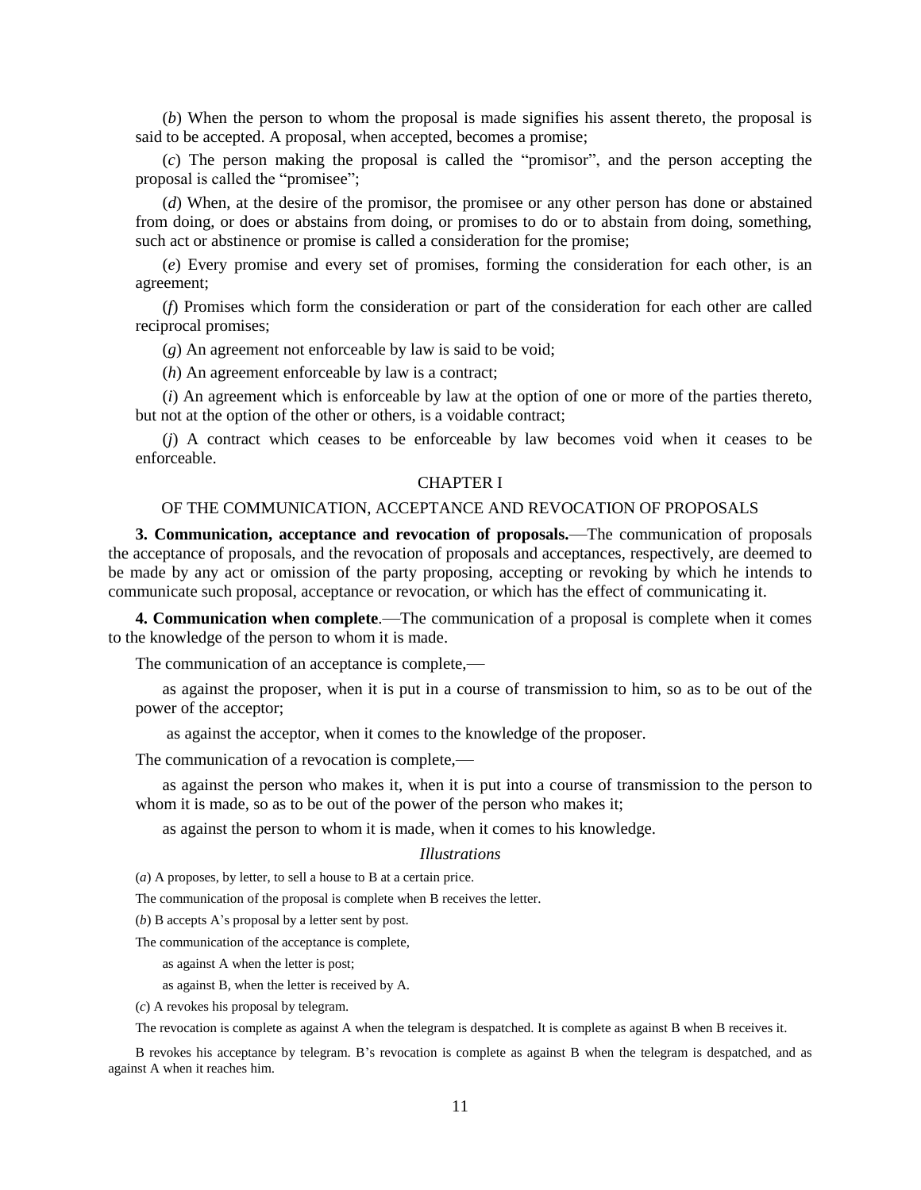(*b*) When the person to whom the proposal is made signifies his assent thereto, the proposal is said to be accepted. A proposal, when accepted, becomes a promise;

(*c*) The person making the proposal is called the "promisor", and the person accepting the proposal is called the "promisee";

(*d*) When, at the desire of the promisor, the promisee or any other person has done or abstained from doing, or does or abstains from doing, or promises to do or to abstain from doing, something, such act or abstinence or promise is called a consideration for the promise;

(*e*) Every promise and every set of promises, forming the consideration for each other, is an agreement;

(*f*) Promises which form the consideration or part of the consideration for each other are called reciprocal promises;

(*g*) An agreement not enforceable by law is said to be void;

(*h*) An agreement enforceable by law is a contract;

(*i*) An agreement which is enforceable by law at the option of one or more of the parties thereto, but not at the option of the other or others, is a voidable contract;

(*j*) A contract which ceases to be enforceable by law becomes void when it ceases to be enforceable.

## CHAPTER I

## OF THE COMMUNICATION, ACCEPTANCE AND REVOCATION OF PROPOSALS

**3. Communication, acceptance and revocation of proposals.**—The communication of proposals the acceptance of proposals, and the revocation of proposals and acceptances, respectively, are deemed to be made by any act or omission of the party proposing, accepting or revoking by which he intends to communicate such proposal, acceptance or revocation, or which has the effect of communicating it.

**4. Communication when complete**.—The communication of a proposal is complete when it comes to the knowledge of the person to whom it is made.

The communication of an acceptance is complete,—

as against the proposer, when it is put in a course of transmission to him, so as to be out of the power of the acceptor;

as against the acceptor, when it comes to the knowledge of the proposer.

The communication of a revocation is complete,—

as against the person who makes it, when it is put into a course of transmission to the person to whom it is made, so as to be out of the power of the person who makes it;

as against the person to whom it is made, when it comes to his knowledge.

*Illustrations*

(*a*) A proposes, by letter, to sell a house to B at a certain price.

The communication of the proposal is complete when B receives the letter.

(*b*) B accepts A's proposal by a letter sent by post.

The communication of the acceptance is complete,

as against A when the letter is post;

as against B, when the letter is received by A.

(*c*) A revokes his proposal by telegram.

The revocation is complete as against A when the telegram is despatched. It is complete as against B when B receives it.

B revokes his acceptance by telegram. B's revocation is complete as against B when the telegram is despatched, and as against A when it reaches him.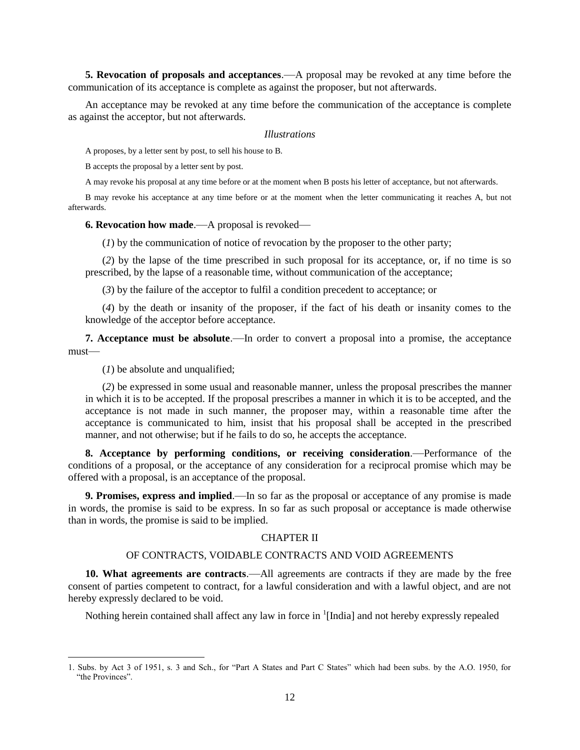**5. Revocation of proposals and acceptances**.—A proposal may be revoked at any time before the communication of its acceptance is complete as against the proposer, but not afterwards.

An acceptance may be revoked at any time before the communication of the acceptance is complete as against the acceptor, but not afterwards.

*Illustrations*

A proposes, by a letter sent by post, to sell his house to B.

B accepts the proposal by a letter sent by post.

A may revoke his proposal at any time before or at the moment when B posts his letter of acceptance, but not afterwards.

B may revoke his acceptance at any time before or at the moment when the letter communicating it reaches A, but not afterwards.

**6. Revocation how made**.—A proposal is revoked—

(*1*) by the communication of notice of revocation by the proposer to the other party;

(*2*) by the lapse of the time prescribed in such proposal for its acceptance, or, if no time is so prescribed, by the lapse of a reasonable time, without communication of the acceptance;

(*3*) by the failure of the acceptor to fulfil a condition precedent to acceptance; or

(*4*) by the death or insanity of the proposer, if the fact of his death or insanity comes to the knowledge of the acceptor before acceptance.

**7. Acceptance must be absolute**.—In order to convert a proposal into a promise, the acceptance must—

(*1*) be absolute and unqualified;

(*2*) be expressed in some usual and reasonable manner, unless the proposal prescribes the manner in which it is to be accepted. If the proposal prescribes a manner in which it is to be accepted, and the acceptance is not made in such manner, the proposer may, within a reasonable time after the acceptance is communicated to him, insist that his proposal shall be accepted in the prescribed manner, and not otherwise; but if he fails to do so, he accepts the acceptance.

**8. Acceptance by performing conditions, or receiving consideration**.—Performance of the conditions of a proposal, or the acceptance of any consideration for a reciprocal promise which may be offered with a proposal, is an acceptance of the proposal.

**9. Promises, express and implied**.—In so far as the proposal or acceptance of any promise is made in words, the promise is said to be express. In so far as such proposal or acceptance is made otherwise than in words, the promise is said to be implied.

## CHAPTER II

## OF CONTRACTS, VOIDABLE CONTRACTS AND VOID AGREEMENTS

**10. What agreements are contracts**.—All agreements are contracts if they are made by the free consent of parties competent to contract, for a lawful consideration and with a lawful object, and are not hereby expressly declared to be void.

Nothing herein contained shall affect any law in force in [1][India] and not hereby expressly repealed

1. Subs. by Act 3 of 1951, s. 3 and Sch., for "Part A States and Part C States" which had been subs. by the A.O. 1950, for "the Provinces".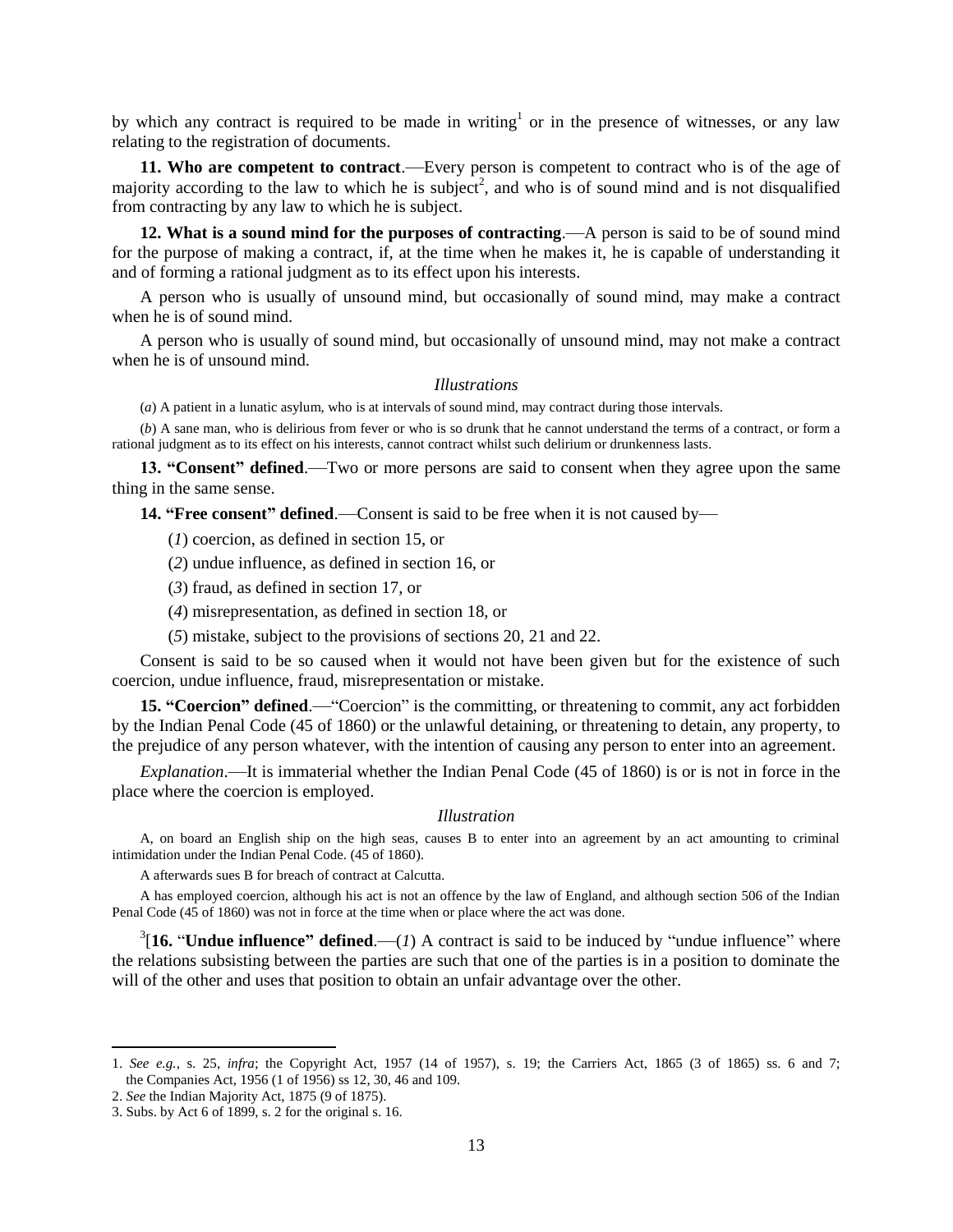by which any contract is required to be made in writing[1] or in the presence of witnesses, or any law relating to the registration of documents.

**11. Who are competent to contract**.—Every person is competent to contract who is of the age of majority according to the law to which he is subject[2], and who is of sound mind and is not disqualified from contracting by any law to which he is subject.

**12. What is a sound mind for the purposes of contracting**.—A person is said to be of sound mind for the purpose of making a contract, if, at the time when he makes it, he is capable of understanding it and of forming a rational judgment as to its effect upon his interests.

A person who is usually of unsound mind, but occasionally of sound mind, may make a contract when he is of sound mind.

A person who is usually of sound mind, but occasionally of unsound mind, may not make a contract when he is of unsound mind.

*Illustrations*

(*a*) A patient in a lunatic asylum, who is at intervals of sound mind, may contract during those intervals.

(*b*) A sane man, who is delirious from fever or who is so drunk that he cannot understand the terms of a contract, or form a rational judgment as to its effect on his interests, cannot contract whilst such delirium or drunkenness lasts.

**13. "Consent" defined**.—Two or more persons are said to consent when they agree upon the same thing in the same sense.

**14. "Free consent" defined**.—Consent is said to be free when it is not caused by—

(*1*) coercion, as defined in section 15, or

(*2*) undue influence, as defined in section 16, or

(*3*) fraud, as defined in section 17, or

(*4*) misrepresentation, as defined in section 18, or

(*5*) mistake, subject to the provisions of sections 20, 21 and 22.

Consent is said to be so caused when it would not have been given but for the existence of such coercion, undue influence, fraud, misrepresentation or mistake.

**15. "Coercion" defined**.—"Coercion" is the committing, or threatening to commit, any act forbidden by the Indian Penal Code (45 of 1860) or the unlawful detaining, or threatening to detain, any property, to the prejudice of any person whatever, with the intention of causing any person to enter into an agreement.

*Explanation*.—It is immaterial whether the Indian Penal Code (45 of 1860) is or is not in force in the place where the coercion is employed.

*Illustration*

A, on board an English ship on the high seas, causes B to enter into an agreement by an act amounting to criminal intimidation under the Indian Penal Code. (45 of 1860).

A afterwards sues B for breach of contract at Calcutta.

A has employed coercion, although his act is not an offence by the law of England, and although section 506 of the Indian Penal Code (45 of 1860) was not in force at the time when or place where the act was done.

[3][**16.** "**Undue influence" defined**.—(*1*) A contract is said to be induced by "undue influence" where the relations subsisting between the parties are such that one of the parties is in a position to dominate the will of the other and uses that position to obtain an unfair advantage over the other.

---

1. *See e.g.*, s. 25, *infra*; the Copyright Act, 1957 (14 of 1957), s. 19; the Carriers Act, 1865 (3 of 1865) ss. 6 and 7; the Companies Act, 1956 (1 of 1956) ss 12, 30, 46 and 109.
2. *See* the Indian Majority Act, 1875 (9 of 1875).
3. Subs. by Act 6 of 1899, s. 2 for the original s. 16.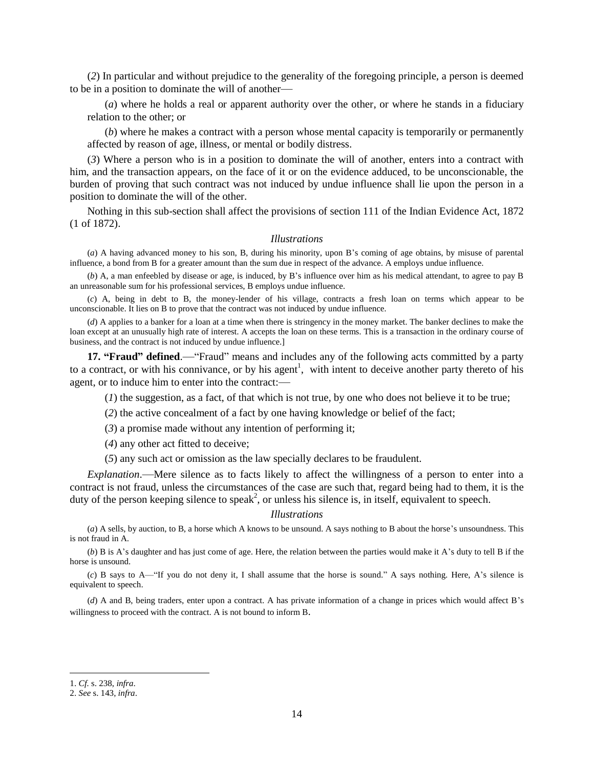(*2*) In particular and without prejudice to the generality of the foregoing principle, a person is deemed to be in a position to dominate the will of another—

(*a*) where he holds a real or apparent authority over the other, or where he stands in a fiduciary relation to the other; or

(*b*) where he makes a contract with a person whose mental capacity is temporarily or permanently affected by reason of age, illness, or mental or bodily distress.

(*3*) Where a person who is in a position to dominate the will of another, enters into a contract with him, and the transaction appears, on the face of it or on the evidence adduced, to be unconscionable, the burden of proving that such contract was not induced by undue influence shall lie upon the person in a position to dominate the will of the other.

Nothing in this sub-section shall affect the provisions of section 111 of the Indian Evidence Act, 1872 (1 of 1872).

*Illustrations*

(*a*) A having advanced money to his son, B, during his minority, upon B's coming of age obtains, by misuse of parental influence, a bond from B for a greater amount than the sum due in respect of the advance. A employs undue influence.

(*b*) A, a man enfeebled by disease or age, is induced, by B's influence over him as his medical attendant, to agree to pay B an unreasonable sum for his professional services, B employs undue influence.

(*c*) A, being in debt to B, the money-lender of his village, contracts a fresh loan on terms which appear to be unconscionable. It lies on B to prove that the contract was not induced by undue influence.

(*d*) A applies to a banker for a loan at a time when there is stringency in the money market. The banker declines to make the loan except at an unusually high rate of interest. A accepts the loan on these terms. This is a transaction in the ordinary course of business, and the contract is not induced by undue influence.]

**17. "Fraud" defined**.—"Fraud" means and includes any of the following acts committed by a party to a contract, or with his connivance, or by his agent[1], with intent to deceive another party thereto of his agent, or to induce him to enter into the contract:—

(*1*) the suggestion, as a fact, of that which is not true, by one who does not believe it to be true;

(*2*) the active concealment of a fact by one having knowledge or belief of the fact;

(*3*) a promise made without any intention of performing it;

(*4*) any other act fitted to deceive;

(*5*) any such act or omission as the law specially declares to be fraudulent.

*Explanation*.—Mere silence as to facts likely to affect the willingness of a person to enter into a contract is not fraud, unless the circumstances of the case are such that, regard being had to them, it is the duty of the person keeping silence to speak[2], or unless his silence is, in itself, equivalent to speech.

*Illustrations*

(*a*) A sells, by auction, to B, a horse which A knows to be unsound. A says nothing to B about the horse's unsoundness. This is not fraud in A.

(*b*) B is A's daughter and has just come of age. Here, the relation between the parties would make it A's duty to tell B if the horse is unsound.

(*c*) B says to A—"If you do not deny it, I shall assume that the horse is sound." A says nothing. Here, A's silence is equivalent to speech.

(*d*) A and B, being traders, enter upon a contract. A has private information of a change in prices which would affect B's willingness to proceed with the contract. A is not bound to inform B.

---

1. *Cf.* s. 238, *infra*.
2. *See* s. 143, *infra*.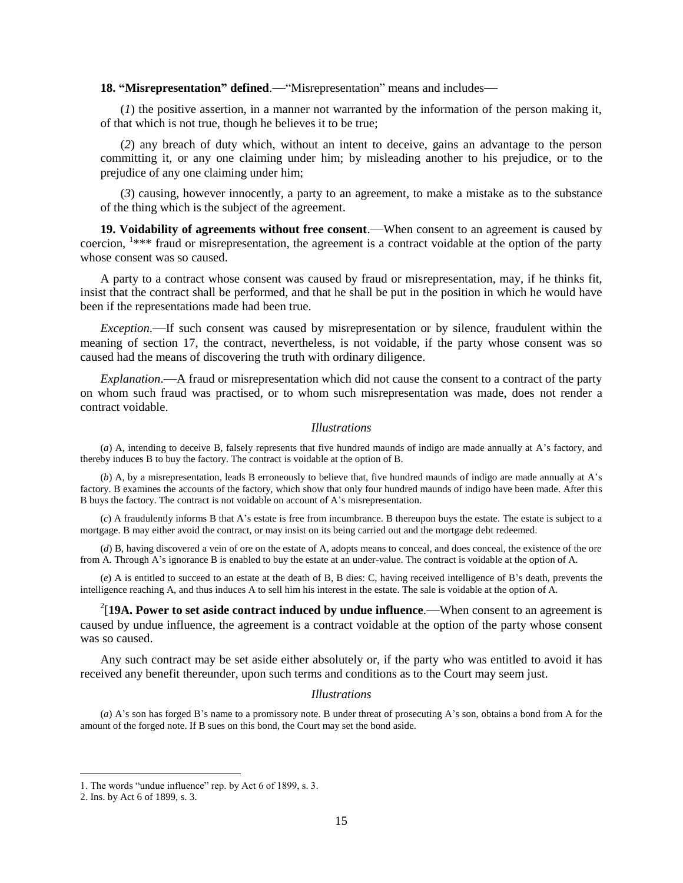**18. "Misrepresentation" defined**.—"Misrepresentation" means and includes—

(*1*) the positive assertion, in a manner not warranted by the information of the person making it, of that which is not true, though he believes it to be true;

(*2*) any breach of duty which, without an intent to deceive, gains an advantage to the person committing it, or any one claiming under him; by misleading another to his prejudice, or to the prejudice of any one claiming under him;

(*3*) causing, however innocently, a party to an agreement, to make a mistake as to the substance of the thing which is the subject of the agreement.

**19. Voidability of agreements without free consent**.—When consent to an agreement is caused by coercion, [1]*** fraud or misrepresentation, the agreement is a contract voidable at the option of the party whose consent was so caused.

A party to a contract whose consent was caused by fraud or misrepresentation, may, if he thinks fit, insist that the contract shall be performed, and that he shall be put in the position in which he would have been if the representations made had been true.

*Exception*.—If such consent was caused by misrepresentation or by silence, fraudulent within the meaning of section 17, the contract, nevertheless, is not voidable, if the party whose consent was so caused had the means of discovering the truth with ordinary diligence.

*Explanation*.—A fraud or misrepresentation which did not cause the consent to a contract of the party on whom such fraud was practised, or to whom such misrepresentation was made, does not render a contract voidable.

*Illustrations*

(*a*) A, intending to deceive B, falsely represents that five hundred maunds of indigo are made annually at A's factory, and thereby induces B to buy the factory. The contract is voidable at the option of B.

(*b*) A, by a misrepresentation, leads B erroneously to believe that, five hundred maunds of indigo are made annually at A's factory. B examines the accounts of the factory, which show that only four hundred maunds of indigo have been made. After this B buys the factory. The contract is not voidable on account of A's misrepresentation.

(*c*) A fraudulently informs B that A's estate is free from incumbrance. B thereupon buys the estate. The estate is subject to a mortgage. B may either avoid the contract, or may insist on its being carried out and the mortgage debt redeemed.

(*d*) B, having discovered a vein of ore on the estate of A, adopts means to conceal, and does conceal, the existence of the ore from A. Through A's ignorance B is enabled to buy the estate at an under-value. The contract is voidable at the option of A.

(*e*) A is entitled to succeed to an estate at the death of B, B dies: C, having received intelligence of B's death, prevents the intelligence reaching A, and thus induces A to sell him his interest in the estate. The sale is voidable at the option of A.

[2][**19A. Power to set aside contract induced by undue influence**.—When consent to an agreement is caused by undue influence, the agreement is a contract voidable at the option of the party whose consent was so caused.

Any such contract may be set aside either absolutely or, if the party who was entitled to avoid it has received any benefit thereunder, upon such terms and conditions as to the Court may seem just.

*Illustrations*

(*a*) A's son has forged B's name to a promissory note. B under threat of prosecuting A's son, obtains a bond from A for the amount of the forged note. If B sues on this bond, the Court may set the bond aside.

---

1. The words "undue influence" rep. by Act 6 of 1899, s. 3.

2. Ins. by Act 6 of 1899, s. 3.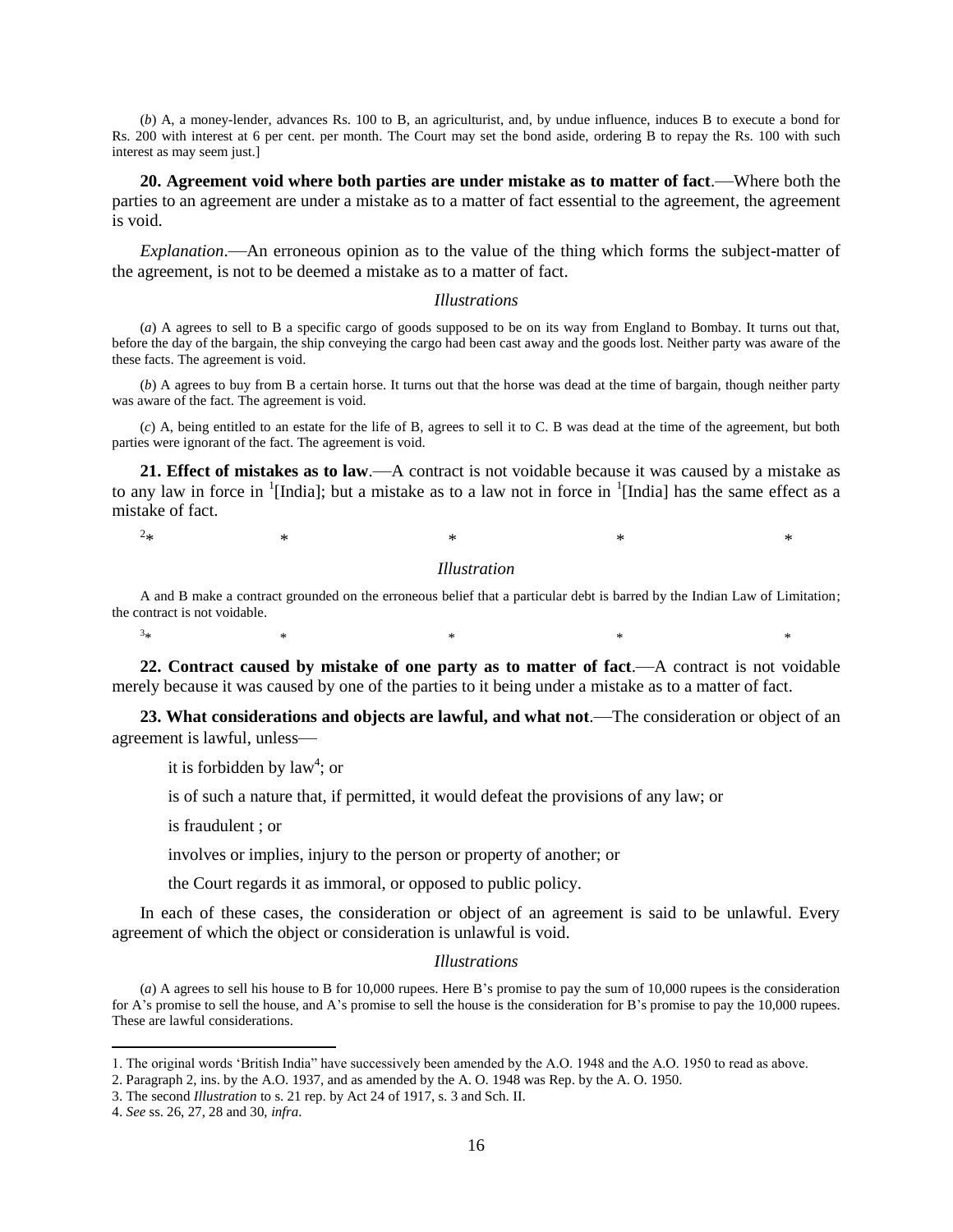(*b*) A, a money-lender, advances Rs. 100 to B, an agriculturist, and, by undue influence, induces B to execute a bond for Rs. 200 with interest at 6 per cent. per month. The Court may set the bond aside, ordering B to repay the Rs. 100 with such interest as may seem just.]

**20. Agreement void where both parties are under mistake as to matter of fact**.—Where both the parties to an agreement are under a mistake as to a matter of fact essential to the agreement, the agreement is void.

*Explanation*.—An erroneous opinion as to the value of the thing which forms the subject-matter of the agreement, is not to be deemed a mistake as to a matter of fact.

*Illustrations*

(*a*) A agrees to sell to B a specific cargo of goods supposed to be on its way from England to Bombay. It turns out that, before the day of the bargain, the ship conveying the cargo had been cast away and the goods lost. Neither party was aware of the these facts. The agreement is void.

(*b*) A agrees to buy from B a certain horse. It turns out that the horse was dead at the time of bargain, though neither party was aware of the fact. The agreement is void.

(*c*) A, being entitled to an estate for the life of B, agrees to sell it to C. B was dead at the time of the agreement, but both parties were ignorant of the fact. The agreement is void.

**21. Effect of mistakes as to law**.—A contract is not voidable because it was caused by a mistake as to any law in force in [1][India]; but a mistake as to a law not in force in [1][India] has the same effect as a mistake of fact.

[2]* * * * *

*Illustration*

A and B make a contract grounded on the erroneous belief that a particular debt is barred by the Indian Law of Limitation; the contract is not voidable.

[3]* * * * *

**22. Contract caused by mistake of one party as to matter of fact**.—A contract is not voidable merely because it was caused by one of the parties to it being under a mistake as to a matter of fact.

**23. What considerations and objects are lawful, and what not**.—The consideration or object of an agreement is lawful, unless—

it is forbidden by law[4]; or

is of such a nature that, if permitted, it would defeat the provisions of any law; or

is fraudulent ; or

involves or implies, injury to the person or property of another; or

the Court regards it as immoral, or opposed to public policy.

In each of these cases, the consideration or object of an agreement is said to be unlawful. Every agreement of which the object or consideration is unlawful is void.

*Illustrations*

(*a*) A agrees to sell his house to B for 10,000 rupees. Here B's promise to pay the sum of 10,000 rupees is the consideration for A's promise to sell the house, and A's promise to sell the house is the consideration for B's promise to pay the 10,000 rupees. These are lawful considerations.

---

1. The original words 'British India" have successively been amended by the A.O. 1948 and the A.O. 1950 to read as above.
2. Paragraph 2, ins. by the A.O. 1937, and as amended by the A. O. 1948 was Rep. by the A. O. 1950.
3. The second *Illustration* to s. 21 rep. by Act 24 of 1917, s. 3 and Sch. II.
4. *See* ss. 26, 27, 28 and 30, *infra*.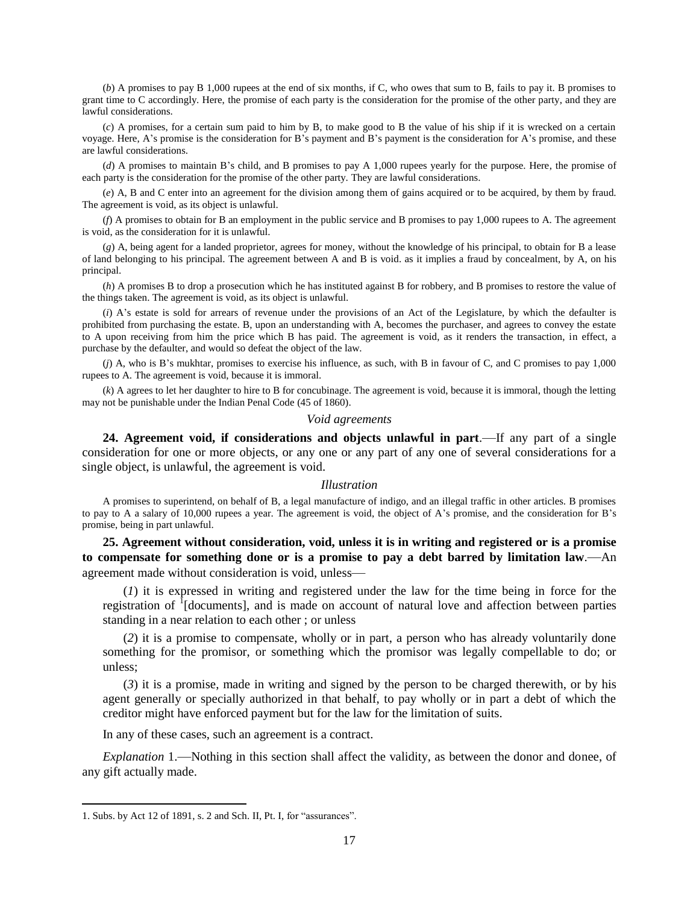(*b*) A promises to pay B 1,000 rupees at the end of six months, if C, who owes that sum to B, fails to pay it. B promises to grant time to C accordingly. Here, the promise of each party is the consideration for the promise of the other party, and they are lawful considerations.

(*c*) A promises, for a certain sum paid to him by B, to make good to B the value of his ship if it is wrecked on a certain voyage. Here, A's promise is the consideration for B's payment and B's payment is the consideration for A's promise, and these are lawful considerations.

(*d*) A promises to maintain B's child, and B promises to pay A 1,000 rupees yearly for the purpose. Here, the promise of each party is the consideration for the promise of the other party. They are lawful considerations.

(*e*) A, B and C enter into an agreement for the division among them of gains acquired or to be acquired, by them by fraud. The agreement is void, as its object is unlawful.

(*f*) A promises to obtain for B an employment in the public service and B promises to pay 1,000 rupees to A. The agreement is void, as the consideration for it is unlawful.

(*g*) A, being agent for a landed proprietor, agrees for money, without the knowledge of his principal, to obtain for B a lease of land belonging to his principal. The agreement between A and B is void. as it implies a fraud by concealment, by A, on his principal.

(*h*) A promises B to drop a prosecution which he has instituted against B for robbery, and B promises to restore the value of the things taken. The agreement is void, as its object is unlawful.

(*i*) A's estate is sold for arrears of revenue under the provisions of an Act of the Legislature, by which the defaulter is prohibited from purchasing the estate. B, upon an understanding with A, becomes the purchaser, and agrees to convey the estate to A upon receiving from him the price which B has paid. The agreement is void, as it renders the transaction, in effect, a purchase by the defaulter, and would so defeat the object of the law.

(*j*) A, who is B's mukhtar, promises to exercise his influence, as such, with B in favour of C, and C promises to pay 1,000 rupees to A. The agreement is void, because it is immoral.

(*k*) A agrees to let her daughter to hire to B for concubinage. The agreement is void, because it is immoral, though the letting may not be punishable under the Indian Penal Code (45 of 1860).

*Void agreements*

**24. Agreement void, if considerations and objects unlawful in part**.—If any part of a single consideration for one or more objects, or any one or any part of any one of several considerations for a single object, is unlawful, the agreement is void.

*Illustration*

A promises to superintend, on behalf of B, a legal manufacture of indigo, and an illegal traffic in other articles. B promises to pay to A a salary of 10,000 rupees a year. The agreement is void, the object of A's promise, and the consideration for B's promise, being in part unlawful.

**25. Agreement without consideration, void, unless it is in writing and registered or is a promise to compensate for something done or is a promise to pay a debt barred by limitation law**.—An agreement made without consideration is void, unless—

(*1*) it is expressed in writing and registered under the law for the time being in force for the registration of [1][documents], and is made on account of natural love and affection between parties standing in a near relation to each other ; or unless

(*2*) it is a promise to compensate, wholly or in part, a person who has already voluntarily done something for the promisor, or something which the promisor was legally compellable to do; or unless;

(*3*) it is a promise, made in writing and signed by the person to be charged therewith, or by his agent generally or specially authorized in that behalf, to pay wholly or in part a debt of which the creditor might have enforced payment but for the law for the limitation of suits.

In any of these cases, such an agreement is a contract.

*Explanation* 1.—Nothing in this section shall affect the validity, as between the donor and donee, of any gift actually made.

---

1. Subs. by Act 12 of 1891, s. 2 and Sch. II, Pt. I, for "assurances".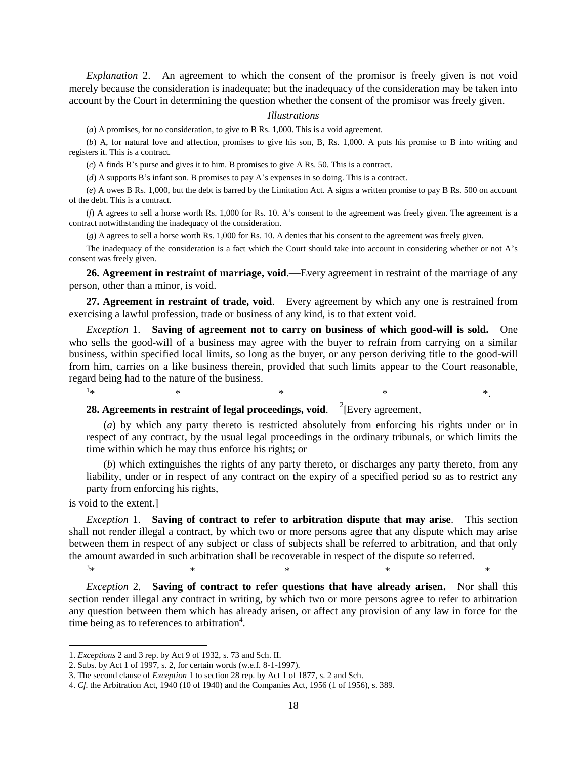*Explanation* 2.—An agreement to which the consent of the promisor is freely given is not void merely because the consideration is inadequate; but the inadequacy of the consideration may be taken into account by the Court in determining the question whether the consent of the promisor was freely given.

*Illustrations*

(*a*) A promises, for no consideration, to give to B Rs. 1,000. This is a void agreement.

(*b*) A, for natural love and affection, promises to give his son, B, Rs. 1,000. A puts his promise to B into writing and registers it. This is a contract.

(*c*) A finds B's purse and gives it to him. B promises to give A Rs. 50. This is a contract.

(*d*) A supports B's infant son. B promises to pay A's expenses in so doing. This is a contract.

(*e*) A owes B Rs. 1,000, but the debt is barred by the Limitation Act. A signs a written promise to pay B Rs. 500 on account of the debt. This is a contract.

(*f*) A agrees to sell a horse worth Rs. 1,000 for Rs. 10. A's consent to the agreement was freely given. The agreement is a contract notwithstanding the inadequacy of the consideration.

(*g*) A agrees to sell a horse worth Rs. 1,000 for Rs. 10. A denies that his consent to the agreement was freely given.

The inadequacy of the consideration is a fact which the Court should take into account in considering whether or not A's consent was freely given.

**26. Agreement in restraint of marriage, void**.—Every agreement in restraint of the marriage of any person, other than a minor, is void.

**27. Agreement in restraint of trade, void**.—Every agreement by which any one is restrained from exercising a lawful profession, trade or business of any kind, is to that extent void.

*Exception* 1.—**Saving of agreement not to carry on business of which good-will is sold.**—One who sells the good-will of a business may agree with the buyer to refrain from carrying on a similar business, within specified local limits, so long as the buyer, or any person deriving title to the good-will from him, carries on a like business therein, provided that such limits appear to the Court reasonable, regard being had to the nature of the business.

[1]* * * * *.

**28. Agreements in restraint of legal proceedings, void**.—[2][Every agreement,—

(*a*) by which any party thereto is restricted absolutely from enforcing his rights under or in respect of any contract, by the usual legal proceedings in the ordinary tribunals, or which limits the time within which he may thus enforce his rights; or

(*b*) which extinguishes the rights of any party thereto, or discharges any party thereto, from any liability, under or in respect of any contract on the expiry of a specified period so as to restrict any party from enforcing his rights,

is void to the extent.]

*Exception* 1.—**Saving of contract to refer to arbitration dispute that may arise**.—This section shall not render illegal a contract, by which two or more persons agree that any dispute which may arise between them in respect of any subject or class of subjects shall be referred to arbitration, and that only the amount awarded in such arbitration shall be recoverable in respect of the dispute so referred.

[3]* * * * *

*Exception* 2.—**Saving of contract to refer questions that have already arisen.**—Nor shall this section render illegal any contract in writing, by which two or more persons agree to refer to arbitration any question between them which has already arisen, or affect any provision of any law in force for the time being as to references to arbitration[4].

---

1. *Exceptions* 2 and 3 rep. by Act 9 of 1932, s. 73 and Sch. II.
2. Subs. by Act 1 of 1997, s. 2, for certain words (w.e.f. 8-1-1997).
3. The second clause of *Exception* 1 to section 28 rep. by Act 1 of 1877, s. 2 and Sch.
4. *Cf.* the Arbitration Act, 1940 (10 of 1940) and the Companies Act, 1956 (1 of 1956), s. 389.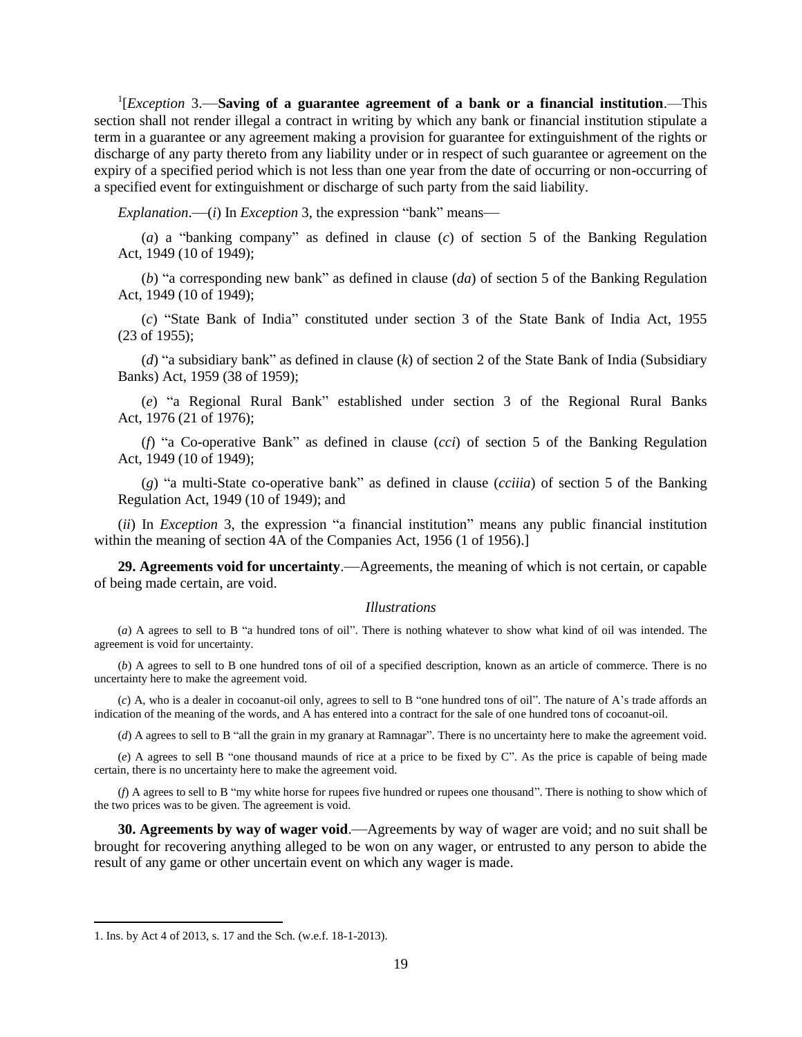[1][*Exception* 3.—**Saving of a guarantee agreement of a bank or a financial institution**.—This section shall not render illegal a contract in writing by which any bank or financial institution stipulate a term in a guarantee or any agreement making a provision for guarantee for extinguishment of the rights or discharge of any party thereto from any liability under or in respect of such guarantee or agreement on the expiry of a specified period which is not less than one year from the date of occurring or non-occurring of a specified event for extinguishment or discharge of such party from the said liability.

*Explanation*.—(*i*) In *Exception* 3, the expression "bank" means—

(*a*) a "banking company" as defined in clause (*c*) of section 5 of the Banking Regulation Act, 1949 (10 of 1949);

(*b*) "a corresponding new bank" as defined in clause (*da*) of section 5 of the Banking Regulation Act, 1949 (10 of 1949);

(*c*) "State Bank of India" constituted under section 3 of the State Bank of India Act, 1955 (23 of 1955);

(*d*) "a subsidiary bank" as defined in clause (*k*) of section 2 of the State Bank of India (Subsidiary Banks) Act, 1959 (38 of 1959);

(*e*) "a Regional Rural Bank" established under section 3 of the Regional Rural Banks Act, 1976 (21 of 1976);

(*f*) "a Co-operative Bank" as defined in clause (*cci*) of section 5 of the Banking Regulation Act, 1949 (10 of 1949);

(*g*) "a multi-State co-operative bank" as defined in clause (*cciiia*) of section 5 of the Banking Regulation Act, 1949 (10 of 1949); and

(*ii*) In *Exception* 3, the expression "a financial institution" means any public financial institution within the meaning of section 4A of the Companies Act, 1956 (1 of 1956).]

**29. Agreements void for uncertainty**.—Agreements, the meaning of which is not certain, or capable of being made certain, are void.

*Illustrations*

(*a*) A agrees to sell to B "a hundred tons of oil". There is nothing whatever to show what kind of oil was intended. The agreement is void for uncertainty.

(*b*) A agrees to sell to B one hundred tons of oil of a specified description, known as an article of commerce. There is no uncertainty here to make the agreement void.

(*c*) A, who is a dealer in cocoanut-oil only, agrees to sell to B "one hundred tons of oil". The nature of A's trade affords an indication of the meaning of the words, and A has entered into a contract for the sale of one hundred tons of cocoanut-oil.

(*d*) A agrees to sell to B "all the grain in my granary at Ramnagar". There is no uncertainty here to make the agreement void.

(*e*) A agrees to sell B "one thousand maunds of rice at a price to be fixed by C". As the price is capable of being made certain, there is no uncertainty here to make the agreement void.

(*f*) A agrees to sell to B "my white horse for rupees five hundred or rupees one thousand". There is nothing to show which of the two prices was to be given. The agreement is void.

**30. Agreements by way of wager void**.—Agreements by way of wager are void; and no suit shall be brought for recovering anything alleged to be won on any wager, or entrusted to any person to abide the result of any game or other uncertain event on which any wager is made.

---

1. Ins. by Act 4 of 2013, s. 17 and the Sch. (w.e.f. 18-1-2013).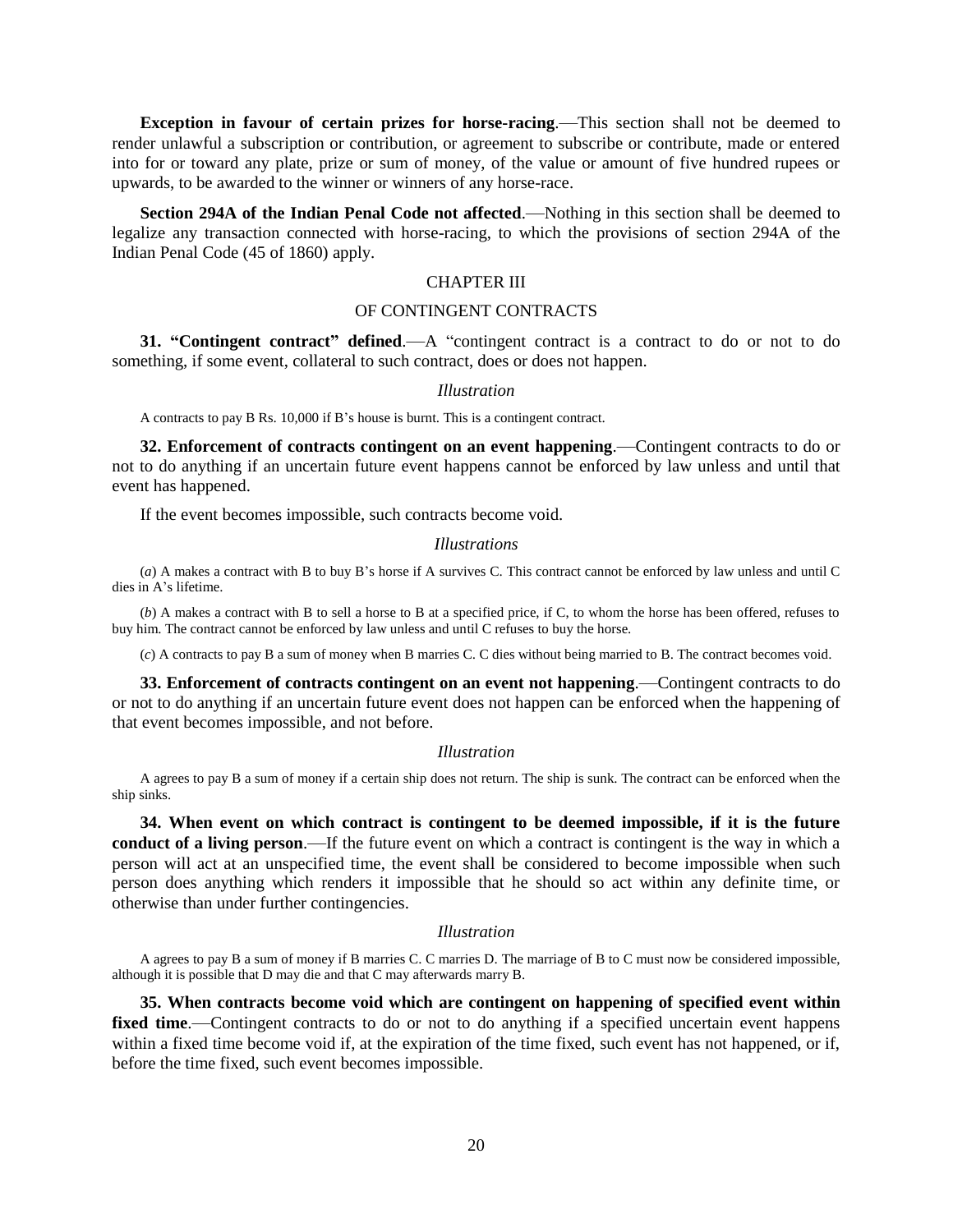**Exception in favour of certain prizes for horse-racing**.—This section shall not be deemed to render unlawful a subscription or contribution, or agreement to subscribe or contribute, made or entered into for or toward any plate, prize or sum of money, of the value or amount of five hundred rupees or upwards, to be awarded to the winner or winners of any horse-race.

**Section 294A of the Indian Penal Code not affected**.—Nothing in this section shall be deemed to legalize any transaction connected with horse-racing, to which the provisions of section 294A of the Indian Penal Code (45 of 1860) apply.

## CHAPTER III

## OF CONTINGENT CONTRACTS

**31. "Contingent contract" defined**.—A "contingent contract is a contract to do or not to do something, if some event, collateral to such contract, does or does not happen.

*Illustration*

A contracts to pay B Rs. 10,000 if B's house is burnt. This is a contingent contract.

**32. Enforcement of contracts contingent on an event happening**.—Contingent contracts to do or not to do anything if an uncertain future event happens cannot be enforced by law unless and until that event has happened.

If the event becomes impossible, such contracts become void.

*Illustrations*

(*a*) A makes a contract with B to buy B's horse if A survives C. This contract cannot be enforced by law unless and until C dies in A's lifetime.

(*b*) A makes a contract with B to sell a horse to B at a specified price, if C, to whom the horse has been offered, refuses to buy him. The contract cannot be enforced by law unless and until C refuses to buy the horse.

(*c*) A contracts to pay B a sum of money when B marries C. C dies without being married to B. The contract becomes void.

**33. Enforcement of contracts contingent on an event not happening**.—Contingent contracts to do or not to do anything if an uncertain future event does not happen can be enforced when the happening of that event becomes impossible, and not before.

*Illustration*

A agrees to pay B a sum of money if a certain ship does not return. The ship is sunk. The contract can be enforced when the ship sinks.

**34. When event on which contract is contingent to be deemed impossible, if it is the future conduct of a living person**.—If the future event on which a contract is contingent is the way in which a person will act at an unspecified time, the event shall be considered to become impossible when such person does anything which renders it impossible that he should so act within any definite time, or otherwise than under further contingencies.

*Illustration*

A agrees to pay B a sum of money if B marries C. C marries D. The marriage of B to C must now be considered impossible, although it is possible that D may die and that C may afterwards marry B.

**35. When contracts become void which are contingent on happening of specified event within fixed time**.—Contingent contracts to do or not to do anything if a specified uncertain event happens within a fixed time become void if, at the expiration of the time fixed, such event has not happened, or if, before the time fixed, such event becomes impossible.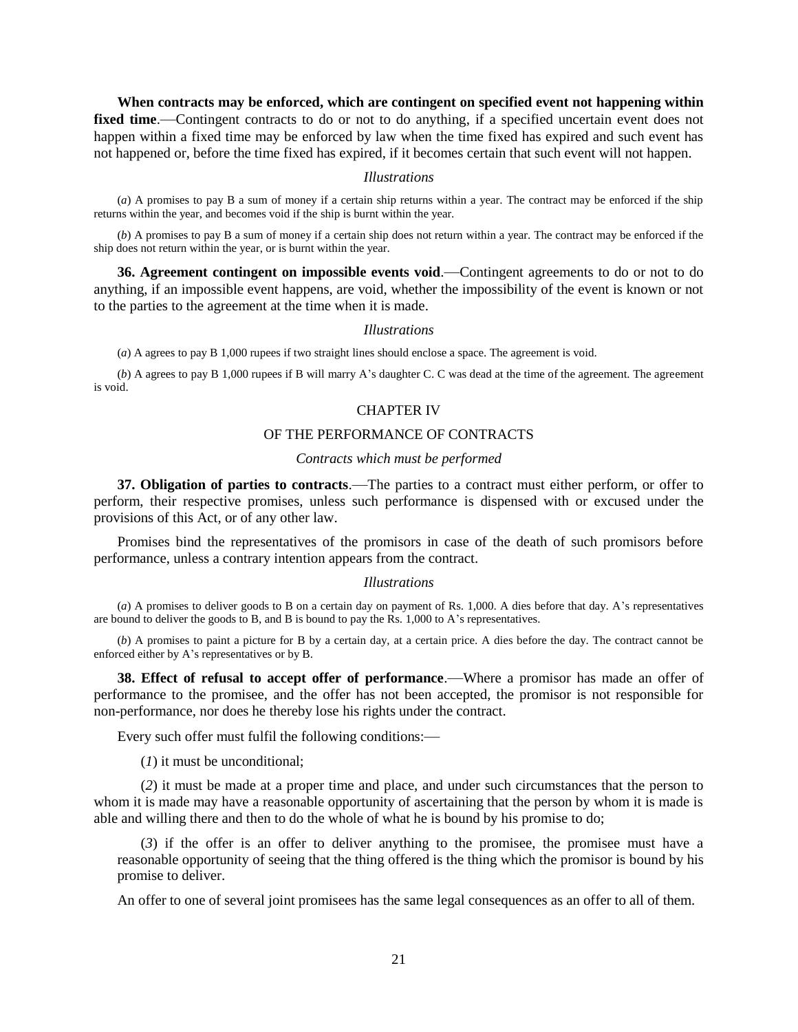**When contracts may be enforced, which are contingent on specified event not happening within fixed time**.—Contingent contracts to do or not to do anything, if a specified uncertain event does not happen within a fixed time may be enforced by law when the time fixed has expired and such event has not happened or, before the time fixed has expired, if it becomes certain that such event will not happen.

*Illustrations*

(*a*) A promises to pay B a sum of money if a certain ship returns within a year. The contract may be enforced if the ship returns within the year, and becomes void if the ship is burnt within the year.

(*b*) A promises to pay B a sum of money if a certain ship does not return within a year. The contract may be enforced if the ship does not return within the year, or is burnt within the year.

**36. Agreement contingent on impossible events void**.—Contingent agreements to do or not to do anything, if an impossible event happens, are void, whether the impossibility of the event is known or not to the parties to the agreement at the time when it is made.

*Illustrations*

(*a*) A agrees to pay B 1,000 rupees if two straight lines should enclose a space. The agreement is void.

(*b*) A agrees to pay B 1,000 rupees if B will marry A's daughter C. C was dead at the time of the agreement. The agreement is void.

## CHAPTER IV

## OF THE PERFORMANCE OF CONTRACTS

### *Contracts which must be performed*

**37. Obligation of parties to contracts**.—The parties to a contract must either perform, or offer to perform, their respective promises, unless such performance is dispensed with or excused under the provisions of this Act, or of any other law.

Promises bind the representatives of the promisors in case of the death of such promisors before performance, unless a contrary intention appears from the contract.

*Illustrations*

(*a*) A promises to deliver goods to B on a certain day on payment of Rs. 1,000. A dies before that day. A's representatives are bound to deliver the goods to B, and B is bound to pay the Rs. 1,000 to A's representatives.

(*b*) A promises to paint a picture for B by a certain day, at a certain price. A dies before the day. The contract cannot be enforced either by A's representatives or by B.

**38. Effect of refusal to accept offer of performance**.—Where a promisor has made an offer of performance to the promisee, and the offer has not been accepted, the promisor is not responsible for non-performance, nor does he thereby lose his rights under the contract.

Every such offer must fulfil the following conditions:—

(*1*) it must be unconditional;

(*2*) it must be made at a proper time and place, and under such circumstances that the person to whom it is made may have a reasonable opportunity of ascertaining that the person by whom it is made is able and willing there and then to do the whole of what he is bound by his promise to do;

(*3*) if the offer is an offer to deliver anything to the promisee, the promisee must have a reasonable opportunity of seeing that the thing offered is the thing which the promisor is bound by his promise to deliver.

An offer to one of several joint promisees has the same legal consequences as an offer to all of them.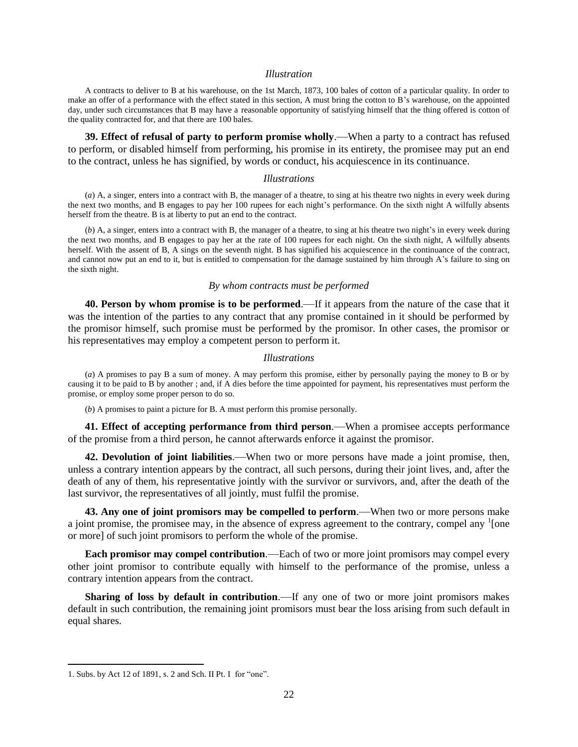*Illustration*

A contracts to deliver to B at his warehouse, on the 1st March, 1873, 100 bales of cotton of a particular quality. In order to make an offer of a performance with the effect stated in this section, A must bring the cotton to B's warehouse, on the appointed day, under such circumstances that B may have a reasonable opportunity of satisfying himself that the thing offered is cotton of the quality contracted for, and that there are 100 bales.

**39. Effect of refusal of party to perform promise wholly**.––When a party to a contract has refused to perform, or disabled himself from performing, his promise in its entirety, the promisee may put an end to the contract, unless he has signified, by words or conduct, his acquiescence in its continuance.

*Illustrations*

(*a*) A, a singer, enters into a contract with B, the manager of a theatre, to sing at his theatre two nights in every week during the next two months, and B engages to pay her 100 rupees for each night's performance. On the sixth night A wilfully absents herself from the theatre. B is at liberty to put an end to the contract.

(*b*) A, a singer, enters into a contract with B, the manager of a theatre, to sing at his theatre two night's in every week during the next two months, and B engages to pay her at the rate of 100 rupees for each night. On the sixth night, A wilfully absents herself. With the assent of B, A sings on the seventh night. B has signified his acquiescence in the continuance of the contract, and cannot now put an end to it, but is entitled to compensation for the damage sustained by him through A's failure to sing on the sixth night.

*By whom contracts must be performed*

**40. Person by whom promise is to be performed**.––If it appears from the nature of the case that it was the intention of the parties to any contract that any promise contained in it should be performed by the promisor himself, such promise must be performed by the promisor. In other cases, the promisor or his representatives may employ a competent person to perform it.

*Illustrations*

(*a*) A promises to pay B a sum of money. A may perform this promise, either by personally paying the money to B or by causing it to be paid to B by another ; and, if A dies before the time appointed for payment, his representatives must perform the promise, or employ some proper person to do so.

(*b*) A promises to paint a picture for B. A must perform this promise personally.

**41. Effect of accepting performance from third person**.––When a promisee accepts performance of the promise from a third person, he cannot afterwards enforce it against the promisor.

**42. Devolution of joint liabilities**.––When two or more persons have made a joint promise, then, unless a contrary intention appears by the contract, all such persons, during their joint lives, and, after the death of any of them, his representative jointly with the survivor or survivors, and, after the death of the last survivor, the representatives of all jointly, must fulfil the promise.

**43. Any one of joint promisors may be compelled to perform**.––When two or more persons make a joint promise, the promisee may, in the absence of express agreement to the contrary, compel any [1][one or more] of such joint promisors to perform the whole of the promise.

**Each promisor may compel contribution**.––Each of two or more joint promisors may compel every other joint promisor to contribute equally with himself to the performance of the promise, unless a contrary intention appears from the contract.

**Sharing of loss by default in contribution**.––If any one of two or more joint promisors makes default in such contribution, the remaining joint promisors must bear the loss arising from such default in equal shares.

1. Subs. by Act 12 of 1891, s. 2 and Sch. II Pt. I for "one".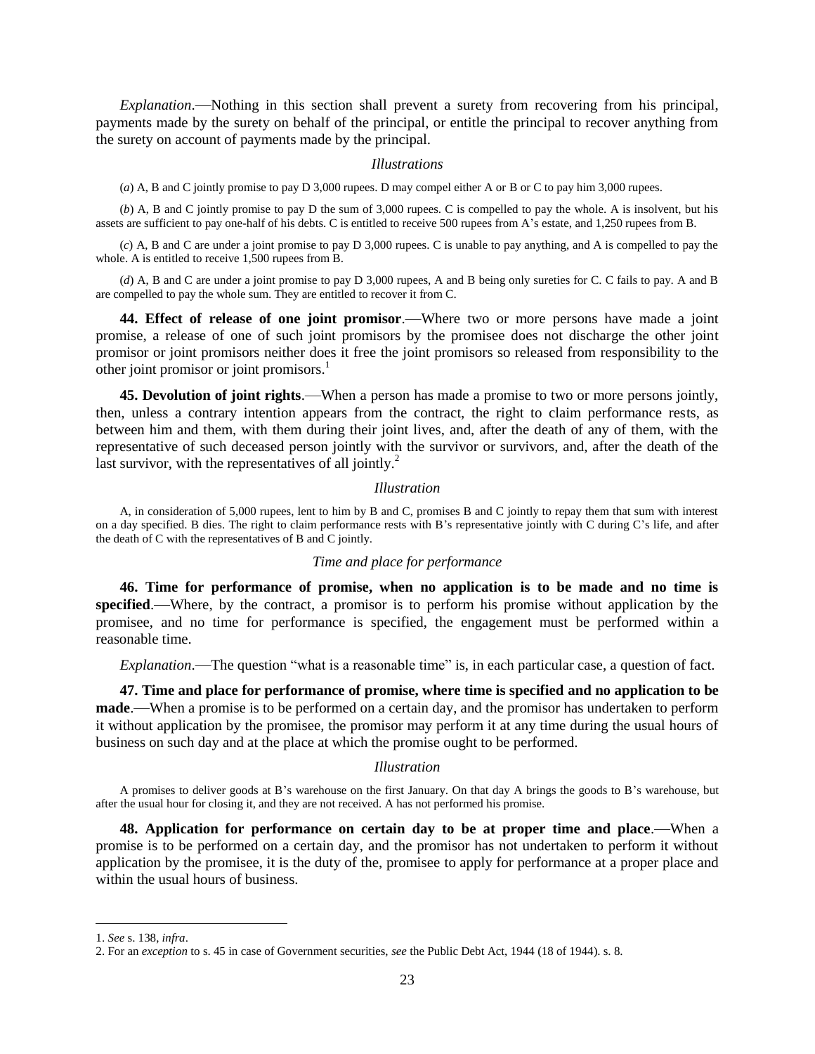*Explanation*.—Nothing in this section shall prevent a surety from recovering from his principal, payments made by the surety on behalf of the principal, or entitle the principal to recover anything from the surety on account of payments made by the principal.

*Illustrations*

(*a*) A, B and C jointly promise to pay D 3,000 rupees. D may compel either A or B or C to pay him 3,000 rupees.

(*b*) A, B and C jointly promise to pay D the sum of 3,000 rupees. C is compelled to pay the whole. A is insolvent, but his assets are sufficient to pay one-half of his debts. C is entitled to receive 500 rupees from A's estate, and 1,250 rupees from B.

(*c*) A, B and C are under a joint promise to pay D 3,000 rupees. C is unable to pay anything, and A is compelled to pay the whole. A is entitled to receive 1,500 rupees from B.

(*d*) A, B and C are under a joint promise to pay D 3,000 rupees, A and B being only sureties for C. C fails to pay. A and B are compelled to pay the whole sum. They are entitled to recover it from C.

**44. Effect of release of one joint promisor**.—Where two or more persons have made a joint promise, a release of one of such joint promisors by the promisee does not discharge the other joint promisor or joint promisors neither does it free the joint promisors so released from responsibility to the other joint promisor or joint promisors.[1]

**45. Devolution of joint rights**.—When a person has made a promise to two or more persons jointly, then, unless a contrary intention appears from the contract, the right to claim performance rests, as between him and them, with them during their joint lives, and, after the death of any of them, with the representative of such deceased person jointly with the survivor or survivors, and, after the death of the last survivor, with the representatives of all jointly.[2]

*Illustration*

A, in consideration of 5,000 rupees, lent to him by B and C, promises B and C jointly to repay them that sum with interest on a day specified. B dies. The right to claim performance rests with B's representative jointly with C during C's life, and after the death of C with the representatives of B and C jointly.

*Time and place for performance*

**46. Time for performance of promise, when no application is to be made and no time is specified**.—Where, by the contract, a promisor is to perform his promise without application by the promisee, and no time for performance is specified, the engagement must be performed within a reasonable time.

*Explanation*.—The question "what is a reasonable time" is, in each particular case, a question of fact.

**47. Time and place for performance of promise, where time is specified and no application to be made**.—When a promise is to be performed on a certain day, and the promisor has undertaken to perform it without application by the promisee, the promisor may perform it at any time during the usual hours of business on such day and at the place at which the promise ought to be performed.

*Illustration*

A promises to deliver goods at B's warehouse on the first January. On that day A brings the goods to B's warehouse, but after the usual hour for closing it, and they are not received. A has not performed his promise.

**48. Application for performance on certain day to be at proper time and place**.—When a promise is to be performed on a certain day, and the promisor has not undertaken to perform it without application by the promisee, it is the duty of the, promisee to apply for performance at a proper place and within the usual hours of business.

---

1. *See* s. 138, *infra*.
2. For an *exception* to s. 45 in case of Government securities, *see* the Public Debt Act, 1944 (18 of 1944). s. 8.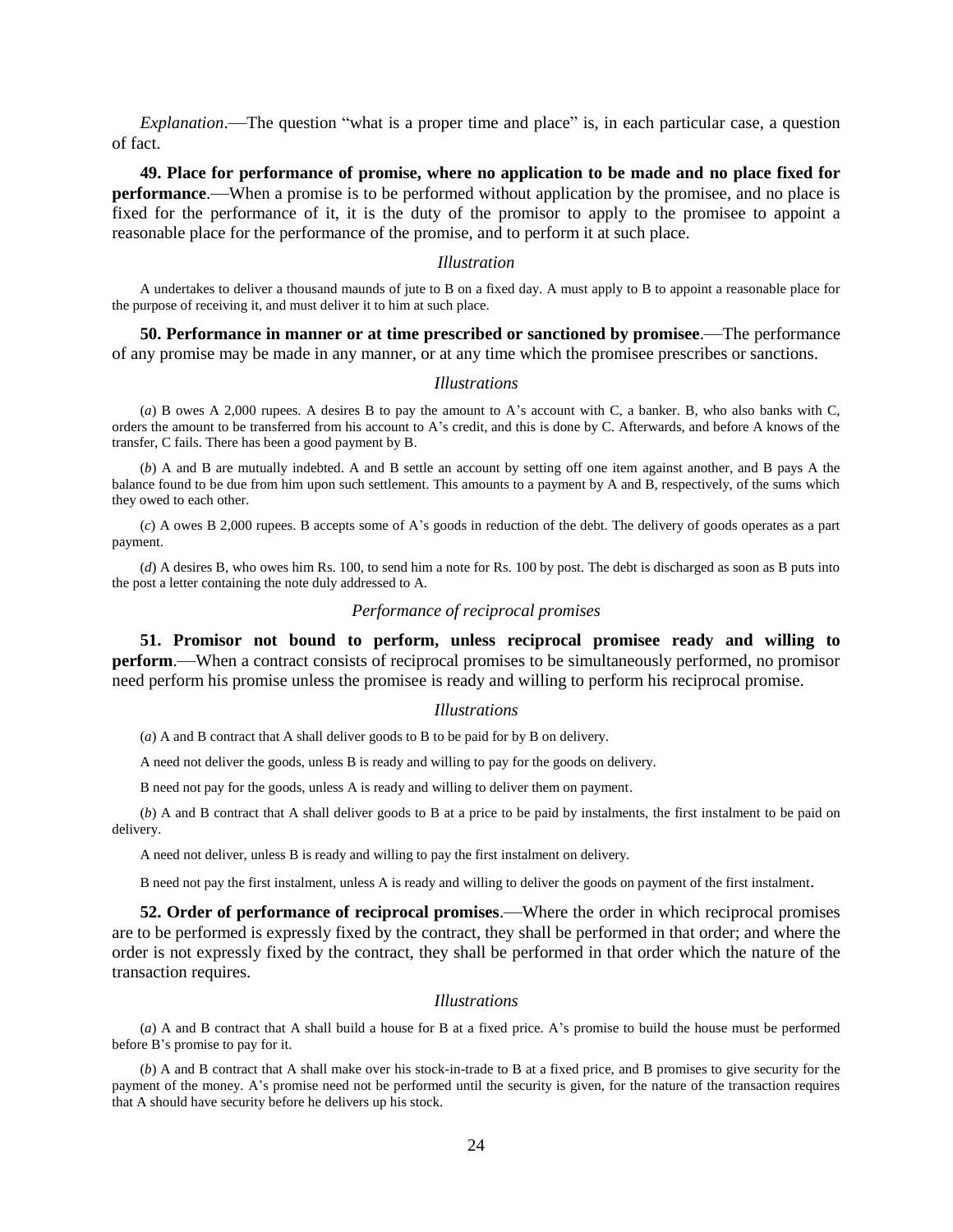*Explanation*.—The question "what is a proper time and place" is, in each particular case, a question of fact.

**49. Place for performance of promise, where no application to be made and no place fixed for performance**.—When a promise is to be performed without application by the promisee, and no place is fixed for the performance of it, it is the duty of the promisor to apply to the promisee to appoint a reasonable place for the performance of the promise, and to perform it at such place.

*Illustration*

A undertakes to deliver a thousand maunds of jute to B on a fixed day. A must apply to B to appoint a reasonable place for the purpose of receiving it, and must deliver it to him at such place.

**50. Performance in manner or at time prescribed or sanctioned by promisee**.—The performance of any promise may be made in any manner, or at any time which the promisee prescribes or sanctions.

*Illustrations*

(*a*) B owes A 2,000 rupees. A desires B to pay the amount to A's account with C, a banker. B, who also banks with C, orders the amount to be transferred from his account to A's credit, and this is done by C. Afterwards, and before A knows of the transfer, C fails. There has been a good payment by B.

(*b*) A and B are mutually indebted. A and B settle an account by setting off one item against another, and B pays A the balance found to be due from him upon such settlement. This amounts to a payment by A and B, respectively, of the sums which they owed to each other.

(*c*) A owes B 2,000 rupees. B accepts some of A's goods in reduction of the debt. The delivery of goods operates as a part payment.

(*d*) A desires B, who owes him Rs. 100, to send him a note for Rs. 100 by post. The debt is discharged as soon as B puts into the post a letter containing the note duly addressed to A.

*Performance of reciprocal promises*

**51. Promisor not bound to perform, unless reciprocal promisee ready and willing to perform**.—When a contract consists of reciprocal promises to be simultaneously performed, no promisor need perform his promise unless the promisee is ready and willing to perform his reciprocal promise.

*Illustrations*

(*a*) A and B contract that A shall deliver goods to B to be paid for by B on delivery.

A need not deliver the goods, unless B is ready and willing to pay for the goods on delivery.

B need not pay for the goods, unless A is ready and willing to deliver them on payment.

(*b*) A and B contract that A shall deliver goods to B at a price to be paid by instalments, the first instalment to be paid on delivery.

A need not deliver, unless B is ready and willing to pay the first instalment on delivery.

B need not pay the first instalment, unless A is ready and willing to deliver the goods on payment of the first instalment.

**52. Order of performance of reciprocal promises**.—Where the order in which reciprocal promises are to be performed is expressly fixed by the contract, they shall be performed in that order; and where the order is not expressly fixed by the contract, they shall be performed in that order which the nature of the transaction requires.

*Illustrations*

(*a*) A and B contract that A shall build a house for B at a fixed price. A's promise to build the house must be performed before B's promise to pay for it.

(*b*) A and B contract that A shall make over his stock-in-trade to B at a fixed price, and B promises to give security for the payment of the money. A's promise need not be performed until the security is given, for the nature of the transaction requires that A should have security before he delivers up his stock.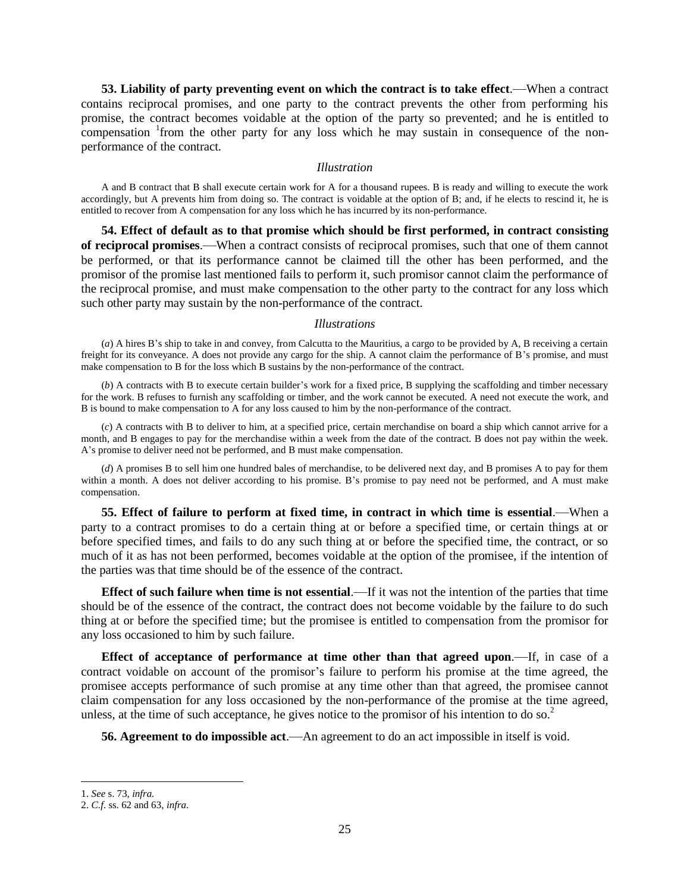**53. Liability of party preventing event on which the contract is to take effect**.—When a contract contains reciprocal promises, and one party to the contract prevents the other from performing his promise, the contract becomes voidable at the option of the party so prevented; and he is entitled to compensation [1]from the other party for any loss which he may sustain in consequence of the non-performance of the contract.

*Illustration*

A and B contract that B shall execute certain work for A for a thousand rupees. B is ready and willing to execute the work accordingly, but A prevents him from doing so. The contract is voidable at the option of B; and, if he elects to rescind it, he is entitled to recover from A compensation for any loss which he has incurred by its non-performance.

**54. Effect of default as to that promise which should be first performed, in contract consisting of reciprocal promises**.—When a contract consists of reciprocal promises, such that one of them cannot be performed, or that its performance cannot be claimed till the other has been performed, and the promisor of the promise last mentioned fails to perform it, such promisor cannot claim the performance of the reciprocal promise, and must make compensation to the other party to the contract for any loss which such other party may sustain by the non-performance of the contract.

*Illustrations*

(*a*) A hires B's ship to take in and convey, from Calcutta to the Mauritius, a cargo to be provided by A, B receiving a certain freight for its conveyance. A does not provide any cargo for the ship. A cannot claim the performance of B's promise, and must make compensation to B for the loss which B sustains by the non-performance of the contract.

(*b*) A contracts with B to execute certain builder's work for a fixed price, B supplying the scaffolding and timber necessary for the work. B refuses to furnish any scaffolding or timber, and the work cannot be executed. A need not execute the work, and B is bound to make compensation to A for any loss caused to him by the non-performance of the contract.

(*c*) A contracts with B to deliver to him, at a specified price, certain merchandise on board a ship which cannot arrive for a month, and B engages to pay for the merchandise within a week from the date of the contract. B does not pay within the week. A's promise to deliver need not be performed, and B must make compensation.

(*d*) A promises B to sell him one hundred bales of merchandise, to be delivered next day, and B promises A to pay for them within a month. A does not deliver according to his promise. B's promise to pay need not be performed, and A must make compensation.

**55. Effect of failure to perform at fixed time, in contract in which time is essential**.—When a party to a contract promises to do a certain thing at or before a specified time, or certain things at or before specified times, and fails to do any such thing at or before the specified time, the contract, or so much of it as has not been performed, becomes voidable at the option of the promisee, if the intention of the parties was that time should be of the essence of the contract.

**Effect of such failure when time is not essential**.—If it was not the intention of the parties that time should be of the essence of the contract, the contract does not become voidable by the failure to do such thing at or before the specified time; but the promisee is entitled to compensation from the promisor for any loss occasioned to him by such failure.

**Effect of acceptance of performance at time other than that agreed upon**.—If, in case of a contract voidable on account of the promisor's failure to perform his promise at the time agreed, the promisee accepts performance of such promise at any time other than that agreed, the promisee cannot claim compensation for any loss occasioned by the non-performance of the promise at the time agreed, unless, at the time of such acceptance, he gives notice to the promisor of his intention to do so.[2]

**56. Agreement to do impossible act**.—An agreement to do an act impossible in itself is void.

---

1. *See* s. 73, *infra.*
2. *C.f.* ss. 62 and 63, *infra*.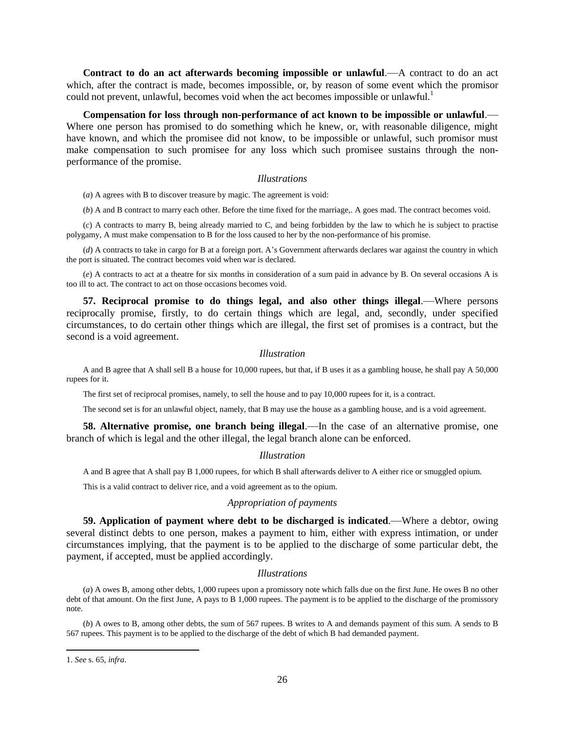**Contract to do an act afterwards becoming impossible or unlawful**.—A contract to do an act which, after the contract is made, becomes impossible, or, by reason of some event which the promisor could not prevent, unlawful, becomes void when the act becomes impossible or unlawful.[1]

**Compensation for loss through non-performance of act known to be impossible or unlawful**.—Where one person has promised to do something which he knew, or, with reasonable diligence, might have known, and which the promisee did not know, to be impossible or unlawful, such promisor must make compensation to such promisee for any loss which such promisee sustains through the non-performance of the promise.

*Illustrations*

(*a*) A agrees with B to discover treasure by magic. The agreement is void:

(*b*) A and B contract to marry each other. Before the time fixed for the marriage,. A goes mad. The contract becomes void.

(*c*) A contracts to marry B, being already married to C, and being forbidden by the law to which he is subject to practise polygamy, A must make compensation to B for the loss caused to her by the non-performance of his promise.

(*d*) A contracts to take in cargo for B at a foreign port. A's Government afterwards declares war against the country in which the port is situated. The contract becomes void when war is declared.

(*e*) A contracts to act at a theatre for six months in consideration of a sum paid in advance by B. On several occasions A is too ill to act. The contract to act on those occasions becomes void.

**57. Reciprocal promise to do things legal, and also other things illegal**.—Where persons reciprocally promise, firstly, to do certain things which are legal, and, secondly, under specified circumstances, to do certain other things which are illegal, the first set of promises is a contract, but the second is a void agreement.

*Illustration*

A and B agree that A shall sell B a house for 10,000 rupees, but that, if B uses it as a gambling house, he shall pay A 50,000 rupees for it.

The first set of reciprocal promises, namely, to sell the house and to pay 10,000 rupees for it, is a contract.

The second set is for an unlawful object, namely, that B may use the house as a gambling house, and is a void agreement.

**58. Alternative promise, one branch being illegal**.—In the case of an alternative promise, one branch of which is legal and the other illegal, the legal branch alone can be enforced.

*Illustration*

A and B agree that A shall pay B 1,000 rupees, for which B shall afterwards deliver to A either rice or smuggled opium.

This is a valid contract to deliver rice, and a void agreement as to the opium.

*Appropriation of payments*

**59. Application of payment where debt to be discharged is indicated**.—Where a debtor, owing several distinct debts to one person, makes a payment to him, either with express intimation, or under circumstances implying, that the payment is to be applied to the discharge of some particular debt, the payment, if accepted, must be applied accordingly.

*Illustrations*

(*a*) A owes B, among other debts, 1,000 rupees upon a promissory note which falls due on the first June. He owes B no other debt of that amount. On the first June, A pays to B 1,000 rupees. The payment is to be applied to the discharge of the promissory note.

(*b*) A owes to B, among other debts, the sum of 567 rupees. B writes to A and demands payment of this sum. A sends to B 567 rupees. This payment is to be applied to the discharge of the debt of which B had demanded payment.

---

1. *See* s. 65, *infra*.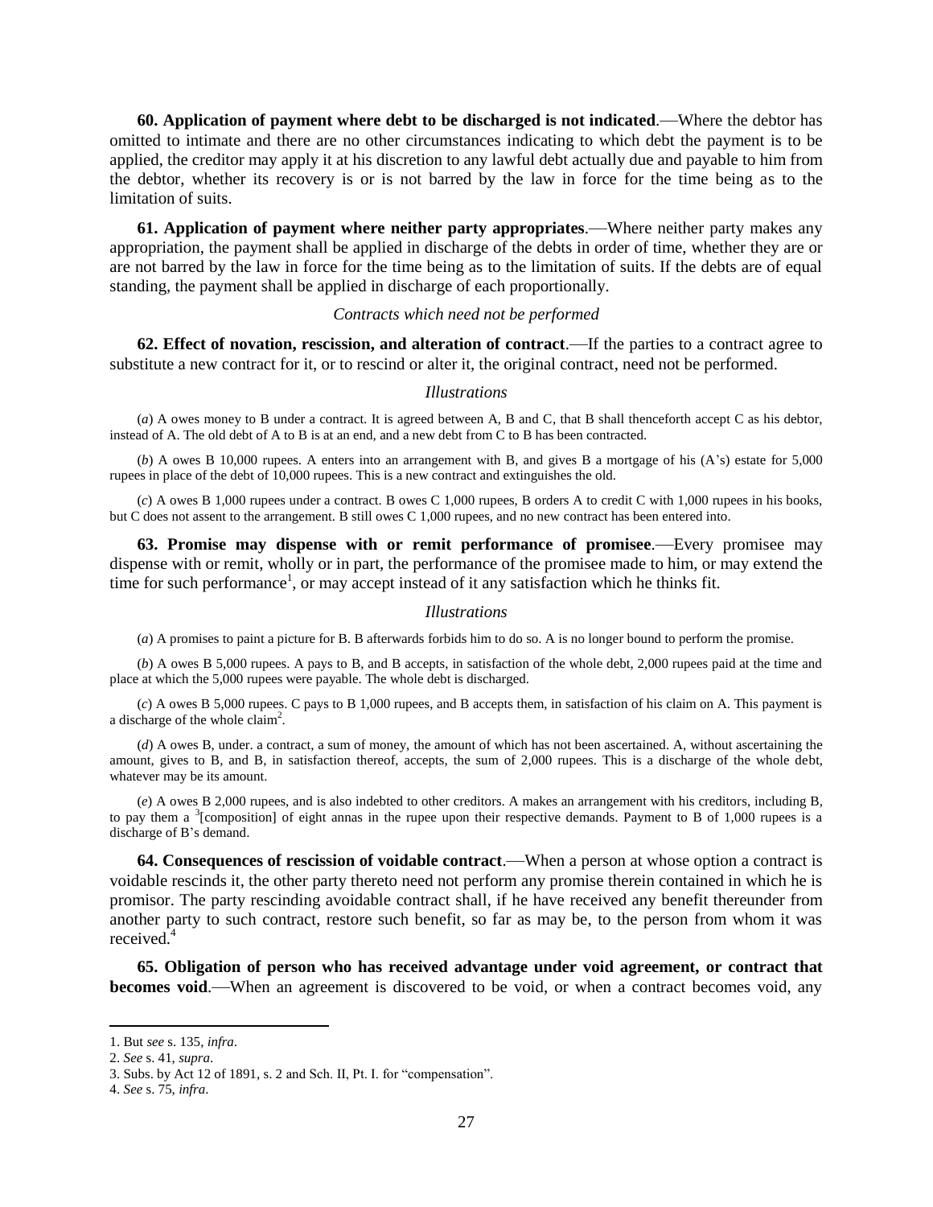**60. Application of payment where debt to be discharged is not indicated**.—Where the debtor has omitted to intimate and there are no other circumstances indicating to which debt the payment is to be applied, the creditor may apply it at his discretion to any lawful debt actually due and payable to him from the debtor, whether its recovery is or is not barred by the law in force for the time being as to the limitation of suits.

**61. Application of payment where neither party appropriates**.—Where neither party makes any appropriation, the payment shall be applied in discharge of the debts in order of time, whether they are or are not barred by the law in force for the time being as to the limitation of suits. If the debts are of equal standing, the payment shall be applied in discharge of each proportionally.

*Contracts which need not be performed*

**62. Effect of novation, rescission, and alteration of contract**.—If the parties to a contract agree to substitute a new contract for it, or to rescind or alter it, the original contract, need not be performed.

*Illustrations*

(*a*) A owes money to B under a contract. It is agreed between A, B and C, that B shall thenceforth accept C as his debtor, instead of A. The old debt of A to B is at an end, and a new debt from C to B has been contracted.

(*b*) A owes B 10,000 rupees. A enters into an arrangement with B, and gives B a mortgage of his (A's) estate for 5,000 rupees in place of the debt of 10,000 rupees. This is a new contract and extinguishes the old.

(*c*) A owes B 1,000 rupees under a contract. B owes C 1,000 rupees, B orders A to credit C with 1,000 rupees in his books, but C does not assent to the arrangement. B still owes C 1,000 rupees, and no new contract has been entered into.

**63. Promise may dispense with or remit performance of promisee**.—Every promisee may dispense with or remit, wholly or in part, the performance of the promisee made to him, or may extend the time for such performance[1], or may accept instead of it any satisfaction which he thinks fit.

*Illustrations*

(*a*) A promises to paint a picture for B. B afterwards forbids him to do so. A is no longer bound to perform the promise.

(*b*) A owes B 5,000 rupees. A pays to B, and B accepts, in satisfaction of the whole debt, 2,000 rupees paid at the time and place at which the 5,000 rupees were payable. The whole debt is discharged.

(*c*) A owes B 5,000 rupees. C pays to B 1,000 rupees, and B accepts them, in satisfaction of his claim on A. This payment is a discharge of the whole claim[2].

(*d*) A owes B, under. a contract, a sum of money, the amount of which has not been ascertained. A, without ascertaining the amount, gives to B, and B, in satisfaction thereof, accepts, the sum of 2,000 rupees. This is a discharge of the whole debt, whatever may be its amount.

(*e*) A owes B 2,000 rupees, and is also indebted to other creditors. A makes an arrangement with his creditors, including B, to pay them a [3][composition] of eight annas in the rupee upon their respective demands. Payment to B of 1,000 rupees is a discharge of B's demand.

**64. Consequences of rescission of voidable contract**.—When a person at whose option a contract is voidable rescinds it, the other party thereto need not perform any promise therein contained in which he is promisor. The party rescinding avoidable contract shall, if he have received any benefit thereunder from another party to such contract, restore such benefit, so far as may be, to the person from whom it was received.[4]

**65. Obligation of person who has received advantage under void agreement, or contract that becomes void**.—When an agreement is discovered to be void, or when a contract becomes void, any

---

1. But *see* s. 135, *infra*.
2. *See* s. 41, *supra*.
3. Subs. by Act 12 of 1891, s. 2 and Sch. II, Pt. I. for "compensation".
4. *See* s. 75, *infra*.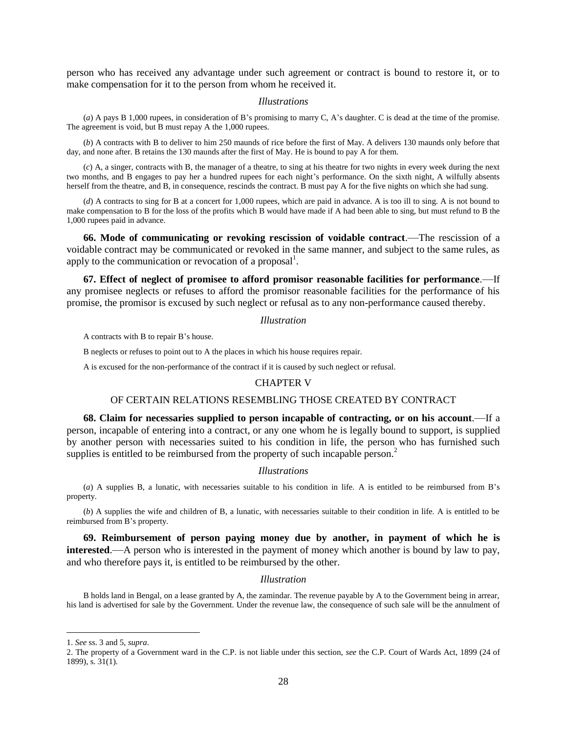person who has received any advantage under such agreement or contract is bound to restore it, or to make compensation for it to the person from whom he received it.

*Illustrations*

(*a*) A pays B 1,000 rupees, in consideration of B's promising to marry C, A's daughter. C is dead at the time of the promise. The agreement is void, but B must repay A the 1,000 rupees.

(*b*) A contracts with B to deliver to him 250 maunds of rice before the first of May. A delivers 130 maunds only before that day, and none after. B retains the 130 maunds after the first of May. He is bound to pay A for them.

(*c*) A, a singer, contracts with B, the manager of a theatre, to sing at his theatre for two nights in every week during the next two months, and B engages to pay her a hundred rupees for each night's performance. On the sixth night, A wilfully absents herself from the theatre, and B, in consequence, rescinds the contract. B must pay A for the five nights on which she had sung.

(*d*) A contracts to sing for B at a concert for 1,000 rupees, which are paid in advance. A is too ill to sing. A is not bound to make compensation to B for the loss of the profits which B would have made if A had been able to sing, but must refund to B the 1,000 rupees paid in advance.

**66. Mode of communicating or revoking rescission of voidable contract**.––The rescission of a voidable contract may be communicated or revoked in the same manner, and subject to the same rules, as apply to the communication or revocation of a proposal[1].

**67. Effect of neglect of promisee to afford promisor reasonable facilities for performance**.––If any promisee neglects or refuses to afford the promisor reasonable facilities for the performance of his promise, the promisor is excused by such neglect or refusal as to any non-performance caused thereby.

*Illustration*

A contracts with B to repair B's house.

B neglects or refuses to point out to A the places in which his house requires repair.

A is excused for the non-performance of the contract if it is caused by such neglect or refusal.

## CHAPTER V

### OF CERTAIN RELATIONS RESEMBLING THOSE CREATED BY CONTRACT

**68. Claim for necessaries supplied to person incapable of contracting, or on his account**.––If a person, incapable of entering into a contract, or any one whom he is legally bound to support, is supplied by another person with necessaries suited to his condition in life, the person who has furnished such supplies is entitled to be reimbursed from the property of such incapable person.[2]

*Illustrations*

(*a*) A supplies B, a lunatic, with necessaries suitable to his condition in life. A is entitled to be reimbursed from B's property.

(*b*) A supplies the wife and children of B, a lunatic, with necessaries suitable to their condition in life. A is entitled to be reimbursed from B's property.

**69. Reimbursement of person paying money due by another, in payment of which he is interested**.––A person who is interested in the payment of money which another is bound by law to pay, and who therefore pays it, is entitled to be reimbursed by the other.

*Illustration*

B holds land in Bengal, on a lease granted by A, the zamindar. The revenue payable by A to the Government being in arrear, his land is advertised for sale by the Government. Under the revenue law, the consequence of such sale will be the annulment of

---

1. *See* ss. 3 and 5, *supra*.
2. The property of a Government ward in the C.P. is not liable under this section, *see* the C.P. Court of Wards Act, 1899 (24 of 1899), s. 31(1).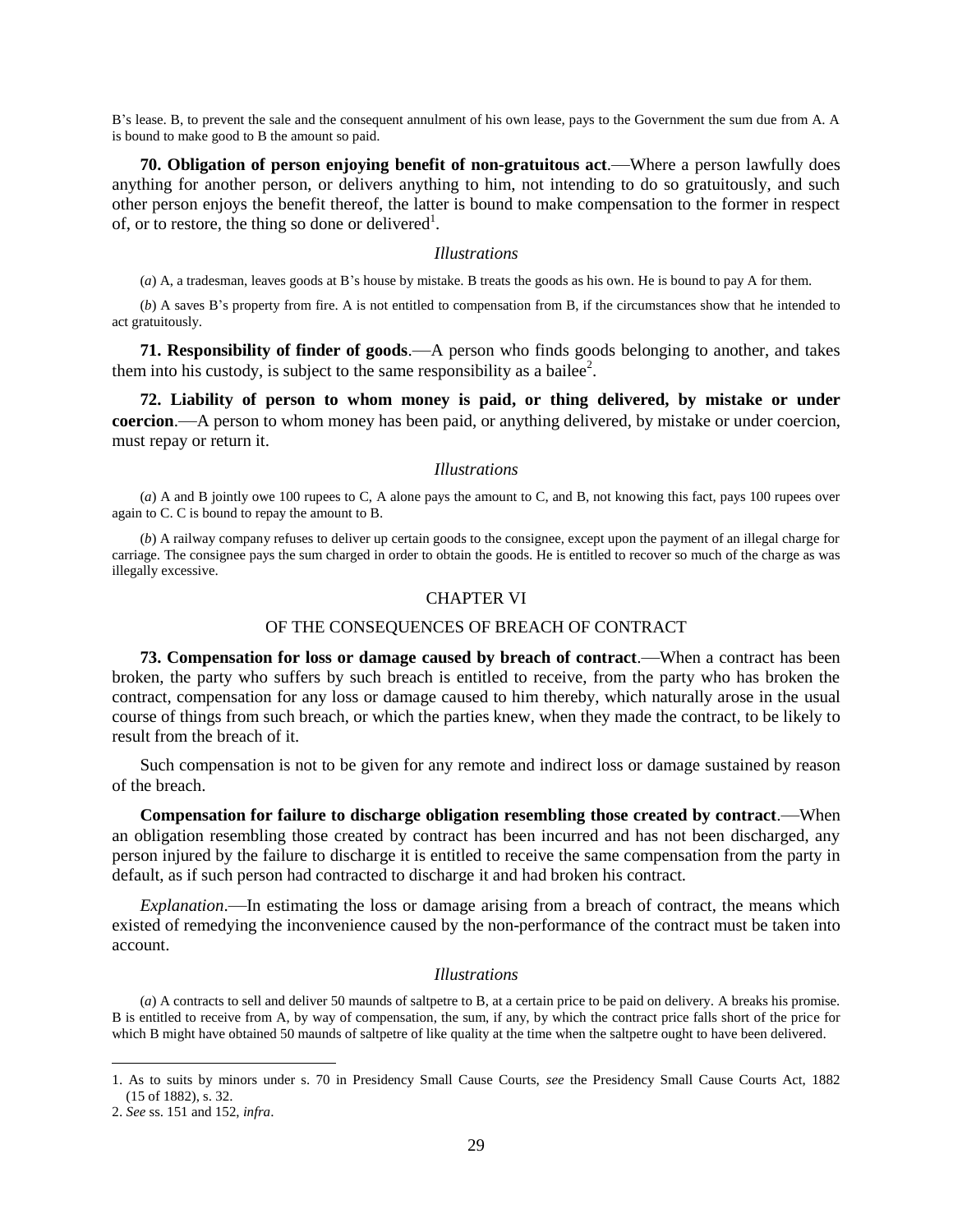B's lease. B, to prevent the sale and the consequent annulment of his own lease, pays to the Government the sum due from A. A is bound to make good to B the amount so paid.

**70. Obligation of person enjoying benefit of non-gratuitous act**.—Where a person lawfully does anything for another person, or delivers anything to him, not intending to do so gratuitously, and such other person enjoys the benefit thereof, the latter is bound to make compensation to the former in respect of, or to restore, the thing so done or delivered[1].

*Illustrations*

(*a*) A, a tradesman, leaves goods at B's house by mistake. B treats the goods as his own. He is bound to pay A for them.

(*b*) A saves B's property from fire. A is not entitled to compensation from B, if the circumstances show that he intended to act gratuitously.

**71. Responsibility of finder of goods**.—A person who finds goods belonging to another, and takes them into his custody, is subject to the same responsibility as a bailee[2].

**72. Liability of person to whom money is paid, or thing delivered, by mistake or under coercion**.—A person to whom money has been paid, or anything delivered, by mistake or under coercion, must repay or return it.

*Illustrations*

(*a*) A and B jointly owe 100 rupees to C, A alone pays the amount to C, and B, not knowing this fact, pays 100 rupees over again to C. C is bound to repay the amount to B.

(*b*) A railway company refuses to deliver up certain goods to the consignee, except upon the payment of an illegal charge for carriage. The consignee pays the sum charged in order to obtain the goods. He is entitled to recover so much of the charge as was illegally excessive.

## CHAPTER VI

## OF THE CONSEQUENCES OF BREACH OF CONTRACT

**73. Compensation for loss or damage caused by breach of contract**.—When a contract has been broken, the party who suffers by such breach is entitled to receive, from the party who has broken the contract, compensation for any loss or damage caused to him thereby, which naturally arose in the usual course of things from such breach, or which the parties knew, when they made the contract, to be likely to result from the breach of it.

Such compensation is not to be given for any remote and indirect loss or damage sustained by reason of the breach.

**Compensation for failure to discharge obligation resembling those created by contract**.—When an obligation resembling those created by contract has been incurred and has not been discharged, any person injured by the failure to discharge it is entitled to receive the same compensation from the party in default, as if such person had contracted to discharge it and had broken his contract.

*Explanation*.—In estimating the loss or damage arising from a breach of contract, the means which existed of remedying the inconvenience caused by the non-performance of the contract must be taken into account.

*Illustrations*

(*a*) A contracts to sell and deliver 50 maunds of saltpetre to B, at a certain price to be paid on delivery. A breaks his promise. B is entitled to receive from A, by way of compensation, the sum, if any, by which the contract price falls short of the price for which B might have obtained 50 maunds of saltpetre of like quality at the time when the saltpetre ought to have been delivered.

---

1. As to suits by minors under s. 70 in Presidency Small Cause Courts, *see* the Presidency Small Cause Courts Act, 1882 (15 of 1882), s. 32.

2. *See* ss. 151 and 152, *infra*.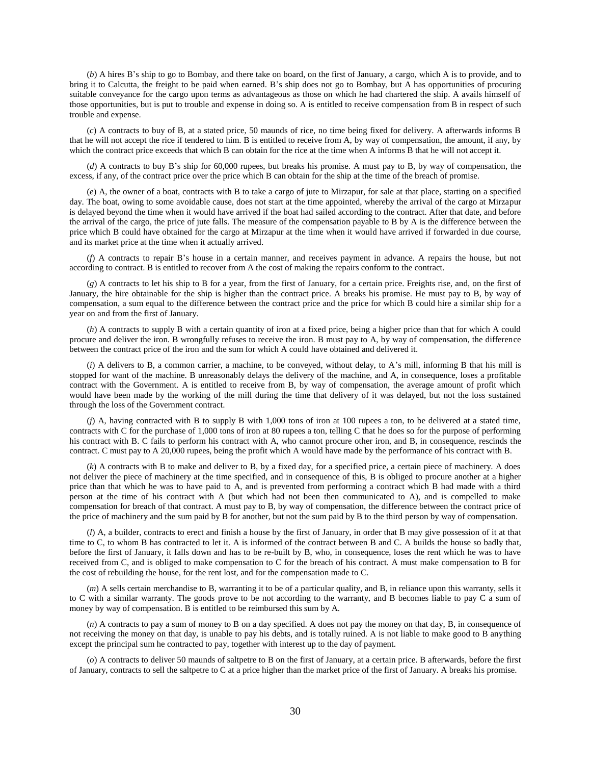(*b*) A hires B's ship to go to Bombay, and there take on board, on the first of January, a cargo, which A is to provide, and to bring it to Calcutta, the freight to be paid when earned. B's ship does not go to Bombay, but A has opportunities of procuring suitable conveyance for the cargo upon terms as advantageous as those on which he had chartered the ship. A avails himself of those opportunities, but is put to trouble and expense in doing so. A is entitled to receive compensation from B in respect of such trouble and expense.

(*c*) A contracts to buy of B, at a stated price, 50 maunds of rice, no time being fixed for delivery. A afterwards informs B that he will not accept the rice if tendered to him. B is entitled to receive from A, by way of compensation, the amount, if any, by which the contract price exceeds that which B can obtain for the rice at the time when A informs B that he will not accept it.

(*d*) A contracts to buy B's ship for 60,000 rupees, but breaks his promise. A must pay to B, by way of compensation, the excess, if any, of the contract price over the price which B can obtain for the ship at the time of the breach of promise.

(*e*) A, the owner of a boat, contracts with B to take a cargo of jute to Mirzapur, for sale at that place, starting on a specified day. The boat, owing to some avoidable cause, does not start at the time appointed, whereby the arrival of the cargo at Mirzapur is delayed beyond the time when it would have arrived if the boat had sailed according to the contract. After that date, and before the arrival of the cargo, the price of jute falls. The measure of the compensation payable to B by A is the difference between the price which B could have obtained for the cargo at Mirzapur at the time when it would have arrived if forwarded in due course, and its market price at the time when it actually arrived.

(*f*) A contracts to repair B's house in a certain manner, and receives payment in advance. A repairs the house, but not according to contract. B is entitled to recover from A the cost of making the repairs conform to the contract.

(*g*) A contracts to let his ship to B for a year, from the first of January, for a certain price. Freights rise, and, on the first of January, the hire obtainable for the ship is higher than the contract price. A breaks his promise. He must pay to B, by way of compensation, a sum equal to the difference between the contract price and the price for which B could hire a similar ship for a year on and from the first of January.

(*h*) A contracts to supply B with a certain quantity of iron at a fixed price, being a higher price than that for which A could procure and deliver the iron. B wrongfully refuses to receive the iron. B must pay to A, by way of compensation, the difference between the contract price of the iron and the sum for which A could have obtained and delivered it.

(*i*) A delivers to B, a common carrier, a machine, to be conveyed, without delay, to A's mill, informing B that his mill is stopped for want of the machine. B unreasonably delays the delivery of the machine, and A, in consequence, loses a profitable contract with the Government. A is entitled to receive from B, by way of compensation, the average amount of profit which would have been made by the working of the mill during the time that delivery of it was delayed, but not the loss sustained through the loss of the Government contract.

(*j*) A, having contracted with B to supply B with 1,000 tons of iron at 100 rupees a ton, to be delivered at a stated time, contracts with C for the purchase of 1,000 tons of iron at 80 rupees a ton, telling C that he does so for the purpose of performing his contract with B. C fails to perform his contract with A, who cannot procure other iron, and B, in consequence, rescinds the contract. C must pay to A 20,000 rupees, being the profit which A would have made by the performance of his contract with B.

(*k*) A contracts with B to make and deliver to B, by a fixed day, for a specified price, a certain piece of machinery. A does not deliver the piece of machinery at the time specified, and in consequence of this, B is obliged to procure another at a higher price than that which he was to have paid to A, and is prevented from performing a contract which B had made with a third person at the time of his contract with A (but which had not been then communicated to A), and is compelled to make compensation for breach of that contract. A must pay to B, by way of compensation, the difference between the contract price of the price of machinery and the sum paid by B for another, but not the sum paid by B to the third person by way of compensation.

(*l*) A, a builder, contracts to erect and finish a house by the first of January, in order that B may give possession of it at that time to C, to whom B has contracted to let it. A is informed of the contract between B and C. A builds the house so badly that, before the first of January, it falls down and has to be re-built by B, who, in consequence, loses the rent which he was to have received from C, and is obliged to make compensation to C for the breach of his contract. A must make compensation to B for the cost of rebuilding the house, for the rent lost, and for the compensation made to C.

(*m*) A sells certain merchandise to B, warranting it to be of a particular quality, and B, in reliance upon this warranty, sells it to C with a similar warranty. The goods prove to be not according to the warranty, and B becomes liable to pay C a sum of money by way of compensation. B is entitled to be reimbursed this sum by A.

(*n*) A contracts to pay a sum of money to B on a day specified. A does not pay the money on that day, B, in consequence of not receiving the money on that day, is unable to pay his debts, and is totally ruined. A is not liable to make good to B anything except the principal sum he contracted to pay, together with interest up to the day of payment.

(*o*) A contracts to deliver 50 maunds of saltpetre to B on the first of January, at a certain price. B afterwards, before the first of January, contracts to sell the saltpetre to C at a price higher than the market price of the first of January. A breaks his promise.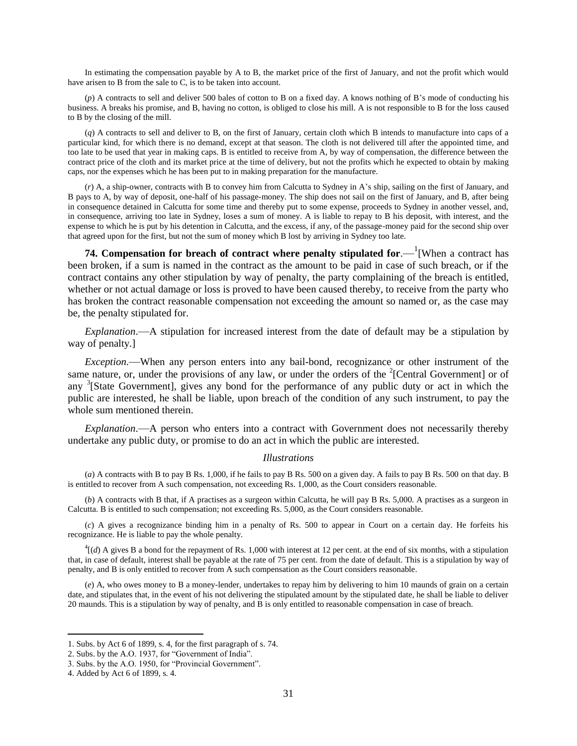In estimating the compensation payable by A to B, the market price of the first of January, and not the profit which would have arisen to B from the sale to C, is to be taken into account.

(*p*) A contracts to sell and deliver 500 bales of cotton to B on a fixed day. A knows nothing of B's mode of conducting his business. A breaks his promise, and B, having no cotton, is obliged to close his mill. A is not responsible to B for the loss caused to B by the closing of the mill.

(*q*) A contracts to sell and deliver to B, on the first of January, certain cloth which B intends to manufacture into caps of a particular kind, for which there is no demand, except at that season. The cloth is not delivered till after the appointed time, and too late to be used that year in making caps. B is entitled to receive from A, by way of compensation, the difference between the contract price of the cloth and its market price at the time of delivery, but not the profits which he expected to obtain by making caps, nor the expenses which he has been put to in making preparation for the manufacture.

(*r*) A, a ship-owner, contracts with B to convey him from Calcutta to Sydney in A's ship, sailing on the first of January, and B pays to A, by way of deposit, one-half of his passage-money. The ship does not sail on the first of January, and B, after being in consequence detained in Calcutta for some time and thereby put to some expense, proceeds to Sydney in another vessel, and, in consequence, arriving too late in Sydney, loses a sum of money. A is liable to repay to B his deposit, with interest, and the expense to which he is put by his detention in Calcutta, and the excess, if any, of the passage-money paid for the second ship over that agreed upon for the first, but not the sum of money which B lost by arriving in Sydney too late.

**74. Compensation for breach of contract where penalty stipulated for**.—[1][When a contract has been broken, if a sum is named in the contract as the amount to be paid in case of such breach, or if the contract contains any other stipulation by way of penalty, the party complaining of the breach is entitled, whether or not actual damage or loss is proved to have been caused thereby, to receive from the party who has broken the contract reasonable compensation not exceeding the amount so named or, as the case may be, the penalty stipulated for.

*Explanation*.—A stipulation for increased interest from the date of default may be a stipulation by way of penalty.]

*Exception*.—When any person enters into any bail-bond, recognizance or other instrument of the same nature, or, under the provisions of any law, or under the orders of the [2][Central Government] or of any [3][State Government], gives any bond for the performance of any public duty or act in which the public are interested, he shall be liable, upon breach of the condition of any such instrument, to pay the whole sum mentioned therein.

*Explanation*.—A person who enters into a contract with Government does not necessarily thereby undertake any public duty, or promise to do an act in which the public are interested.

*Illustrations*

(*a*) A contracts with B to pay B Rs. 1,000, if he fails to pay B Rs. 500 on a given day. A fails to pay B Rs. 500 on that day. B is entitled to recover from A such compensation, not exceeding Rs. 1,000, as the Court considers reasonable.

(*b*) A contracts with B that, if A practises as a surgeon within Calcutta, he will pay B Rs. 5,000. A practises as a surgeon in Calcutta. B is entitled to such compensation; not exceeding Rs. 5,000, as the Court considers reasonable.

(*c*) A gives a recognizance binding him in a penalty of Rs. 500 to appear in Court on a certain day. He forfeits his recognizance. He is liable to pay the whole penalty.

[4][(*d*) A gives B a bond for the repayment of Rs. 1,000 with interest at 12 per cent. at the end of six months, with a stipulation that, in case of default, interest shall be payable at the rate of 75 per cent. from the date of default. This is a stipulation by way of penalty, and B is only entitled to recover from A such compensation as the Court considers reasonable.

(*e*) A, who owes money to B a money-lender, undertakes to repay him by delivering to him 10 maunds of grain on a certain date, and stipulates that, in the event of his not delivering the stipulated amount by the stipulated date, he shall be liable to deliver 20 maunds. This is a stipulation by way of penalty, and B is only entitled to reasonable compensation in case of breach.

1. Subs. by Act 6 of 1899, s. 4, for the first paragraph of s. 74.
2. Subs. by the A.O. 1937, for "Government of India".
3. Subs. by the A.O. 1950, for "Provincial Government".
4. Added by Act 6 of 1899, s. 4.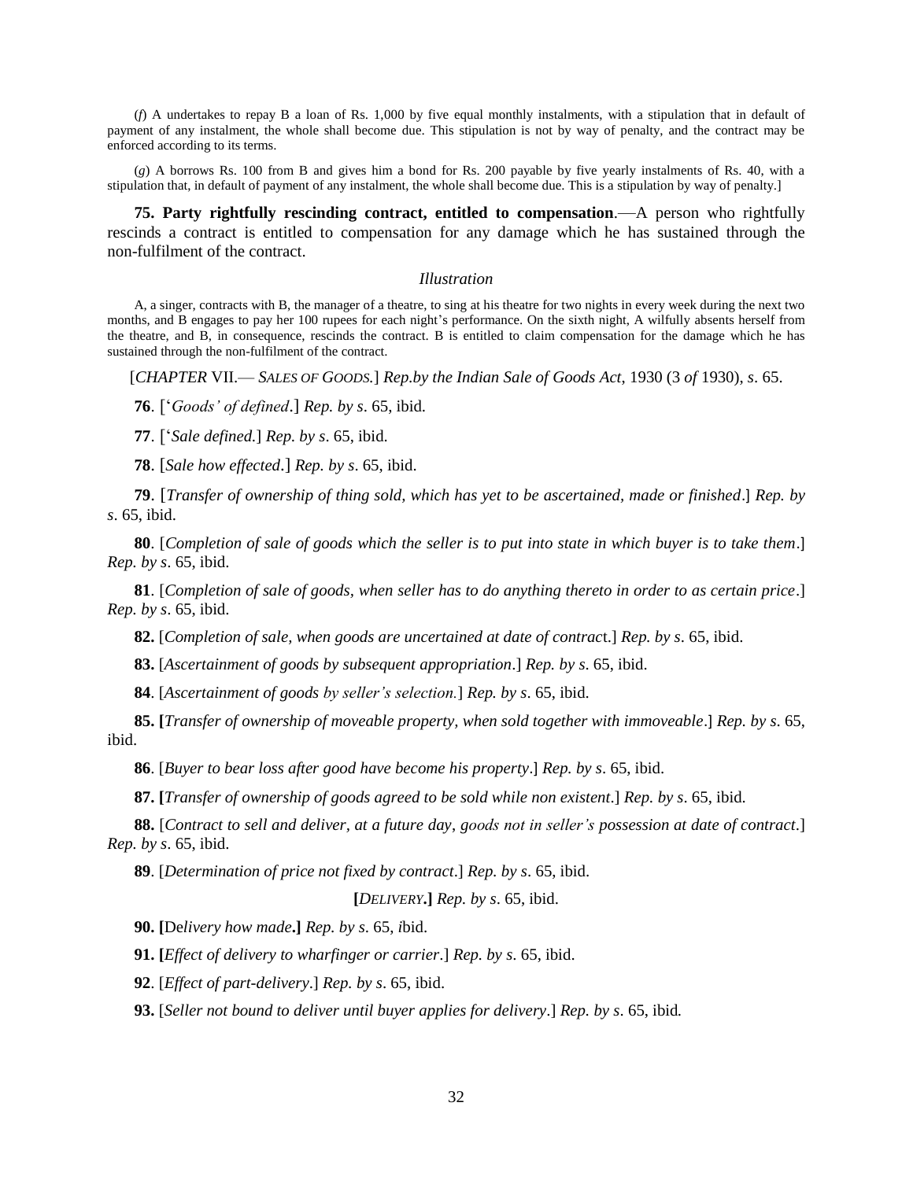(*f*) A undertakes to repay B a loan of Rs. 1,000 by five equal monthly instalments, with a stipulation that in default of payment of any instalment, the whole shall become due. This stipulation is not by way of penalty, and the contract may be enforced according to its terms.

(*g*) A borrows Rs. 100 from B and gives him a bond for Rs. 200 payable by five yearly instalments of Rs. 40, with a stipulation that, in default of payment of any instalment, the whole shall become due. This is a stipulation by way of penalty.]

**75. Party rightfully rescinding contract, entitled to compensation**.—A person who rightfully rescinds a contract is entitled to compensation for any damage which he has sustained through the non-fulfilment of the contract.

*Illustration*

A, a singer, contracts with B, the manager of a theatre, to sing at his theatre for two nights in every week during the next two months, and B engages to pay her 100 rupees for each night's performance. On the sixth night, A wilfully absents herself from the theatre, and B, in consequence, rescinds the contract. B is entitled to claim compensation for the damage which he has sustained through the non-fulfilment of the contract.

[*CHAPTER* VII.— *SALES OF GOODS.*] *Rep.by the Indian Sale of Goods Act*, 1930 (3 *of* 1930), *s*. 65.

**76**. ['*Goods' of defined*.] *Rep. by s*. 65, ibid.

**77**. ['*Sale defined.*] *Rep. by s*. 65, ibid.

**78**. [*Sale how effected*.] *Rep. by s*. 65, ibid.

**79**. [*Transfer of ownership of thing sold, which has yet to be ascertained, made or finished*.] *Rep. by s*. 65, ibid.

**80**. [*Completion of sale of goods which the seller is to put into state in which buyer is to take them*.] *Rep. by s*. 65, ibid.

**81**. [*Completion of sale of goods, when seller has to do anything thereto in order to as certain price*.] *Rep. by s*. 65, ibid.

**82.** [*Completion of sale, when goods are uncertained at date of contrac*t.] *Rep. by s*. 65, ibid.

**83.** [*Ascertainment of goods by subsequent appropriation*.] *Rep. by s*. 65, ibid.

**84**. [*Ascertainment of goods by seller's selection.*] *Rep. by s*. 65, ibid.

**85. [***Transfer of ownership of moveable property, when sold together with immoveable*.] *Rep. by s*. 65, ibid.

**86**. [*Buyer to bear loss after good have become his property*.] *Rep. by s*. 65, ibid.

**87. [***Transfer of ownership of goods agreed to be sold while non existent*.] *Rep. by s*. 65, ibid.

**88.** [*Contract to sell and deliver, at a future day, goods not in seller's possession at date of contract*.] *Rep. by s*. 65, ibid.

**89**. [*Determination of price not fixed by contract*.] *Rep. by s*. 65, ibid.

**[***DELIVERY***.]** *Rep. by s*. 65, ibid.

**90. [**D*elivery how made***.]** *Rep. by s*. 65, *i*bid.

**91. [***Effect of delivery to wharfinger or carrier*.] *Rep. by s*. 65, ibid.

**92**. [*Effect of part-delivery*.] *Rep. by s*. 65, ibid.

**93.** [*Seller not bound to deliver until buyer applies for delivery*.] *Rep. by s*. 65, ibid*.*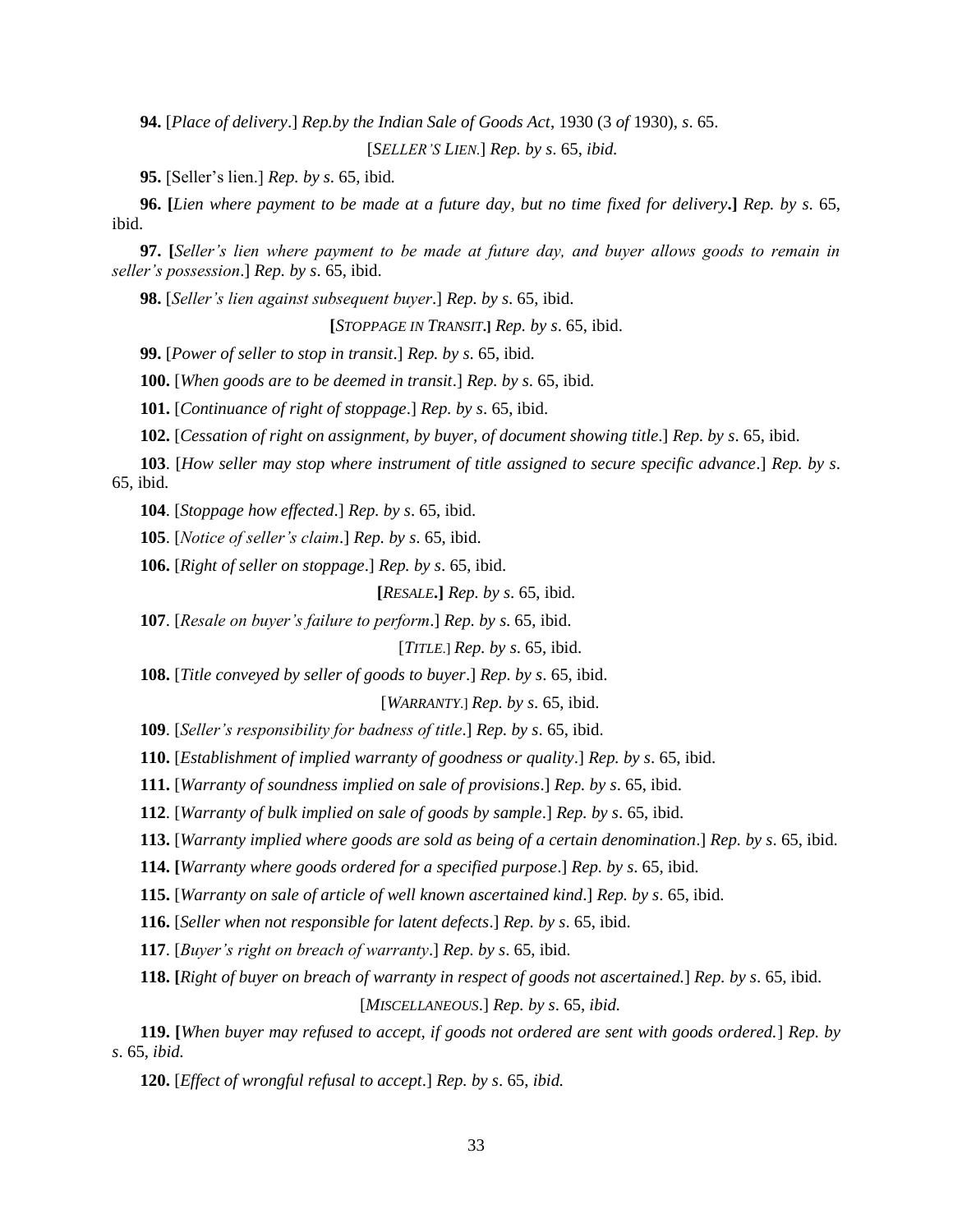**94.** [*Place of delivery*.] *Rep.by the Indian Sale of Goods Act*, 1930 (3 *of* 1930), *s*. 65.

[*SELLER'S LIEN*.] *Rep. by s*. 65, *ibid.*

**95.** [Seller's lien.] *Rep. by s*. 65, ibid*.*

**96. [***Lien where payment to be made at a future day, but no time fixed for delivery***.]** *Rep. by s*. 65, ibid.

**97. [***Seller's lien where payment to be made at future day, and buyer allows goods to remain in seller's possession*.] *Rep. by s*. 65, ibid.

**98.** [*Seller's lien against subsequent buyer*.] *Rep. by s*. 65, ibid.

**[***STOPPAGE IN TRANSIT***.]** *Rep. by s*. 65, ibid.

**99.** [*Power of seller to stop in transit*.] *Rep. by s*. 65, ibid.

**100.** [*When goods are to be deemed in transit*.] *Rep. by s*. 65, ibid.

**101.** [*Continuance of right of stoppage*.] *Rep. by s*. 65, ibid.

**102.** [*Cessation of right on assignment, by buyer, of document showing title*.] *Rep. by s*. 65, ibid.

**103**. [*How seller may stop where instrument of title assigned to secure specific advance*.] *Rep. by s*. 65, ibid.

**104**. [*Stoppage how effected*.] *Rep. by s*. 65, ibid.

**105**. [*Notice of seller's claim*.] *Rep. by s*. 65, ibid.

**106.** [*Right of seller on stoppage*.] *Rep. by s*. 65, ibid.

**[***RESALE***.]** *Rep. by s*. 65, ibid.

**107**. [*Resale on buyer's failure to perform*.] *Rep. by s*. 65, ibid.

[*TITLE*.] *Rep. by s*. 65, ibid.

**108.** [*Title conveyed by seller of goods to buyer*.] *Rep. by s*. 65, ibid.

[*WARRANTY*.] *Rep. by s*. 65, ibid.

**109**. [*Seller's responsibility for badness of title*.] *Rep. by s*. 65, ibid.

**110.** [*Establishment of implied warranty of goodness or quality*.] *Rep. by s*. 65, ibid.

**111.** [*Warranty of soundness implied on sale of provisions*.] *Rep. by s*. 65, ibid.

**112**. [*Warranty of bulk implied on sale of goods by sample*.] *Rep. by s*. 65, ibid.

**113.** [*Warranty implied where goods are sold as being of a certain denomination*.] *Rep. by s*. 65, ibid.

**114. [***Warranty where goods ordered for a specified purpose*.] *Rep. by s*. 65, ibid.

**115.** [*Warranty on sale of article of well known ascertained kind*.] *Rep. by s*. 65, ibid.

**116.** [*Seller when not responsible for latent defects*.] *Rep. by s*. 65, ibid.

**117**. [*Buyer's right on breach of warranty*.] *Rep. by s*. 65, ibid.

**118. [***Right of buyer on breach of warranty in respect of goods not ascertained.*] *Rep. by s*. 65, ibid.

[*MISCELLANEOUS*.] *Rep. by s*. 65, *ibid.*

**119. [***When buyer may refused to accept, if goods not ordered are sent with goods ordered.*] *Rep. by s*. 65, *ibid.*

**120.** [*Effect of wrongful refusal to accept*.] *Rep. by s*. 65, *ibid.*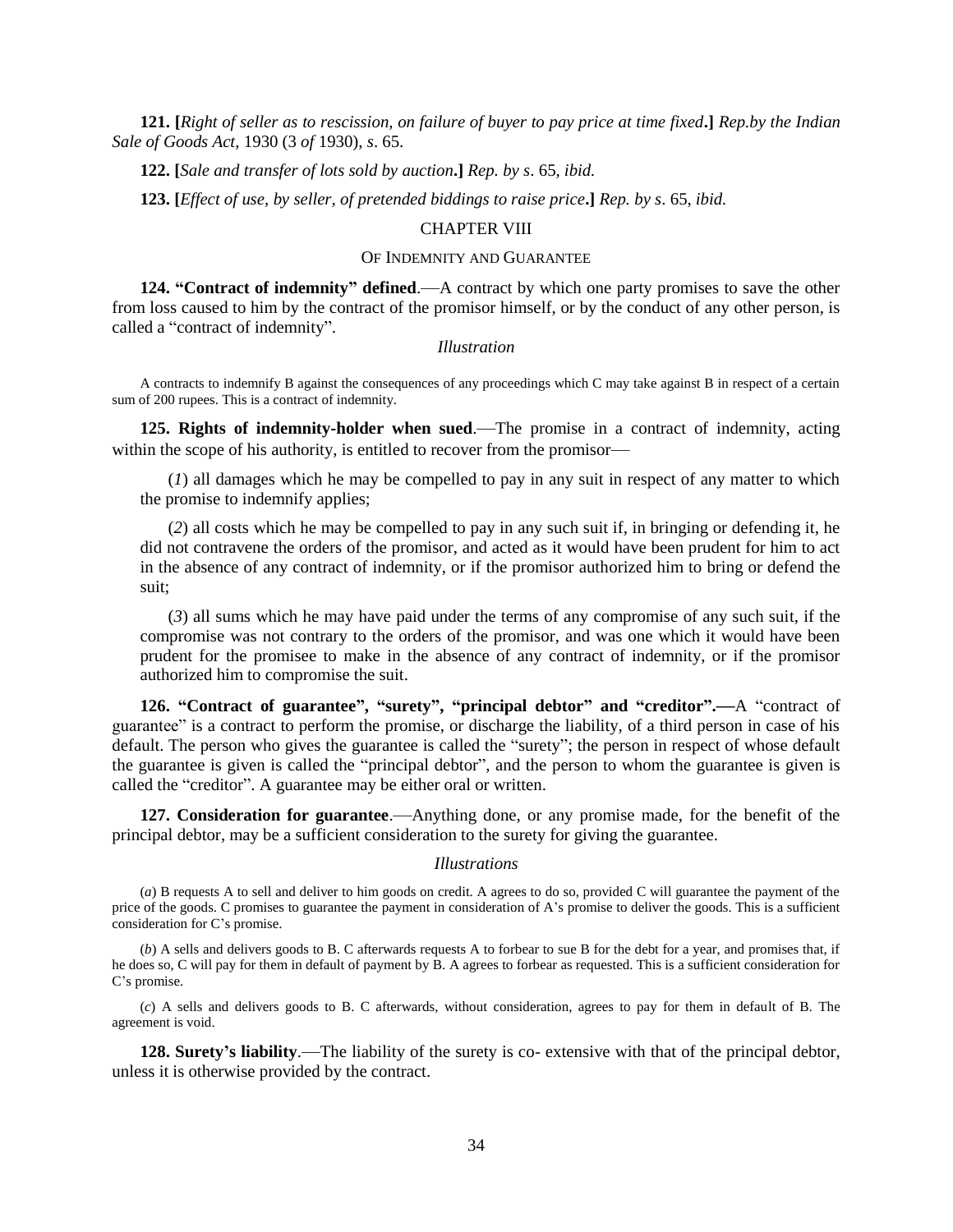**121. [***Right of seller as to rescission, on failure of buyer to pay price at time fixed***.]** *Rep.by the Indian Sale of Goods Act*, 1930 (3 *of* 1930), *s*. 65.

**122. [***Sale and transfer of lots sold by auction***.]** *Rep. by s*. 65, *ibid.*

**123. [***Effect of use, by seller, of pretended biddings to raise price***.]** *Rep. by s*. 65, *ibid.*

## CHAPTER VIII

### OF INDEMNITY AND GUARANTEE

**124. "Contract of indemnity" defined**.—A contract by which one party promises to save the other from loss caused to him by the contract of the promisor himself, or by the conduct of any other person, is called a "contract of indemnity".

*Illustration*

A contracts to indemnify B against the consequences of any proceedings which C may take against B in respect of a certain sum of 200 rupees. This is a contract of indemnity.

**125. Rights of indemnity-holder when sued**.—The promise in a contract of indemnity, acting within the scope of his authority, is entitled to recover from the promisor—

(*1*) all damages which he may be compelled to pay in any suit in respect of any matter to which the promise to indemnify applies;

(*2*) all costs which he may be compelled to pay in any such suit if, in bringing or defending it, he did not contravene the orders of the promisor, and acted as it would have been prudent for him to act in the absence of any contract of indemnity, or if the promisor authorized him to bring or defend the suit;

(*3*) all sums which he may have paid under the terms of any compromise of any such suit, if the compromise was not contrary to the orders of the promisor, and was one which it would have been prudent for the promisee to make in the absence of any contract of indemnity, or if the promisor authorized him to compromise the suit.

**126. "Contract of guarantee", "surety", "principal debtor" and "creditor".—**A "contract of guarantee" is a contract to perform the promise, or discharge the liability, of a third person in case of his default. The person who gives the guarantee is called the "surety"; the person in respect of whose default the guarantee is given is called the "principal debtor", and the person to whom the guarantee is given is called the "creditor". A guarantee may be either oral or written.

**127. Consideration for guarantee**.—Anything done, or any promise made, for the benefit of the principal debtor, may be a sufficient consideration to the surety for giving the guarantee.

*Illustrations*

(*a*) B requests A to sell and deliver to him goods on credit. A agrees to do so, provided C will guarantee the payment of the price of the goods. C promises to guarantee the payment in consideration of A's promise to deliver the goods. This is a sufficient consideration for C's promise.

(*b*) A sells and delivers goods to B. C afterwards requests A to forbear to sue B for the debt for a year, and promises that, if he does so, C will pay for them in default of payment by B. A agrees to forbear as requested. This is a sufficient consideration for C's promise.

(*c*) A sells and delivers goods to B. C afterwards, without consideration, agrees to pay for them in default of B. The agreement is void.

**128. Surety's liability**.—The liability of the surety is co- extensive with that of the principal debtor, unless it is otherwise provided by the contract.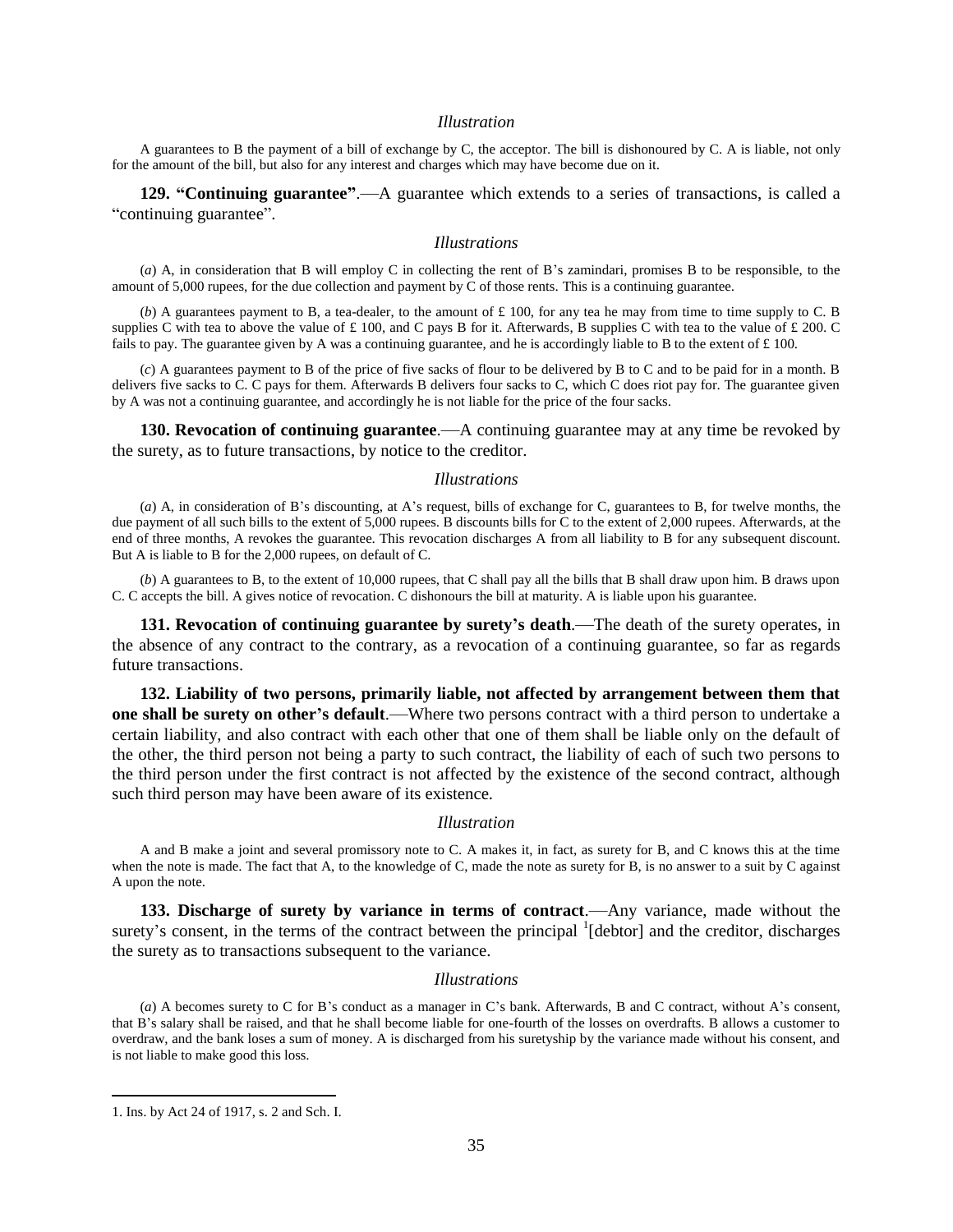*Illustration*

A guarantees to B the payment of a bill of exchange by C, the acceptor. The bill is dishonoured by C. A is liable, not only for the amount of the bill, but also for any interest and charges which may have become due on it.

**129. "Continuing guarantee"**.—A guarantee which extends to a series of transactions, is called a "continuing guarantee".

*Illustrations*

(*a*) A, in consideration that B will employ C in collecting the rent of B's zamindari, promises B to be responsible, to the amount of 5,000 rupees, for the due collection and payment by C of those rents. This is a continuing guarantee.

(*b*) A guarantees payment to B, a tea-dealer, to the amount of £ 100, for any tea he may from time to time supply to C. B supplies C with tea to above the value of £ 100, and C pays B for it. Afterwards, B supplies C with tea to the value of £ 200. C fails to pay. The guarantee given by A was a continuing guarantee, and he is accordingly liable to B to the extent of £ 100.

(*c*) A guarantees payment to B of the price of five sacks of flour to be delivered by B to C and to be paid for in a month. B delivers five sacks to C. C pays for them. Afterwards B delivers four sacks to C, which C does riot pay for. The guarantee given by A was not a continuing guarantee, and accordingly he is not liable for the price of the four sacks.

**130. Revocation of continuing guarantee**.—A continuing guarantee may at any time be revoked by the surety, as to future transactions, by notice to the creditor.

*Illustrations*

(*a*) A, in consideration of B's discounting, at A's request, bills of exchange for C, guarantees to B, for twelve months, the due payment of all such bills to the extent of 5,000 rupees. B discounts bills for C to the extent of 2,000 rupees. Afterwards, at the end of three months, A revokes the guarantee. This revocation discharges A from all liability to B for any subsequent discount. But A is liable to B for the 2,000 rupees, on default of C.

(*b*) A guarantees to B, to the extent of 10,000 rupees, that C shall pay all the bills that B shall draw upon him. B draws upon C. C accepts the bill. A gives notice of revocation. C dishonours the bill at maturity. A is liable upon his guarantee.

**131. Revocation of continuing guarantee by surety's death**.—The death of the surety operates, in the absence of any contract to the contrary, as a revocation of a continuing guarantee, so far as regards future transactions.

**132. Liability of two persons, primarily liable, not affected by arrangement between them that one shall be surety on other's default**.—Where two persons contract with a third person to undertake a certain liability, and also contract with each other that one of them shall be liable only on the default of the other, the third person not being a party to such contract, the liability of each of such two persons to the third person under the first contract is not affected by the existence of the second contract, although such third person may have been aware of its existence.

*Illustration*

A and B make a joint and several promissory note to C. A makes it, in fact, as surety for B, and C knows this at the time when the note is made. The fact that A, to the knowledge of C, made the note as surety for B, is no answer to a suit by C against A upon the note.

**133. Discharge of surety by variance in terms of contract**.—Any variance, made without the surety's consent, in the terms of the contract between the principal [1][debtor] and the creditor, discharges the surety as to transactions subsequent to the variance.

*Illustrations*

(*a*) A becomes surety to C for B's conduct as a manager in C's bank. Afterwards, B and C contract, without A's consent, that B's salary shall be raised, and that he shall become liable for one-fourth of the losses on overdrafts. B allows a customer to overdraw, and the bank loses a sum of money. A is discharged from his suretyship by the variance made without his consent, and is not liable to make good this loss.

---

1. Ins. by Act 24 of 1917, s. 2 and Sch. I.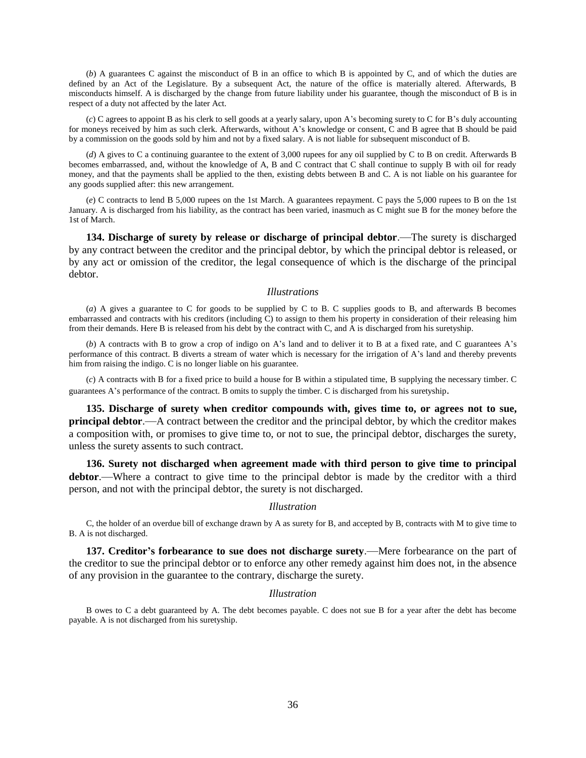(*b*) A guarantees C against the misconduct of B in an office to which B is appointed by C, and of which the duties are defined by an Act of the Legislature. By a subsequent Act, the nature of the office is materially altered. Afterwards, B misconducts himself. A is discharged by the change from future liability under his guarantee, though the misconduct of B is in respect of a duty not affected by the later Act.

(*c*) C agrees to appoint B as his clerk to sell goods at a yearly salary, upon A's becoming surety to C for B's duly accounting for moneys received by him as such clerk. Afterwards, without A's knowledge or consent, C and B agree that B should be paid by a commission on the goods sold by him and not by a fixed salary. A is not liable for subsequent misconduct of B.

(*d*) A gives to C a continuing guarantee to the extent of 3,000 rupees for any oil supplied by C to B on credit. Afterwards B becomes embarrassed, and, without the knowledge of A, B and C contract that C shall continue to supply B with oil for ready money, and that the payments shall be applied to the then, existing debts between B and C. A is not liable on his guarantee for any goods supplied after: this new arrangement.

(*e*) C contracts to lend B 5,000 rupees on the 1st March. A guarantees repayment. C pays the 5,000 rupees to B on the 1st January. A is discharged from his liability, as the contract has been varied, inasmuch as C might sue B for the money before the 1st of March.

**134. Discharge of surety by release or discharge of principal debtor**.—The surety is discharged by any contract between the creditor and the principal debtor, by which the principal debtor is released, or by any act or omission of the creditor, the legal consequence of which is the discharge of the principal debtor.

*Illustrations*

(*a*) A gives a guarantee to C for goods to be supplied by C to B. C supplies goods to B, and afterwards B becomes embarrassed and contracts with his creditors (including C) to assign to them his property in consideration of their releasing him from their demands. Here B is released from his debt by the contract with C, and A is discharged from his suretyship.

(*b*) A contracts with B to grow a crop of indigo on A's land and to deliver it to B at a fixed rate, and C guarantees A's performance of this contract. B diverts a stream of water which is necessary for the irrigation of A's land and thereby prevents him from raising the indigo. C is no longer liable on his guarantee.

(*c*) A contracts with B for a fixed price to build a house for B within a stipulated time, B supplying the necessary timber. C guarantees A's performance of the contract. B omits to supply the timber. C is discharged from his suretyship.

**135. Discharge of surety when creditor compounds with, gives time to, or agrees not to sue, principal debtor**.—A contract between the creditor and the principal debtor, by which the creditor makes a composition with, or promises to give time to, or not to sue, the principal debtor, discharges the surety, unless the surety assents to such contract.

**136. Surety not discharged when agreement made with third person to give time to principal debtor**.—Where a contract to give time to the principal debtor is made by the creditor with a third person, and not with the principal debtor, the surety is not discharged.

*Illustration*

C, the holder of an overdue bill of exchange drawn by A as surety for B, and accepted by B, contracts with M to give time to B. A is not discharged.

**137. Creditor's forbearance to sue does not discharge surety**.—Mere forbearance on the part of the creditor to sue the principal debtor or to enforce any other remedy against him does not, in the absence of any provision in the guarantee to the contrary, discharge the surety.

*Illustration*

B owes to C a debt guaranteed by A. The debt becomes payable. C does not sue B for a year after the debt has become payable. A is not discharged from his suretyship.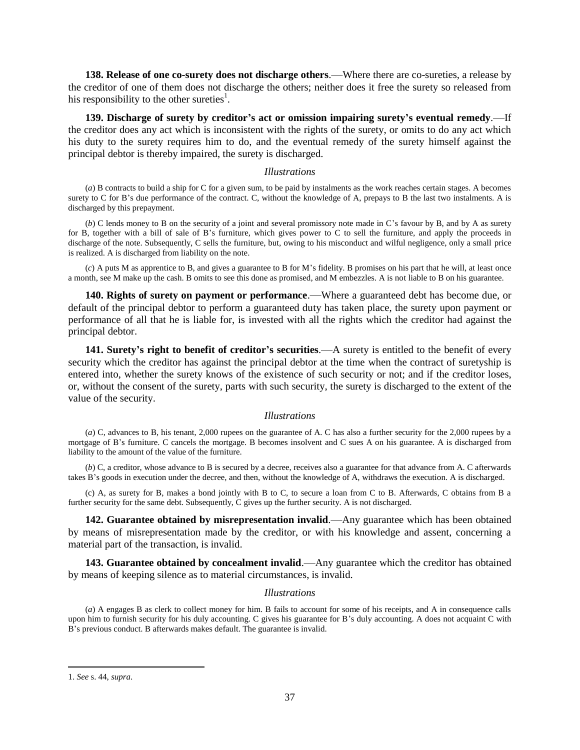**138. Release of one co-surety does not discharge others**.—Where there are co-sureties, a release by the creditor of one of them does not discharge the others; neither does it free the surety so released from his responsibility to the other sureties[1].

**139. Discharge of surety by creditor's act or omission impairing surety's eventual remedy**.—If the creditor does any act which is inconsistent with the rights of the surety, or omits to do any act which his duty to the surety requires him to do, and the eventual remedy of the surety himself against the principal debtor is thereby impaired, the surety is discharged.

*Illustrations*

(*a*) B contracts to build a ship for C for a given sum, to be paid by instalments as the work reaches certain stages. A becomes surety to C for B's due performance of the contract. C, without the knowledge of A, prepays to B the last two instalments. A is discharged by this prepayment.

(*b*) C lends money to B on the security of a joint and several promissory note made in C's favour by B, and by A as surety for B, together with a bill of sale of B's furniture, which gives power to C to sell the furniture, and apply the proceeds in discharge of the note. Subsequently, C sells the furniture, but, owing to his misconduct and wilful negligence, only a small price is realized. A is discharged from liability on the note.

(*c*) A puts M as apprentice to B, and gives a guarantee to B for M's fidelity. B promises on his part that he will, at least once a month, see M make up the cash. B omits to see this done as promised, and M embezzles. A is not liable to B on his guarantee.

**140. Rights of surety on payment or performance**.—Where a guaranteed debt has become due, or default of the principal debtor to perform a guaranteed duty has taken place, the surety upon payment or performance of all that he is liable for, is invested with all the rights which the creditor had against the principal debtor.

**141. Surety's right to benefit of creditor's securities**.—A surety is entitled to the benefit of every security which the creditor has against the principal debtor at the time when the contract of suretyship is entered into, whether the surety knows of the existence of such security or not; and if the creditor loses, or, without the consent of the surety, parts with such security, the surety is discharged to the extent of the value of the security.

*Illustrations*

(*a*) C, advances to B, his tenant, 2,000 rupees on the guarantee of A. C has also a further security for the 2,000 rupees by a mortgage of B's furniture. C cancels the mortgage. B becomes insolvent and C sues A on his guarantee. A is discharged from liability to the amount of the value of the furniture.

(*b*) C, a creditor, whose advance to B is secured by a decree, receives also a guarantee for that advance from A. C afterwards takes B's goods in execution under the decree, and then, without the knowledge of A, withdraws the execution. A is discharged.

(c) A, as surety for B, makes a bond jointly with B to C, to secure a loan from C to B. Afterwards, C obtains from B a further security for the same debt. Subsequently, C gives up the further security. A is not discharged.

**142. Guarantee obtained by misrepresentation invalid**.—Any guarantee which has been obtained by means of misrepresentation made by the creditor, or with his knowledge and assent, concerning a material part of the transaction, is invalid.

**143. Guarantee obtained by concealment invalid**.—Any guarantee which the creditor has obtained by means of keeping silence as to material circumstances, is invalid.

*Illustrations*

(*a*) A engages B as clerk to collect money for him. B fails to account for some of his receipts, and A in consequence calls upon him to furnish security for his duly accounting. C gives his guarantee for B's duly accounting. A does not acquaint C with B's previous conduct. B afterwards makes default. The guarantee is invalid.

---

1. *See* s. 44, *supra*.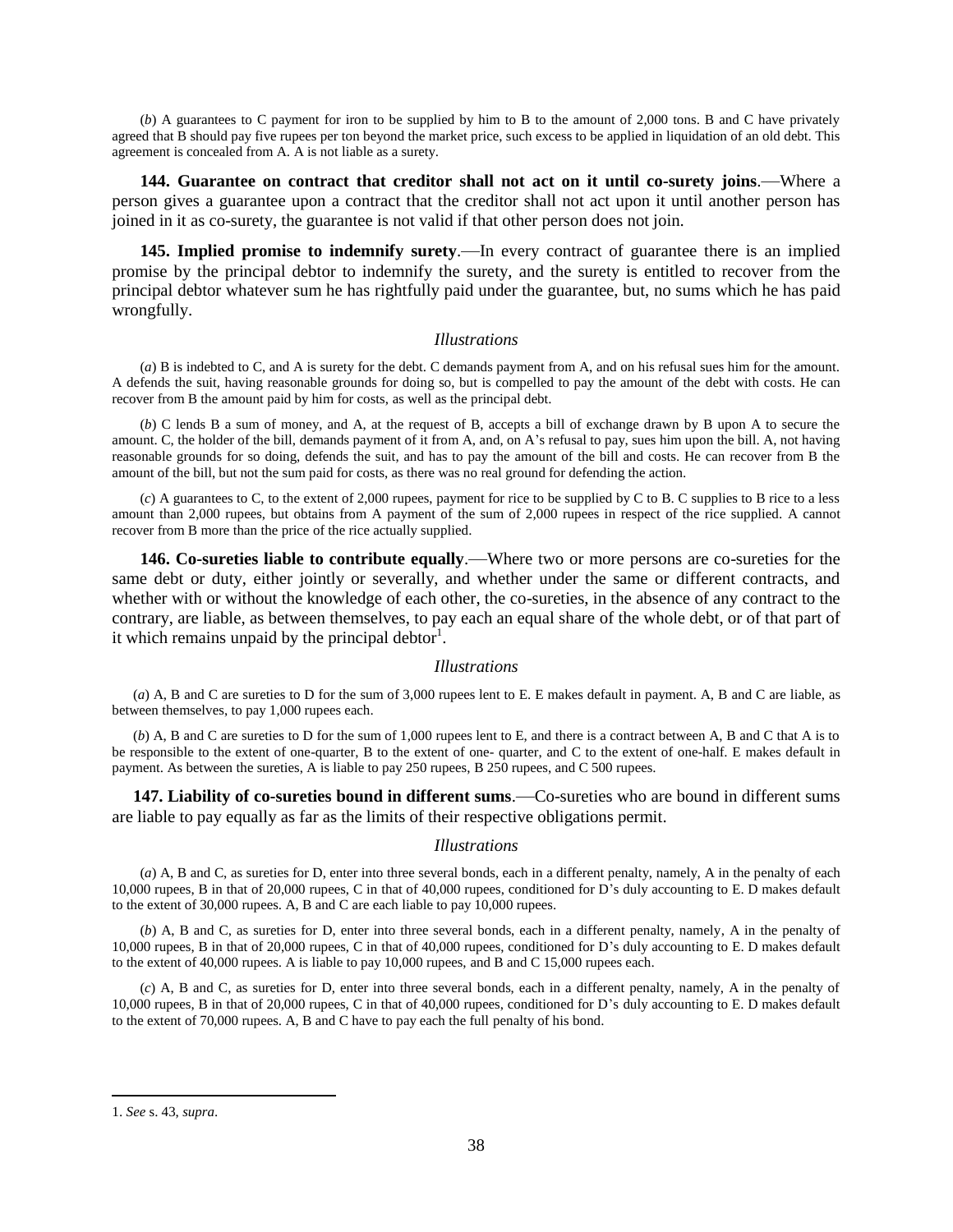(*b*) A guarantees to C payment for iron to be supplied by him to B to the amount of 2,000 tons. B and C have privately agreed that B should pay five rupees per ton beyond the market price, such excess to be applied in liquidation of an old debt. This agreement is concealed from A. A is not liable as a surety.

**144. Guarantee on contract that creditor shall not act on it until co-surety joins**.—Where a person gives a guarantee upon a contract that the creditor shall not act upon it until another person has joined in it as co-surety, the guarantee is not valid if that other person does not join.

**145. Implied promise to indemnify surety**.—In every contract of guarantee there is an implied promise by the principal debtor to indemnify the surety, and the surety is entitled to recover from the principal debtor whatever sum he has rightfully paid under the guarantee, but, no sums which he has paid wrongfully.

*Illustrations*

(*a*) B is indebted to C, and A is surety for the debt. C demands payment from A, and on his refusal sues him for the amount. A defends the suit, having reasonable grounds for doing so, but is compelled to pay the amount of the debt with costs. He can recover from B the amount paid by him for costs, as well as the principal debt.

(*b*) C lends B a sum of money, and A, at the request of B, accepts a bill of exchange drawn by B upon A to secure the amount. C, the holder of the bill, demands payment of it from A, and, on A's refusal to pay, sues him upon the bill. A, not having reasonable grounds for so doing, defends the suit, and has to pay the amount of the bill and costs. He can recover from B the amount of the bill, but not the sum paid for costs, as there was no real ground for defending the action.

(*c*) A guarantees to C, to the extent of 2,000 rupees, payment for rice to be supplied by C to B. C supplies to B rice to a less amount than 2,000 rupees, but obtains from A payment of the sum of 2,000 rupees in respect of the rice supplied. A cannot recover from B more than the price of the rice actually supplied.

**146. Co-sureties liable to contribute equally**.—Where two or more persons are co-sureties for the same debt or duty, either jointly or severally, and whether under the same or different contracts, and whether with or without the knowledge of each other, the co-sureties, in the absence of any contract to the contrary, are liable, as between themselves, to pay each an equal share of the whole debt, or of that part of it which remains unpaid by the principal debtor[1].

*Illustrations*

(*a*) A, B and C are sureties to D for the sum of 3,000 rupees lent to E. E makes default in payment. A, B and C are liable, as between themselves, to pay 1,000 rupees each.

(*b*) A, B and C are sureties to D for the sum of 1,000 rupees lent to E, and there is a contract between A, B and C that A is to be responsible to the extent of one-quarter, B to the extent of one- quarter, and C to the extent of one-half. E makes default in payment. As between the sureties, A is liable to pay 250 rupees, B 250 rupees, and C 500 rupees.

**147. Liability of co-sureties bound in different sums**.—Co-sureties who are bound in different sums are liable to pay equally as far as the limits of their respective obligations permit.

*Illustrations*

(*a*) A, B and C, as sureties for D, enter into three several bonds, each in a different penalty, namely, A in the penalty of each 10,000 rupees, B in that of 20,000 rupees, C in that of 40,000 rupees, conditioned for D's duly accounting to E. D makes default to the extent of 30,000 rupees. A, B and C are each liable to pay 10,000 rupees.

(*b*) A, B and C, as sureties for D, enter into three several bonds, each in a different penalty, namely, A in the penalty of 10,000 rupees, B in that of 20,000 rupees, C in that of 40,000 rupees, conditioned for D's duly accounting to E. D makes default to the extent of 40,000 rupees. A is liable to pay 10,000 rupees, and B and C 15,000 rupees each.

(*c*) A, B and C, as sureties for D, enter into three several bonds, each in a different penalty, namely, A in the penalty of 10,000 rupees, B in that of 20,000 rupees, C in that of 40,000 rupees, conditioned for D's duly accounting to E. D makes default to the extent of 70,000 rupees. A, B and C have to pay each the full penalty of his bond.

---

1. *See* s. 43, *supra*.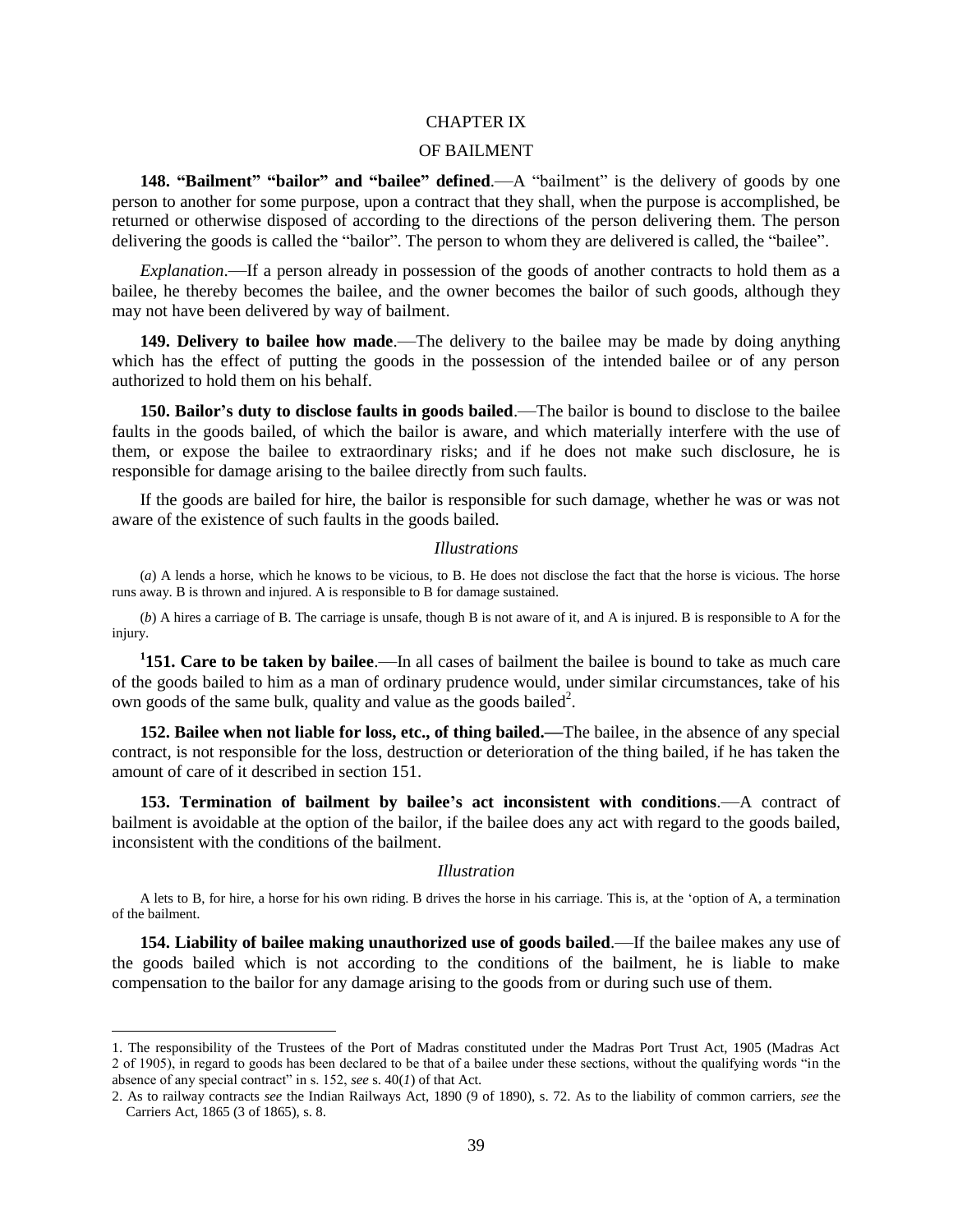## CHAPTER IX

## OF BAILMENT

**148. "Bailment" "bailor" and "bailee" defined**.—A "bailment" is the delivery of goods by one person to another for some purpose, upon a contract that they shall, when the purpose is accomplished, be returned or otherwise disposed of according to the directions of the person delivering them. The person delivering the goods is called the "bailor". The person to whom they are delivered is called, the "bailee".

*Explanation*.—If a person already in possession of the goods of another contracts to hold them as a bailee, he thereby becomes the bailee, and the owner becomes the bailor of such goods, although they may not have been delivered by way of bailment.

**149. Delivery to bailee how made**.—The delivery to the bailee may be made by doing anything which has the effect of putting the goods in the possession of the intended bailee or of any person authorized to hold them on his behalf.

**150. Bailor's duty to disclose faults in goods bailed**.—The bailor is bound to disclose to the bailee faults in the goods bailed, of which the bailor is aware, and which materially interfere with the use of them, or expose the bailee to extraordinary risks; and if he does not make such disclosure, he is responsible for damage arising to the bailee directly from such faults.

If the goods are bailed for hire, the bailor is responsible for such damage, whether he was or was not aware of the existence of such faults in the goods bailed.

*Illustrations*

(*a*) A lends a horse, which he knows to be vicious, to B. He does not disclose the fact that the horse is vicious. The horse runs away. B is thrown and injured. A is responsible to B for damage sustained.

(*b*) A hires a carriage of B. The carriage is unsafe, though B is not aware of it, and A is injured. B is responsible to A for the injury.

[1]**151. Care to be taken by bailee**.—In all cases of bailment the bailee is bound to take as much care of the goods bailed to him as a man of ordinary prudence would, under similar circumstances, take of his own goods of the same bulk, quality and value as the goods bailed[2].

**152. Bailee when not liable for loss, etc., of thing bailed.—**The bailee, in the absence of any special contract, is not responsible for the loss, destruction or deterioration of the thing bailed, if he has taken the amount of care of it described in section 151.

**153. Termination of bailment by bailee's act inconsistent with conditions**.—A contract of bailment is avoidable at the option of the bailor, if the bailee does any act with regard to the goods bailed, inconsistent with the conditions of the bailment.

*Illustration*

A lets to B, for hire, a horse for his own riding. B drives the horse in his carriage. This is, at the 'option of A, a termination of the bailment.

**154. Liability of bailee making unauthorized use of goods bailed**.—If the bailee makes any use of the goods bailed which is not according to the conditions of the bailment, he is liable to make compensation to the bailor for any damage arising to the goods from or during such use of them.

---

1. The responsibility of the Trustees of the Port of Madras constituted under the Madras Port Trust Act, 1905 (Madras Act 2 of 1905), in regard to goods has been declared to be that of a bailee under these sections, without the qualifying words "in the absence of any special contract" in s. 152, *see* s. 40(*1*) of that Act.

2. As to railway contracts *see* the Indian Railways Act, 1890 (9 of 1890), s. 72. As to the liability of common carriers, *see* the Carriers Act, 1865 (3 of 1865), s. 8.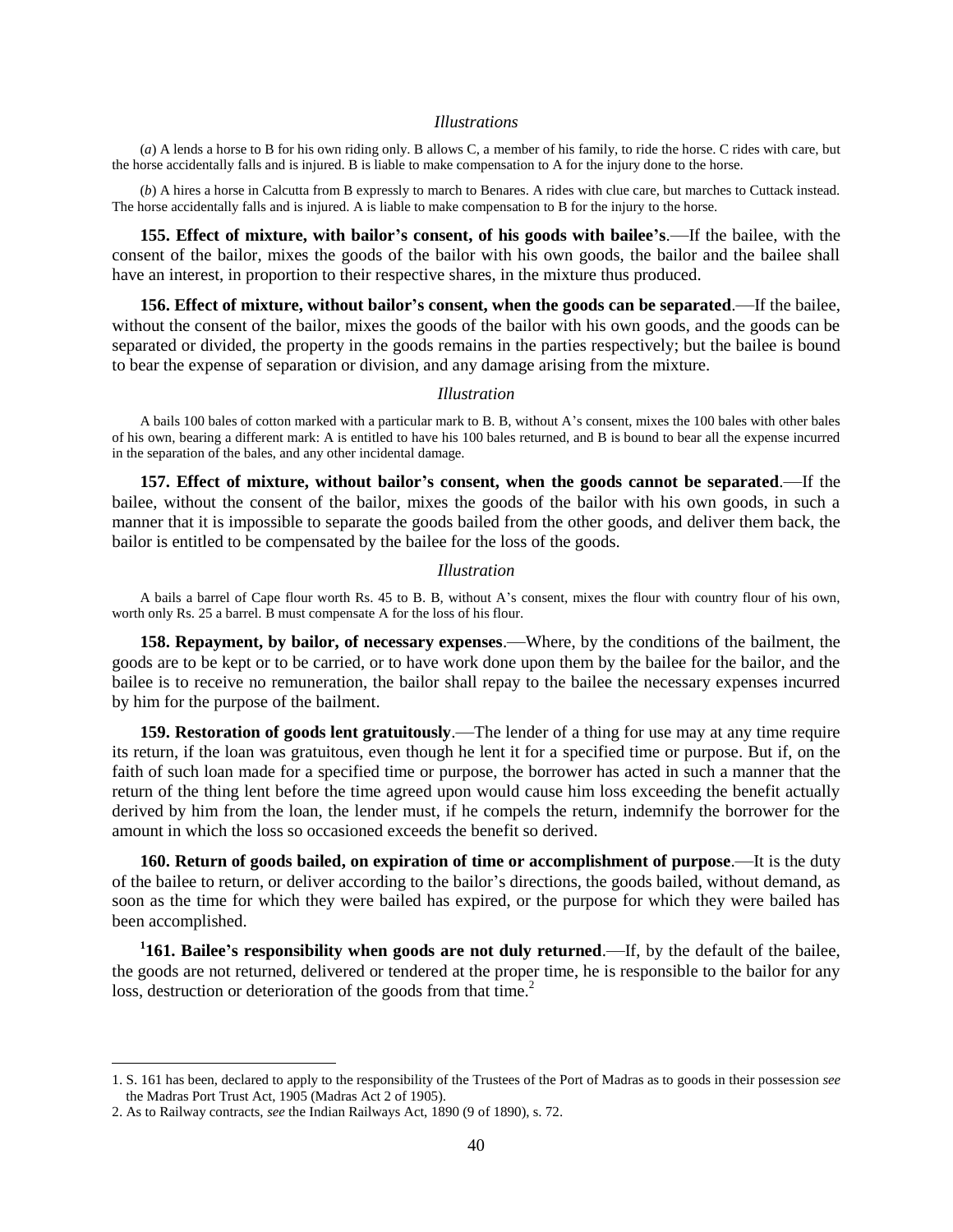*Illustrations*

(*a*) A lends a horse to B for his own riding only. B allows C, a member of his family, to ride the horse. C rides with care, but the horse accidentally falls and is injured. B is liable to make compensation to A for the injury done to the horse.

(*b*) A hires a horse in Calcutta from B expressly to march to Benares. A rides with clue care, but marches to Cuttack instead. The horse accidentally falls and is injured. A is liable to make compensation to B for the injury to the horse.

**155. Effect of mixture, with bailor's consent, of his goods with bailee's**.—If the bailee, with the consent of the bailor, mixes the goods of the bailor with his own goods, the bailor and the bailee shall have an interest, in proportion to their respective shares, in the mixture thus produced.

**156. Effect of mixture, without bailor's consent, when the goods can be separated**.—If the bailee, without the consent of the bailor, mixes the goods of the bailor with his own goods, and the goods can be separated or divided, the property in the goods remains in the parties respectively; but the bailee is bound to bear the expense of separation or division, and any damage arising from the mixture.

*Illustration*

A bails 100 bales of cotton marked with a particular mark to B. B, without A's consent, mixes the 100 bales with other bales of his own, bearing a different mark: A is entitled to have his 100 bales returned, and B is bound to bear all the expense incurred in the separation of the bales, and any other incidental damage.

**157. Effect of mixture, without bailor's consent, when the goods cannot be separated**.—If the bailee, without the consent of the bailor, mixes the goods of the bailor with his own goods, in such a manner that it is impossible to separate the goods bailed from the other goods, and deliver them back, the bailor is entitled to be compensated by the bailee for the loss of the goods.

*Illustration*

A bails a barrel of Cape flour worth Rs. 45 to B. B, without A's consent, mixes the flour with country flour of his own, worth only Rs. 25 a barrel. B must compensate A for the loss of his flour.

**158. Repayment, by bailor, of necessary expenses**.—Where, by the conditions of the bailment, the goods are to be kept or to be carried, or to have work done upon them by the bailee for the bailor, and the bailee is to receive no remuneration, the bailor shall repay to the bailee the necessary expenses incurred by him for the purpose of the bailment.

**159. Restoration of goods lent gratuitously**.—The lender of a thing for use may at any time require its return, if the loan was gratuitous, even though he lent it for a specified time or purpose. But if, on the faith of such loan made for a specified time or purpose, the borrower has acted in such a manner that the return of the thing lent before the time agreed upon would cause him loss exceeding the benefit actually derived by him from the loan, the lender must, if he compels the return, indemnify the borrower for the amount in which the loss so occasioned exceeds the benefit so derived.

**160. Return of goods bailed, on expiration of time or accomplishment of purpose**.—It is the duty of the bailee to return, or deliver according to the bailor's directions, the goods bailed, without demand, as soon as the time for which they were bailed has expired, or the purpose for which they were bailed has been accomplished.

**[1]161. Bailee's responsibility when goods are not duly returned**.—If, by the default of the bailee, the goods are not returned, delivered or tendered at the proper time, he is responsible to the bailor for any loss, destruction or deterioration of the goods from that time.[2]

---

1. S. 161 has been, declared to apply to the responsibility of the Trustees of the Port of Madras as to goods in their possession *see* the Madras Port Trust Act, 1905 (Madras Act 2 of 1905).

2. As to Railway contracts, *see* the Indian Railways Act, 1890 (9 of 1890), s. 72.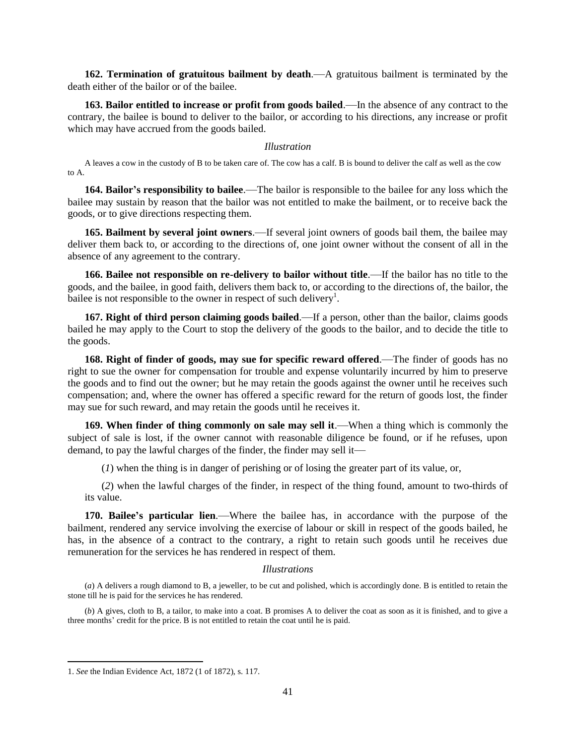**162. Termination of gratuitous bailment by death**.—A gratuitous bailment is terminated by the death either of the bailor or of the bailee.

**163. Bailor entitled to increase or profit from goods bailed**.—In the absence of any contract to the contrary, the bailee is bound to deliver to the bailor, or according to his directions, any increase or profit which may have accrued from the goods bailed.

*Illustration*

A leaves a cow in the custody of B to be taken care of. The cow has a calf. B is bound to deliver the calf as well as the cow to A.

**164. Bailor's responsibility to bailee**.—The bailor is responsible to the bailee for any loss which the bailee may sustain by reason that the bailor was not entitled to make the bailment, or to receive back the goods, or to give directions respecting them.

**165. Bailment by several joint owners**.—If several joint owners of goods bail them, the bailee may deliver them back to, or according to the directions of, one joint owner without the consent of all in the absence of any agreement to the contrary.

**166. Bailee not responsible on re-delivery to bailor without title**.—If the bailor has no title to the goods, and the bailee, in good faith, delivers them back to, or according to the directions of, the bailor, the bailee is not responsible to the owner in respect of such delivery[1].

**167. Right of third person claiming goods bailed**.—If a person, other than the bailor, claims goods bailed he may apply to the Court to stop the delivery of the goods to the bailor, and to decide the title to the goods.

**168. Right of finder of goods, may sue for specific reward offered**.—The finder of goods has no right to sue the owner for compensation for trouble and expense voluntarily incurred by him to preserve the goods and to find out the owner; but he may retain the goods against the owner until he receives such compensation; and, where the owner has offered a specific reward for the return of goods lost, the finder may sue for such reward, and may retain the goods until he receives it.

**169. When finder of thing commonly on sale may sell it**.—When a thing which is commonly the subject of sale is lost, if the owner cannot with reasonable diligence be found, or if he refuses, upon demand, to pay the lawful charges of the finder, the finder may sell it—

(*1*) when the thing is in danger of perishing or of losing the greater part of its value, or,

(*2*) when the lawful charges of the finder, in respect of the thing found, amount to two-thirds of its value.

**170. Bailee's particular lien**.—Where the bailee has, in accordance with the purpose of the bailment, rendered any service involving the exercise of labour or skill in respect of the goods bailed, he has, in the absence of a contract to the contrary, a right to retain such goods until he receives due remuneration for the services he has rendered in respect of them.

*Illustrations*

(*a*) A delivers a rough diamond to B, a jeweller, to be cut and polished, which is accordingly done. B is entitled to retain the stone till he is paid for the services he has rendered.

(*b*) A gives, cloth to B, a tailor, to make into a coat. B promises A to deliver the coat as soon as it is finished, and to give a three months' credit for the price. B is not entitled to retain the coat until he is paid.

---

1. *See* the Indian Evidence Act, 1872 (1 of 1872), s. 117.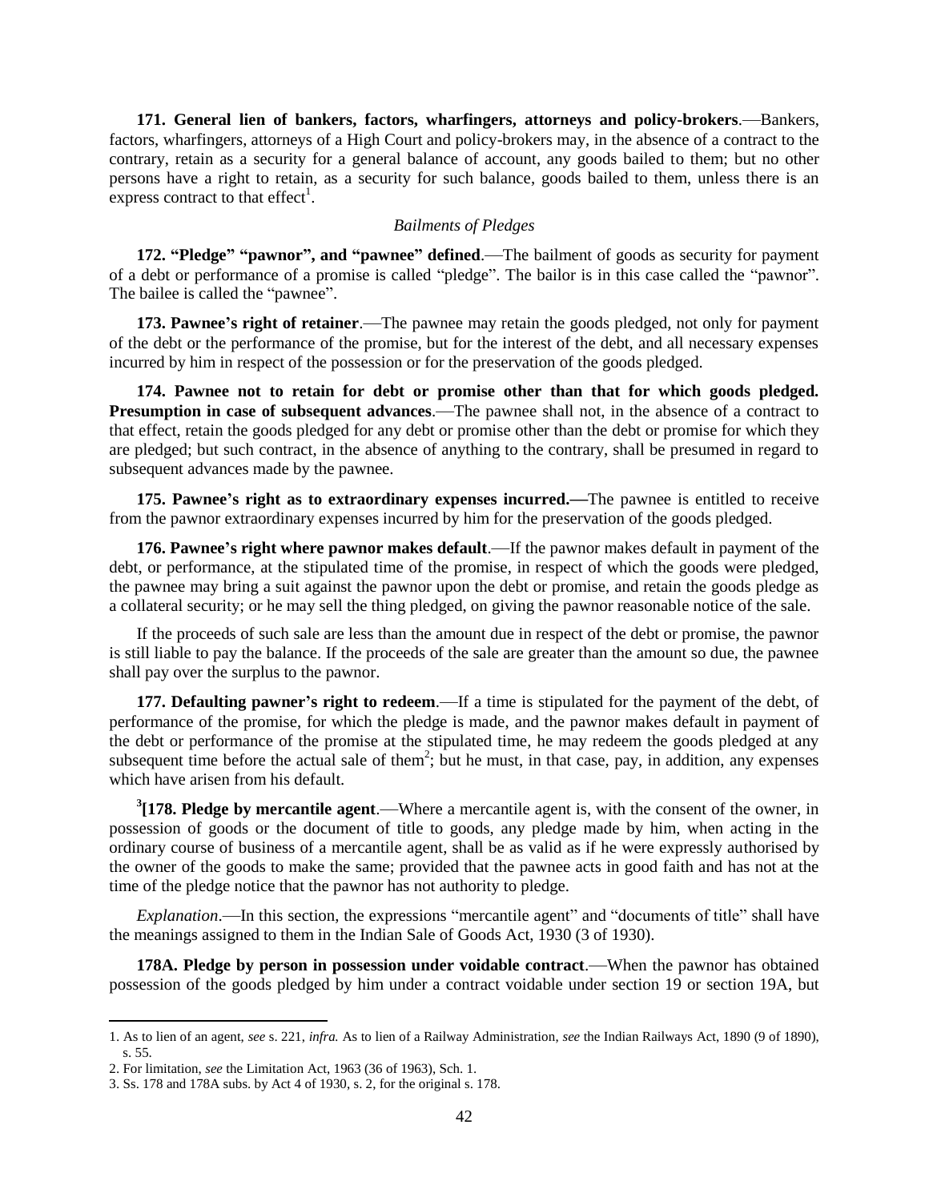**171. General lien of bankers, factors, wharfingers, attorneys and policy-brokers**.—Bankers, factors, wharfingers, attorneys of a High Court and policy-brokers may, in the absence of a contract to the contrary, retain as a security for a general balance of account, any goods bailed to them; but no other persons have a right to retain, as a security for such balance, goods bailed to them, unless there is an express contract to that effect[1].

*Bailments of Pledges*

**172. "Pledge" "pawnor", and "pawnee" defined**.—The bailment of goods as security for payment of a debt or performance of a promise is called "pledge". The bailor is in this case called the "pawnor". The bailee is called the "pawnee".

**173. Pawnee's right of retainer**.—The pawnee may retain the goods pledged, not only for payment of the debt or the performance of the promise, but for the interest of the debt, and all necessary expenses incurred by him in respect of the possession or for the preservation of the goods pledged.

**174. Pawnee not to retain for debt or promise other than that for which goods pledged. Presumption in case of subsequent advances**.—The pawnee shall not, in the absence of a contract to that effect, retain the goods pledged for any debt or promise other than the debt or promise for which they are pledged; but such contract, in the absence of anything to the contrary, shall be presumed in regard to subsequent advances made by the pawnee.

**175. Pawnee's right as to extraordinary expenses incurred.—**The pawnee is entitled to receive from the pawnor extraordinary expenses incurred by him for the preservation of the goods pledged.

**176. Pawnee's right where pawnor makes default**.—If the pawnor makes default in payment of the debt, or performance, at the stipulated time of the promise, in respect of which the goods were pledged, the pawnee may bring a suit against the pawnor upon the debt or promise, and retain the goods pledge as a collateral security; or he may sell the thing pledged, on giving the pawnor reasonable notice of the sale.

If the proceeds of such sale are less than the amount due in respect of the debt or promise, the pawnor is still liable to pay the balance. If the proceeds of the sale are greater than the amount so due, the pawnee shall pay over the surplus to the pawnor.

**177. Defaulting pawner's right to redeem**.—If a time is stipulated for the payment of the debt, of performance of the promise, for which the pledge is made, and the pawnor makes default in payment of the debt or performance of the promise at the stipulated time, he may redeem the goods pledged at any subsequent time before the actual sale of them[2]; but he must, in that case, pay, in addition, any expenses which have arisen from his default.

[3][**178. Pledge by mercantile agent**.—Where a mercantile agent is, with the consent of the owner, in possession of goods or the document of title to goods, any pledge made by him, when acting in the ordinary course of business of a mercantile agent, shall be as valid as if he were expressly authorised by the owner of the goods to make the same; provided that the pawnee acts in good faith and has not at the time of the pledge notice that the pawnor has not authority to pledge.

*Explanation*.—In this section, the expressions "mercantile agent" and "documents of title" shall have the meanings assigned to them in the Indian Sale of Goods Act, 1930 (3 of 1930).

**178A. Pledge by person in possession under voidable contract**.—When the pawnor has obtained possession of the goods pledged by him under a contract voidable under section 19 or section 19A, but

---

1. As to lien of an agent, *see* s. 221, *infra.* As to lien of a Railway Administration, *see* the Indian Railways Act, 1890 (9 of 1890), s. 55.
2. For limitation, *see* the Limitation Act, 1963 (36 of 1963), Sch. 1.
3. Ss. 178 and 178A subs. by Act 4 of 1930, s. 2, for the original s. 178.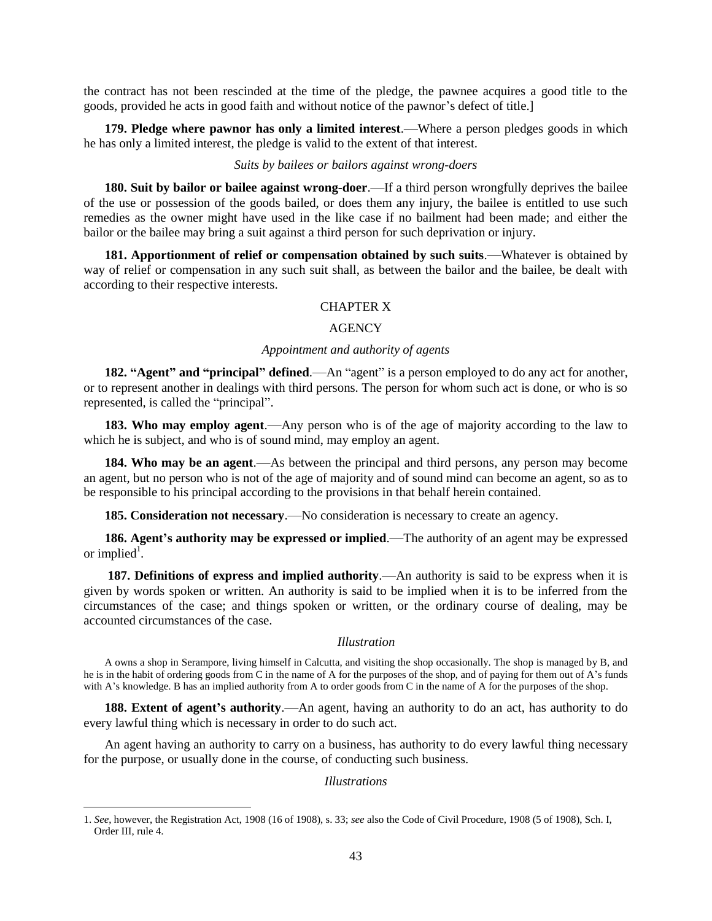the contract has not been rescinded at the time of the pledge, the pawnee acquires a good title to the goods, provided he acts in good faith and without notice of the pawnor's defect of title.]

**179. Pledge where pawnor has only a limited interest**.—Where a person pledges goods in which he has only a limited interest, the pledge is valid to the extent of that interest.

*Suits by bailees or bailors against wrong-doers*

**180. Suit by bailor or bailee against wrong-doer**.—If a third person wrongfully deprives the bailee of the use or possession of the goods bailed, or does them any injury, the bailee is entitled to use such remedies as the owner might have used in the like case if no bailment had been made; and either the bailor or the bailee may bring a suit against a third person for such deprivation or injury.

**181. Apportionment of relief or compensation obtained by such suits**.—Whatever is obtained by way of relief or compensation in any such suit shall, as between the bailor and the bailee, be dealt with according to their respective interests.

## CHAPTER X

## AGENCY

*Appointment and authority of agents*

**182. "Agent" and "principal" defined**.—An "agent" is a person employed to do any act for another, or to represent another in dealings with third persons. The person for whom such act is done, or who is so represented, is called the "principal".

**183. Who may employ agent**.—Any person who is of the age of majority according to the law to which he is subject, and who is of sound mind, may employ an agent.

**184. Who may be an agent**.—As between the principal and third persons, any person may become an agent, but no person who is not of the age of majority and of sound mind can become an agent, so as to be responsible to his principal according to the provisions in that behalf herein contained.

**185. Consideration not necessary**.—No consideration is necessary to create an agency.

**186. Agent's authority may be expressed or implied**.—The authority of an agent may be expressed or implied[1].

**187. Definitions of express and implied authority**.—An authority is said to be express when it is given by words spoken or written. An authority is said to be implied when it is to be inferred from the circumstances of the case; and things spoken or written, or the ordinary course of dealing, may be accounted circumstances of the case.

*Illustration*

A owns a shop in Serampore, living himself in Calcutta, and visiting the shop occasionally. The shop is managed by B, and he is in the habit of ordering goods from C in the name of A for the purposes of the shop, and of paying for them out of A's funds with A's knowledge. B has an implied authority from A to order goods from C in the name of A for the purposes of the shop.

**188. Extent of agent's authority**.—An agent, having an authority to do an act, has authority to do every lawful thing which is necessary in order to do such act.

An agent having an authority to carry on a business, has authority to do every lawful thing necessary for the purpose, or usually done in the course, of conducting such business.

*Illustrations*

---

1. *See*, however, the Registration Act, 1908 (16 of 1908), s. 33; *see* also the Code of Civil Procedure, 1908 (5 of 1908), Sch. I, Order III, rule 4.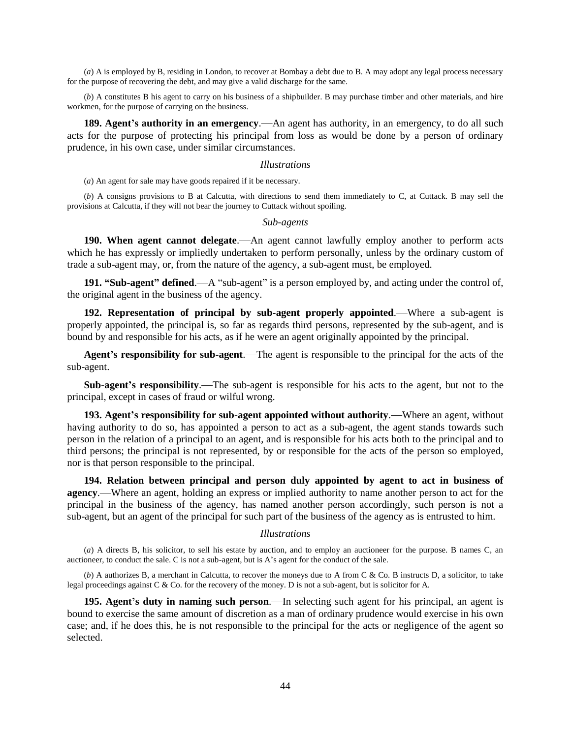(*a*) A is employed by B, residing in London, to recover at Bombay a debt due to B. A may adopt any legal process necessary for the purpose of recovering the debt, and may give a valid discharge for the same.

(*b*) A constitutes B his agent to carry on his business of a shipbuilder. B may purchase timber and other materials, and hire workmen, for the purpose of carrying on the business.

**189. Agent's authority in an emergency**.––An agent has authority, in an emergency, to do all such acts for the purpose of protecting his principal from loss as would be done by a person of ordinary prudence, in his own case, under similar circumstances.

*Illustrations*

(*a*) An agent for sale may have goods repaired if it be necessary.

(*b*) A consigns provisions to B at Calcutta, with directions to send them immediately to C, at Cuttack. B may sell the provisions at Calcutta, if they will not bear the journey to Cuttack without spoiling.

*Sub-agents*

**190. When agent cannot delegate**.––An agent cannot lawfully employ another to perform acts which he has expressly or impliedly undertaken to perform personally, unless by the ordinary custom of trade a sub-agent may, or, from the nature of the agency, a sub-agent must, be employed.

**191. "Sub-agent" defined**.––A "sub-agent" is a person employed by, and acting under the control of, the original agent in the business of the agency.

**192. Representation of principal by sub-agent properly appointed**.––Where a sub-agent is properly appointed, the principal is, so far as regards third persons, represented by the sub-agent, and is bound by and responsible for his acts, as if he were an agent originally appointed by the principal.

**Agent's responsibility for sub-agent**.––The agent is responsible to the principal for the acts of the sub-agent.

**Sub-agent's responsibility**.––The sub-agent is responsible for his acts to the agent, but not to the principal, except in cases of fraud or wilful wrong.

**193. Agent's responsibility for sub-agent appointed without authority**.––Where an agent, without having authority to do so, has appointed a person to act as a sub-agent, the agent stands towards such person in the relation of a principal to an agent, and is responsible for his acts both to the principal and to third persons; the principal is not represented, by or responsible for the acts of the person so employed, nor is that person responsible to the principal.

**194. Relation between principal and person duly appointed by agent to act in business of agency**.––Where an agent, holding an express or implied authority to name another person to act for the principal in the business of the agency, has named another person accordingly, such person is not a sub-agent, but an agent of the principal for such part of the business of the agency as is entrusted to him.

*Illustrations*

(*a*) A directs B, his solicitor, to sell his estate by auction, and to employ an auctioneer for the purpose. B names C, an auctioneer, to conduct the sale. C is not a sub-agent, but is A's agent for the conduct of the sale.

(*b*) A authorizes B, a merchant in Calcutta, to recover the moneys due to A from C & Co. B instructs D, a solicitor, to take legal proceedings against C & Co. for the recovery of the money. D is not a sub-agent, but is solicitor for A.

**195. Agent's duty in naming such person**.––In selecting such agent for his principal, an agent is bound to exercise the same amount of discretion as a man of ordinary prudence would exercise in his own case; and, if he does this, he is not responsible to the principal for the acts or negligence of the agent so selected.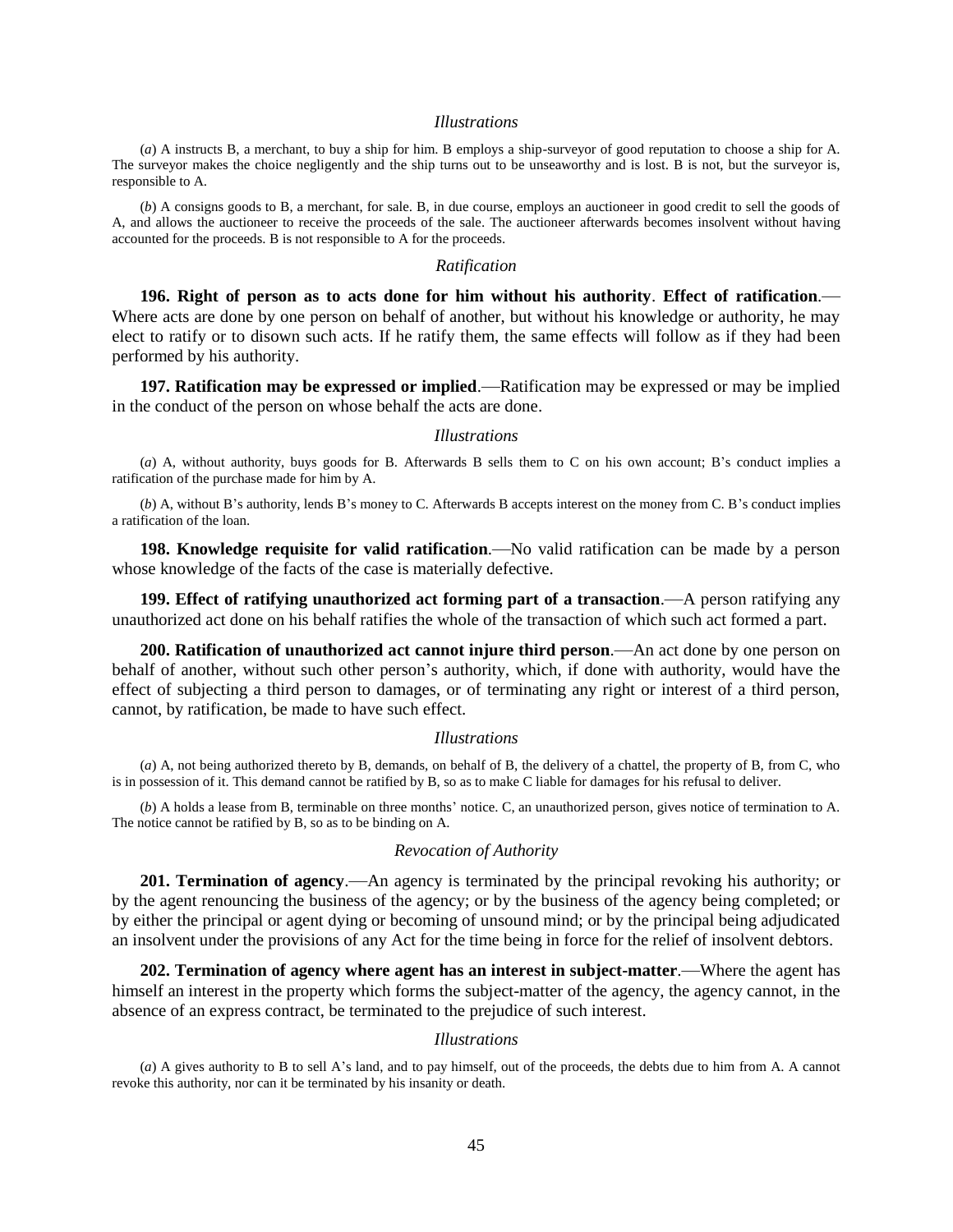*Illustrations*

(*a*) A instructs B, a merchant, to buy a ship for him. B employs a ship-surveyor of good reputation to choose a ship for A. The surveyor makes the choice negligently and the ship turns out to be unseaworthy and is lost. B is not, but the surveyor is, responsible to A.

(*b*) A consigns goods to B, a merchant, for sale. B, in due course, employs an auctioneer in good credit to sell the goods of A, and allows the auctioneer to receive the proceeds of the sale. The auctioneer afterwards becomes insolvent without having accounted for the proceeds. B is not responsible to A for the proceeds.

*Ratification*

**196. Right of person as to acts done for him without his authority**. **Effect of ratification**.––Where acts are done by one person on behalf of another, but without his knowledge or authority, he may elect to ratify or to disown such acts. If he ratify them, the same effects will follow as if they had been performed by his authority.

**197. Ratification may be expressed or implied**.––Ratification may be expressed or may be implied in the conduct of the person on whose behalf the acts are done.

*Illustrations*

(*a*) A, without authority, buys goods for B. Afterwards B sells them to C on his own account; B's conduct implies a ratification of the purchase made for him by A.

(*b*) A, without B's authority, lends B's money to C. Afterwards B accepts interest on the money from C. B's conduct implies a ratification of the loan.

**198. Knowledge requisite for valid ratification**.––No valid ratification can be made by a person whose knowledge of the facts of the case is materially defective.

**199. Effect of ratifying unauthorized act forming part of a transaction**.––A person ratifying any unauthorized act done on his behalf ratifies the whole of the transaction of which such act formed a part.

**200. Ratification of unauthorized act cannot injure third person**.––An act done by one person on behalf of another, without such other person's authority, which, if done with authority, would have the effect of subjecting a third person to damages, or of terminating any right or interest of a third person, cannot, by ratification, be made to have such effect.

*Illustrations*

(*a*) A, not being authorized thereto by B, demands, on behalf of B, the delivery of a chattel, the property of B, from C, who is in possession of it. This demand cannot be ratified by B, so as to make C liable for damages for his refusal to deliver.

(*b*) A holds a lease from B, terminable on three months' notice. C, an unauthorized person, gives notice of termination to A. The notice cannot be ratified by B, so as to be binding on A.

*Revocation of Authority*

**201. Termination of agency**.––An agency is terminated by the principal revoking his authority; or by the agent renouncing the business of the agency; or by the business of the agency being completed; or by either the principal or agent dying or becoming of unsound mind; or by the principal being adjudicated an insolvent under the provisions of any Act for the time being in force for the relief of insolvent debtors.

**202. Termination of agency where agent has an interest in subject-matter**.––Where the agent has himself an interest in the property which forms the subject-matter of the agency, the agency cannot, in the absence of an express contract, be terminated to the prejudice of such interest.

*Illustrations*

(*a*) A gives authority to B to sell A's land, and to pay himself, out of the proceeds, the debts due to him from A. A cannot revoke this authority, nor can it be terminated by his insanity or death.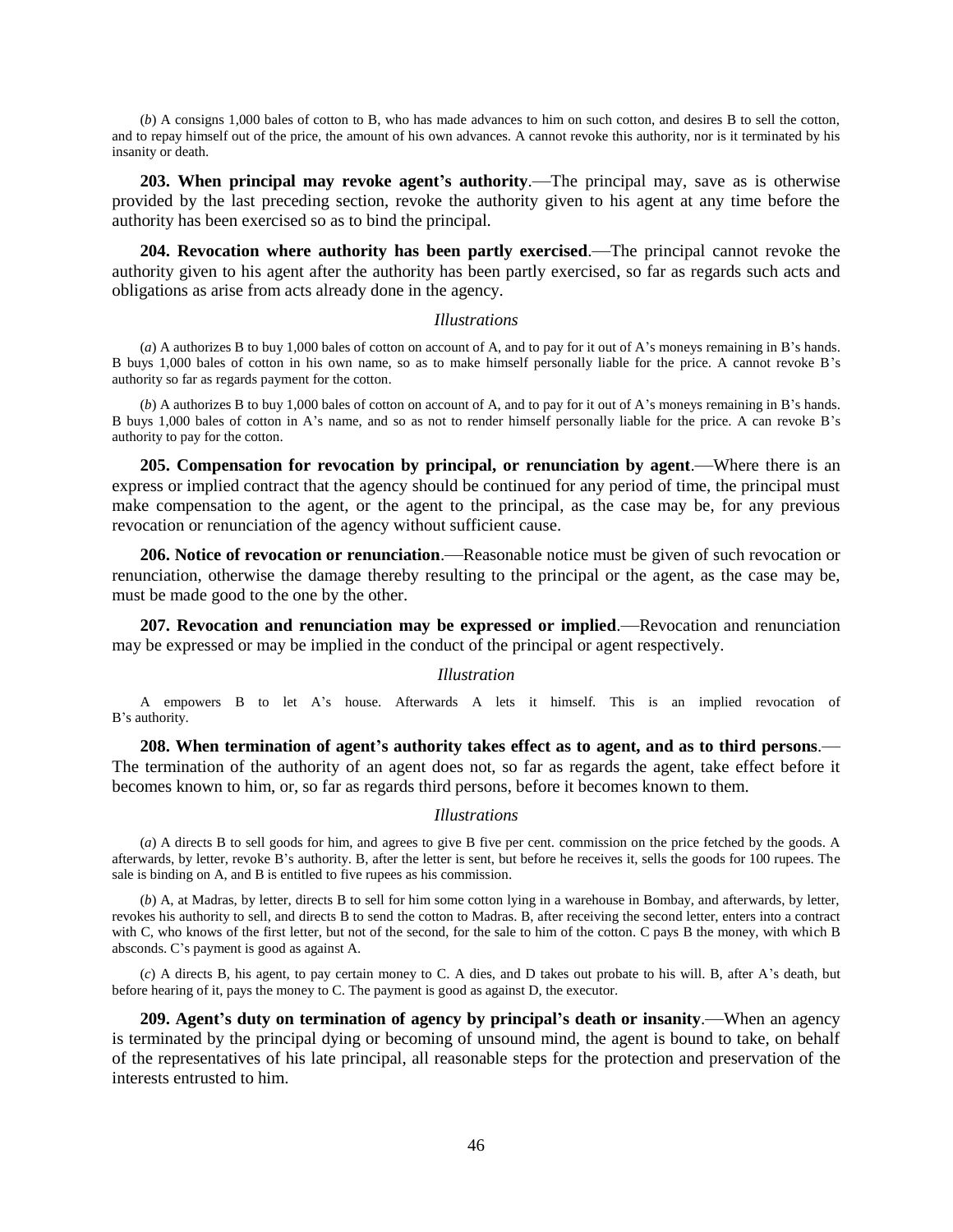(*b*) A consigns 1,000 bales of cotton to B, who has made advances to him on such cotton, and desires B to sell the cotton, and to repay himself out of the price, the amount of his own advances. A cannot revoke this authority, nor is it terminated by his insanity or death.

**203. When principal may revoke agent's authority**.—The principal may, save as is otherwise provided by the last preceding section, revoke the authority given to his agent at any time before the authority has been exercised so as to bind the principal.

**204. Revocation where authority has been partly exercised**.—The principal cannot revoke the authority given to his agent after the authority has been partly exercised, so far as regards such acts and obligations as arise from acts already done in the agency.

*Illustrations*

(*a*) A authorizes B to buy 1,000 bales of cotton on account of A, and to pay for it out of A's moneys remaining in B's hands. B buys 1,000 bales of cotton in his own name, so as to make himself personally liable for the price. A cannot revoke B's authority so far as regards payment for the cotton.

(*b*) A authorizes B to buy 1,000 bales of cotton on account of A, and to pay for it out of A's moneys remaining in B's hands. B buys 1,000 bales of cotton in A's name, and so as not to render himself personally liable for the price. A can revoke B's authority to pay for the cotton.

**205. Compensation for revocation by principal, or renunciation by agent**.—Where there is an express or implied contract that the agency should be continued for any period of time, the principal must make compensation to the agent, or the agent to the principal, as the case may be, for any previous revocation or renunciation of the agency without sufficient cause.

**206. Notice of revocation or renunciation**.—Reasonable notice must be given of such revocation or renunciation, otherwise the damage thereby resulting to the principal or the agent, as the case may be, must be made good to the one by the other.

**207. Revocation and renunciation may be expressed or implied**.—Revocation and renunciation may be expressed or may be implied in the conduct of the principal or agent respectively.

*Illustration*

A empowers B to let A's house. Afterwards A lets it himself. This is an implied revocation of B's authority.

**208. When termination of agent's authority takes effect as to agent, and as to third persons**.—The termination of the authority of an agent does not, so far as regards the agent, take effect before it becomes known to him, or, so far as regards third persons, before it becomes known to them.

*Illustrations*

(*a*) A directs B to sell goods for him, and agrees to give B five per cent. commission on the price fetched by the goods. A afterwards, by letter, revoke B's authority. B, after the letter is sent, but before he receives it, sells the goods for 100 rupees. The sale is binding on A, and B is entitled to five rupees as his commission.

(*b*) A, at Madras, by letter, directs B to sell for him some cotton lying in a warehouse in Bombay, and afterwards, by letter, revokes his authority to sell, and directs B to send the cotton to Madras. B, after receiving the second letter, enters into a contract with C, who knows of the first letter, but not of the second, for the sale to him of the cotton. C pays B the money, with which B absconds. C's payment is good as against A.

(*c*) A directs B, his agent, to pay certain money to C. A dies, and D takes out probate to his will. B, after A's death, but before hearing of it, pays the money to C. The payment is good as against D, the executor.

**209. Agent's duty on termination of agency by principal's death or insanity**.—When an agency is terminated by the principal dying or becoming of unsound mind, the agent is bound to take, on behalf of the representatives of his late principal, all reasonable steps for the protection and preservation of the interests entrusted to him.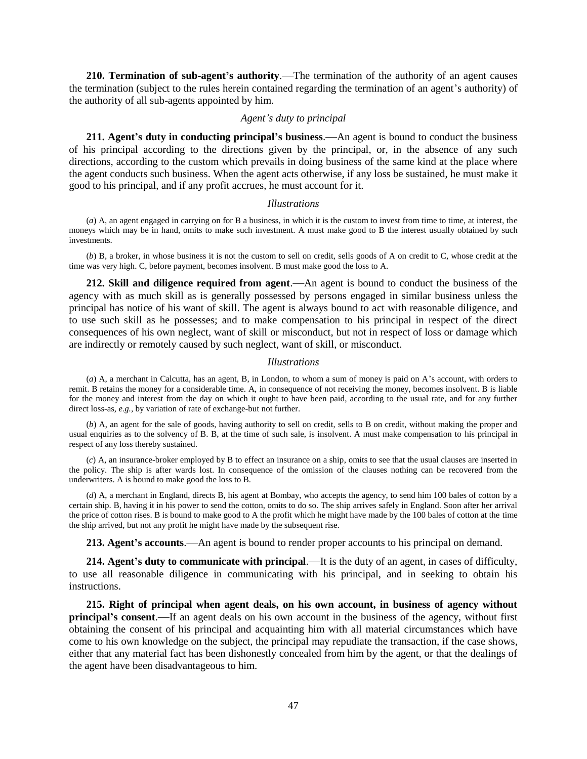**210. Termination of sub-agent's authority**.—The termination of the authority of an agent causes the termination (subject to the rules herein contained regarding the termination of an agent's authority) of the authority of all sub-agents appointed by him.

*Agent's duty to principal*

**211. Agent's duty in conducting principal's business**.—An agent is bound to conduct the business of his principal according to the directions given by the principal, or, in the absence of any such directions, according to the custom which prevails in doing business of the same kind at the place where the agent conducts such business. When the agent acts otherwise, if any loss be sustained, he must make it good to his principal, and if any profit accrues, he must account for it.

*Illustrations*

(*a*) A, an agent engaged in carrying on for B a business, in which it is the custom to invest from time to time, at interest, the moneys which may be in hand, omits to make such investment. A must make good to B the interest usually obtained by such investments.

(*b*) B, a broker, in whose business it is not the custom to sell on credit, sells goods of A on credit to C, whose credit at the time was very high. C, before payment, becomes insolvent. B must make good the loss to A.

**212. Skill and diligence required from agent**.—An agent is bound to conduct the business of the agency with as much skill as is generally possessed by persons engaged in similar business unless the principal has notice of his want of skill. The agent is always bound to act with reasonable diligence, and to use such skill as he possesses; and to make compensation to his principal in respect of the direct consequences of his own neglect, want of skill or misconduct, but not in respect of loss or damage which are indirectly or remotely caused by such neglect, want of skill, or misconduct.

*Illustrations*

(*a*) A, a merchant in Calcutta, has an agent, B, in London, to whom a sum of money is paid on A's account, with orders to remit. B retains the money for a considerable time. A, in consequence of not receiving the money, becomes insolvent. B is liable for the money and interest from the day on which it ought to have been paid, according to the usual rate, and for any further direct loss-as, *e.g.*, by variation of rate of exchange-but not further.

(*b*) A, an agent for the sale of goods, having authority to sell on credit, sells to B on credit, without making the proper and usual enquiries as to the solvency of B. B, at the time of such sale, is insolvent. A must make compensation to his principal in respect of any loss thereby sustained.

(*c*) A, an insurance-broker employed by B to effect an insurance on a ship, omits to see that the usual clauses are inserted in the policy. The ship is after wards lost. In consequence of the omission of the clauses nothing can be recovered from the underwriters. A is bound to make good the loss to B.

(*d*) A, a merchant in England, directs B, his agent at Bombay, who accepts the agency, to send him 100 bales of cotton by a certain ship. B, having it in his power to send the cotton, omits to do so. The ship arrives safely in England. Soon after her arrival the price of cotton rises. B is bound to make good to A the profit which he might have made by the 100 bales of cotton at the time the ship arrived, but not any profit he might have made by the subsequent rise.

**213. Agent's accounts**.—An agent is bound to render proper accounts to his principal on demand.

**214. Agent's duty to communicate with principal**.—It is the duty of an agent, in cases of difficulty, to use all reasonable diligence in communicating with his principal, and in seeking to obtain his instructions.

**215. Right of principal when agent deals, on his own account, in business of agency without principal's consent**.—If an agent deals on his own account in the business of the agency, without first obtaining the consent of his principal and acquainting him with all material circumstances which have come to his own knowledge on the subject, the principal may repudiate the transaction, if the case shows, either that any material fact has been dishonestly concealed from him by the agent, or that the dealings of the agent have been disadvantageous to him.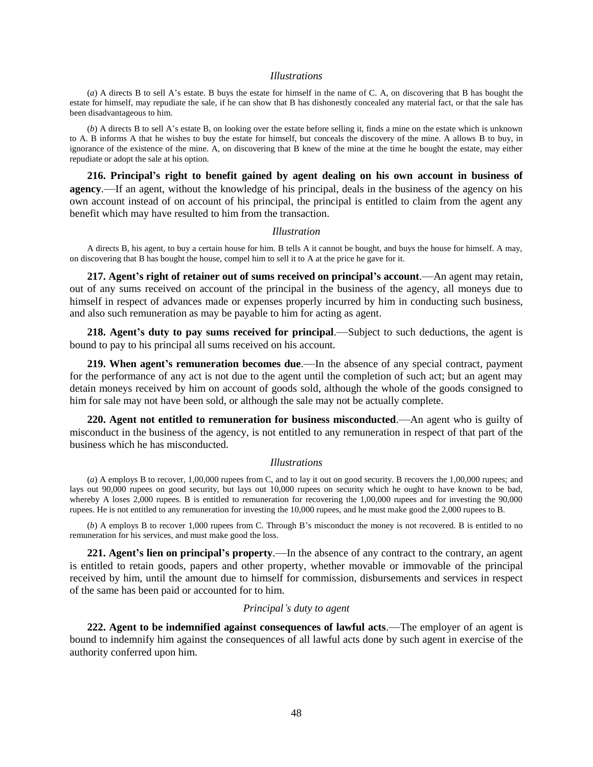*Illustrations*

(*a*) A directs B to sell A's estate. B buys the estate for himself in the name of C. A, on discovering that B has bought the estate for himself, may repudiate the sale, if he can show that B has dishonestly concealed any material fact, or that the sale has been disadvantageous to him.

(*b*) A directs B to sell A's estate B, on looking over the estate before selling it, finds a mine on the estate which is unknown to A. B informs A that he wishes to buy the estate for himself, but conceals the discovery of the mine. A allows B to buy, in ignorance of the existence of the mine. A, on discovering that B knew of the mine at the time he bought the estate, may either repudiate or adopt the sale at his option.

**216. Principal's right to benefit gained by agent dealing on his own account in business of agency**.––If an agent, without the knowledge of his principal, deals in the business of the agency on his own account instead of on account of his principal, the principal is entitled to claim from the agent any benefit which may have resulted to him from the transaction.

*Illustration*

A directs B, his agent, to buy a certain house for him. B tells A it cannot be bought, and buys the house for himself. A may, on discovering that B has bought the house, compel him to sell it to A at the price he gave for it.

**217. Agent's right of retainer out of sums received on principal's account**.––An agent may retain, out of any sums received on account of the principal in the business of the agency, all moneys due to himself in respect of advances made or expenses properly incurred by him in conducting such business, and also such remuneration as may be payable to him for acting as agent.

**218. Agent's duty to pay sums received for principal**.––Subject to such deductions, the agent is bound to pay to his principal all sums received on his account.

**219. When agent's remuneration becomes due**.––In the absence of any special contract, payment for the performance of any act is not due to the agent until the completion of such act; but an agent may detain moneys received by him on account of goods sold, although the whole of the goods consigned to him for sale may not have been sold, or although the sale may not be actually complete.

**220. Agent not entitled to remuneration for business misconducted**.––An agent who is guilty of misconduct in the business of the agency, is not entitled to any remuneration in respect of that part of the business which he has misconducted.

*Illustrations*

(*a*) A employs B to recover, 1,00,000 rupees from C, and to lay it out on good security. B recovers the 1,00,000 rupees; and lays out 90,000 rupees on good security, but lays out 10,000 rupees on security which he ought to have known to be bad, whereby A loses 2,000 rupees. B is entitled to remuneration for recovering the 1,00,000 rupees and for investing the 90,000 rupees. He is not entitled to any remuneration for investing the 10,000 rupees, and he must make good the 2,000 rupees to B.

(*b*) A employs B to recover 1,000 rupees from C. Through B's misconduct the money is not recovered. B is entitled to no remuneration for his services, and must make good the loss.

**221. Agent's lien on principal's property**.––In the absence of any contract to the contrary, an agent is entitled to retain goods, papers and other property, whether movable or immovable of the principal received by him, until the amount due to himself for commission, disbursements and services in respect of the same has been paid or accounted for to him.

*Principal's duty to agent*

**222. Agent to be indemnified against consequences of lawful acts**.––The employer of an agent is bound to indemnify him against the consequences of all lawful acts done by such agent in exercise of the authority conferred upon him.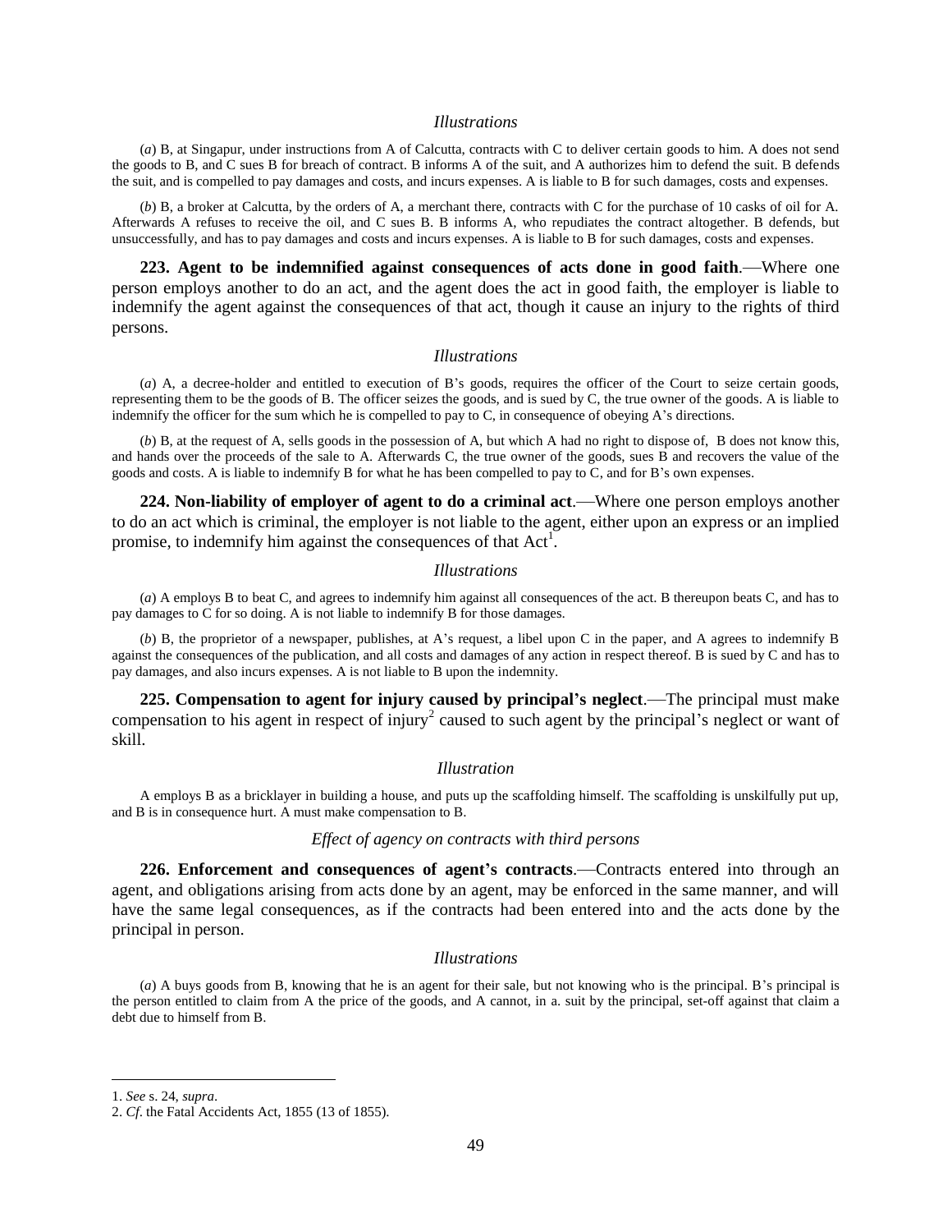*Illustrations*

(*a*) B, at Singapur, under instructions from A of Calcutta, contracts with C to deliver certain goods to him. A does not send the goods to B, and C sues B for breach of contract. B informs A of the suit, and A authorizes him to defend the suit. B defends the suit, and is compelled to pay damages and costs, and incurs expenses. A is liable to B for such damages, costs and expenses.

(*b*) B, a broker at Calcutta, by the orders of A, a merchant there, contracts with C for the purchase of 10 casks of oil for A. Afterwards A refuses to receive the oil, and C sues B. B informs A, who repudiates the contract altogether. B defends, but unsuccessfully, and has to pay damages and costs and incurs expenses. A is liable to B for such damages, costs and expenses.

**223. Agent to be indemnified against consequences of acts done in good faith**.—Where one person employs another to do an act, and the agent does the act in good faith, the employer is liable to indemnify the agent against the consequences of that act, though it cause an injury to the rights of third persons.

*Illustrations*

(*a*) A, a decree-holder and entitled to execution of B's goods, requires the officer of the Court to seize certain goods, representing them to be the goods of B. The officer seizes the goods, and is sued by C, the true owner of the goods. A is liable to indemnify the officer for the sum which he is compelled to pay to C, in consequence of obeying A's directions.

(*b*) B, at the request of A, sells goods in the possession of A, but which A had no right to dispose of, B does not know this, and hands over the proceeds of the sale to A. Afterwards C, the true owner of the goods, sues B and recovers the value of the goods and costs. A is liable to indemnify B for what he has been compelled to pay to C, and for B's own expenses.

**224. Non-liability of employer of agent to do a criminal act**.—Where one person employs another to do an act which is criminal, the employer is not liable to the agent, either upon an express or an implied promise, to indemnify him against the consequences of that Act[1].

*Illustrations*

(*a*) A employs B to beat C, and agrees to indemnify him against all consequences of the act. B thereupon beats C, and has to pay damages to C for so doing. A is not liable to indemnify B for those damages.

(*b*) B, the proprietor of a newspaper, publishes, at A's request, a libel upon C in the paper, and A agrees to indemnify B against the consequences of the publication, and all costs and damages of any action in respect thereof. B is sued by C and has to pay damages, and also incurs expenses. A is not liable to B upon the indemnity.

**225. Compensation to agent for injury caused by principal's neglect**.—The principal must make compensation to his agent in respect of injury[2] caused to such agent by the principal's neglect or want of skill.

*Illustration*

A employs B as a bricklayer in building a house, and puts up the scaffolding himself. The scaffolding is unskilfully put up, and B is in consequence hurt. A must make compensation to B.

*Effect of agency on contracts with third persons*

**226. Enforcement and consequences of agent's contracts**.—Contracts entered into through an agent, and obligations arising from acts done by an agent, may be enforced in the same manner, and will have the same legal consequences, as if the contracts had been entered into and the acts done by the principal in person.

*Illustrations*

(*a*) A buys goods from B, knowing that he is an agent for their sale, but not knowing who is the principal. B's principal is the person entitled to claim from A the price of the goods, and A cannot, in a. suit by the principal, set-off against that claim a debt due to himself from B.

---

1. *See* s. 24, *supra*.
2. *Cf*. the Fatal Accidents Act, 1855 (13 of 1855).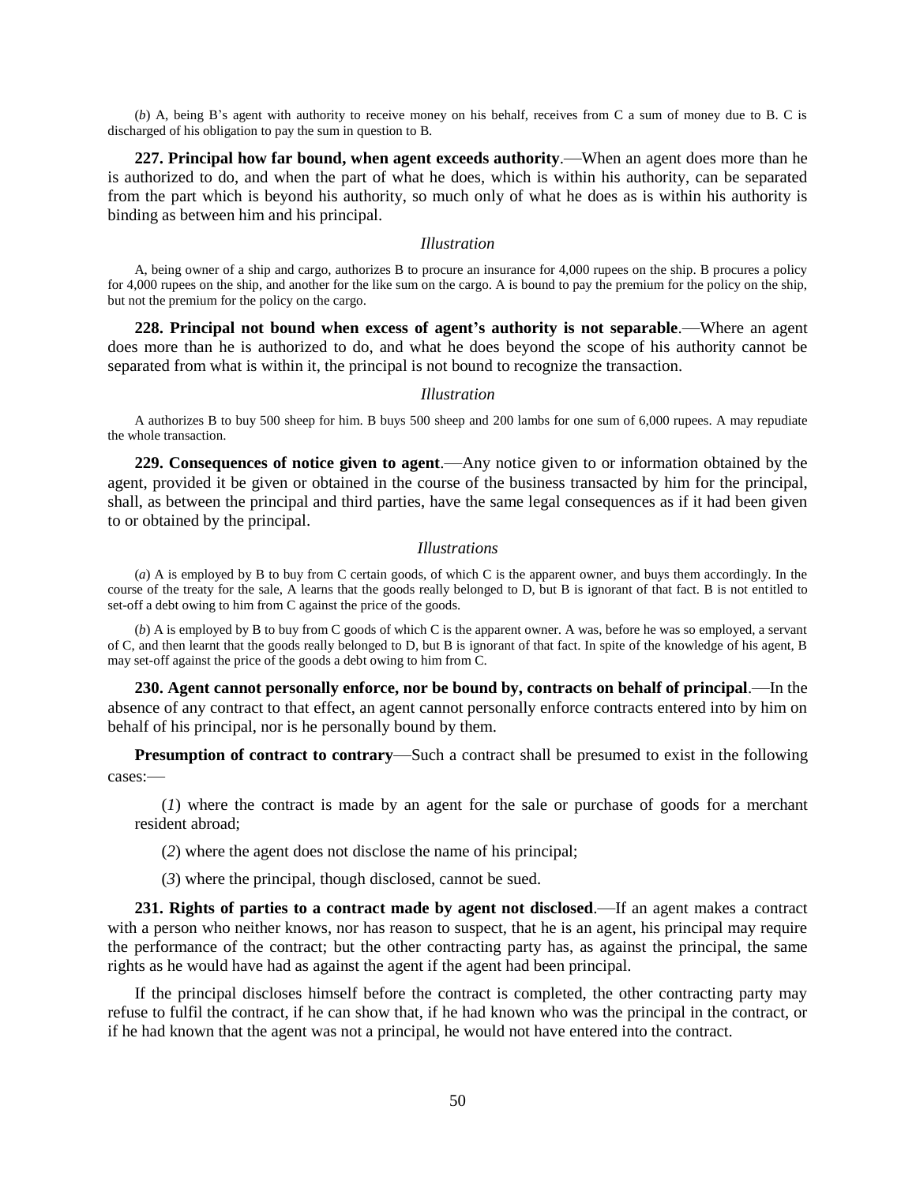(*b*) A, being B's agent with authority to receive money on his behalf, receives from C a sum of money due to B. C is discharged of his obligation to pay the sum in question to B.

**227. Principal how far bound, when agent exceeds authority**.—When an agent does more than he is authorized to do, and when the part of what he does, which is within his authority, can be separated from the part which is beyond his authority, so much only of what he does as is within his authority is binding as between him and his principal.

*Illustration*

A, being owner of a ship and cargo, authorizes B to procure an insurance for 4,000 rupees on the ship. B procures a policy for 4,000 rupees on the ship, and another for the like sum on the cargo. A is bound to pay the premium for the policy on the ship, but not the premium for the policy on the cargo.

**228. Principal not bound when excess of agent's authority is not separable**.—Where an agent does more than he is authorized to do, and what he does beyond the scope of his authority cannot be separated from what is within it, the principal is not bound to recognize the transaction.

*Illustration*

A authorizes B to buy 500 sheep for him. B buys 500 sheep and 200 lambs for one sum of 6,000 rupees. A may repudiate the whole transaction.

**229. Consequences of notice given to agent**.—Any notice given to or information obtained by the agent, provided it be given or obtained in the course of the business transacted by him for the principal, shall, as between the principal and third parties, have the same legal consequences as if it had been given to or obtained by the principal.

*Illustrations*

(*a*) A is employed by B to buy from C certain goods, of which C is the apparent owner, and buys them accordingly. In the course of the treaty for the sale, A learns that the goods really belonged to D, but B is ignorant of that fact. B is not entitled to set-off a debt owing to him from C against the price of the goods.

(*b*) A is employed by B to buy from C goods of which C is the apparent owner. A was, before he was so employed, a servant of C, and then learnt that the goods really belonged to D, but B is ignorant of that fact. In spite of the knowledge of his agent, B may set-off against the price of the goods a debt owing to him from C.

**230. Agent cannot personally enforce, nor be bound by, contracts on behalf of principal**.—In the absence of any contract to that effect, an agent cannot personally enforce contracts entered into by him on behalf of his principal, nor is he personally bound by them.

**Presumption of contract to contrary**—Such a contract shall be presumed to exist in the following cases:—

(*1*) where the contract is made by an agent for the sale or purchase of goods for a merchant resident abroad;

(*2*) where the agent does not disclose the name of his principal;

(*3*) where the principal, though disclosed, cannot be sued.

**231. Rights of parties to a contract made by agent not disclosed**.—If an agent makes a contract with a person who neither knows, nor has reason to suspect, that he is an agent, his principal may require the performance of the contract; but the other contracting party has, as against the principal, the same rights as he would have had as against the agent if the agent had been principal.

If the principal discloses himself before the contract is completed, the other contracting party may refuse to fulfil the contract, if he can show that, if he had known who was the principal in the contract, or if he had known that the agent was not a principal, he would not have entered into the contract.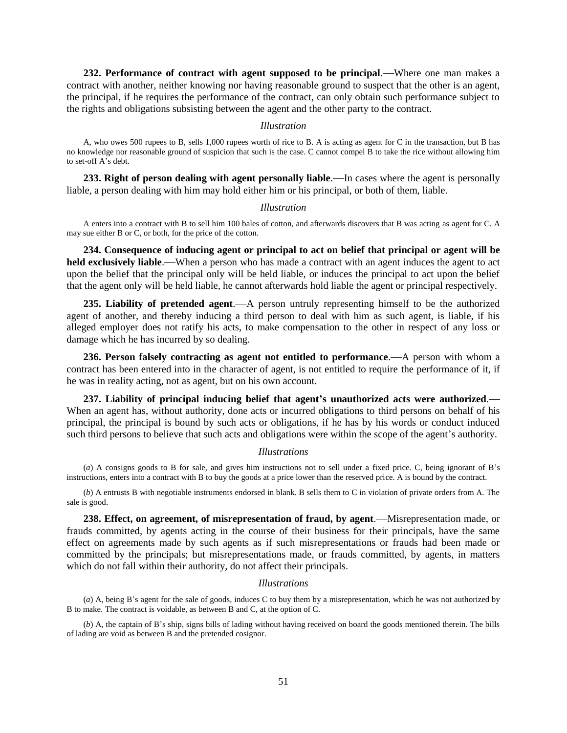**232. Performance of contract with agent supposed to be principal**.—Where one man makes a contract with another, neither knowing nor having reasonable ground to suspect that the other is an agent, the principal, if he requires the performance of the contract, can only obtain such performance subject to the rights and obligations subsisting between the agent and the other party to the contract.

*Illustration*

A, who owes 500 rupees to B, sells 1,000 rupees worth of rice to B. A is acting as agent for C in the transaction, but B has no knowledge nor reasonable ground of suspicion that such is the case. C cannot compel B to take the rice without allowing him to set-off A's debt.

**233. Right of person dealing with agent personally liable**.—In cases where the agent is personally liable, a person dealing with him may hold either him or his principal, or both of them, liable.

*Illustration*

A enters into a contract with B to sell him 100 bales of cotton, and afterwards discovers that B was acting as agent for C. A may sue either B or C, or both, for the price of the cotton.

**234. Consequence of inducing agent or principal to act on belief that principal or agent will be held exclusively liable**.—When a person who has made a contract with an agent induces the agent to act upon the belief that the principal only will be held liable, or induces the principal to act upon the belief that the agent only will be held liable, he cannot afterwards hold liable the agent or principal respectively.

**235. Liability of pretended agent**.—A person untruly representing himself to be the authorized agent of another, and thereby inducing a third person to deal with him as such agent, is liable, if his alleged employer does not ratify his acts, to make compensation to the other in respect of any loss or damage which he has incurred by so dealing.

**236. Person falsely contracting as agent not entitled to performance**.—A person with whom a contract has been entered into in the character of agent, is not entitled to require the performance of it, if he was in reality acting, not as agent, but on his own account.

**237. Liability of principal inducing belief that agent's unauthorized acts were authorized**.—When an agent has, without authority, done acts or incurred obligations to third persons on behalf of his principal, the principal is bound by such acts or obligations, if he has by his words or conduct induced such third persons to believe that such acts and obligations were within the scope of the agent's authority.

*Illustrations*

(*a*) A consigns goods to B for sale, and gives him instructions not to sell under a fixed price. C, being ignorant of B's instructions, enters into a contract with B to buy the goods at a price lower than the reserved price. A is bound by the contract.

(*b*) A entrusts B with negotiable instruments endorsed in blank. B sells them to C in violation of private orders from A. The sale is good.

**238. Effect, on agreement, of misrepresentation of fraud, by agent**.—Misrepresentation made, or frauds committed, by agents acting in the course of their business for their principals, have the same effect on agreements made by such agents as if such misrepresentations or frauds had been made or committed by the principals; but misrepresentations made, or frauds committed, by agents, in matters which do not fall within their authority, do not affect their principals.

*Illustrations*

(*a*) A, being B's agent for the sale of goods, induces C to buy them by a misrepresentation, which he was not authorized by B to make. The contract is voidable, as between B and C, at the option of C.

(*b*) A, the captain of B's ship, signs bills of lading without having received on board the goods mentioned therein. The bills of lading are void as between B and the pretended cosignor.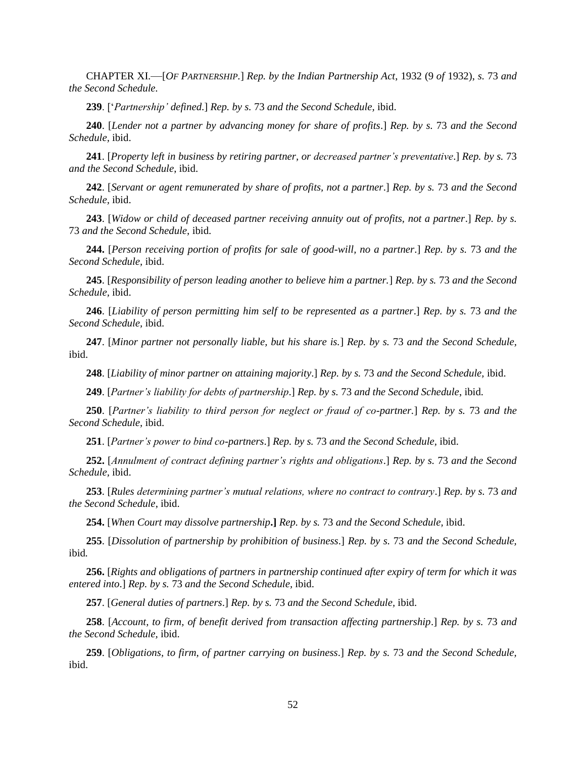CHAPTER XI.—[*OF PARTNERSHIP*.] *Rep. by the Indian Partnership Act,* 1932 (9 *of* 1932), *s.* 73 *and the Second Schedule.*

**239**. [*'Partnership' defined.*] *Rep. by s.* 73 *and the Second Schedule,* ibid.

**240**. [*Lender not a partner by advancing money for share of profits*.] *Rep. by s.* 73 *and the Second Schedule,* ibid.

**241**. [*Property left in business by retiring partner, or decreased partner's preventative*.] *Rep. by s.* 73 *and the Second Schedule,* ibid.

**242**. [*Servant or agent remunerated by share of profits, not a partner*.] *Rep. by s.* 73 *and the Second Schedule,* ibid.

**243**. [*Widow or child of deceased partner receiving annuity out of profits, not a partner*.] *Rep. by s.* 73 *and the Second Schedule,* ibid.

**244.** [*Person receiving portion of profits for sale of good-will, no a partner*.] *Rep. by s.* 73 *and the Second Schedule,* ibid.

**245**. [*Responsibility of person leading another to believe him a partner.*] *Rep. by s.* 73 *and the Second Schedule,* ibid.

**246**. [*Liability of person permitting him self to be represented as a partner*.] *Rep. by s.* 73 *and the Second Schedule,* ibid.

**247**. [*Minor partner not personally liable, but his share is.*] *Rep. by s.* 73 *and the Second Schedule,* ibid.

**248**. [*Liability of minor partner on attaining majority*.] *Rep. by s.* 73 *and the Second Schedule,* ibid.

**249**. [*Partner's liability for debts of partnership*.] *Rep. by s.* 73 *and the Second Schedule,* ibid.

**250**. [*Partner's liability to third person for neglect or fraud of co-partner.*] *Rep. by s.* 73 *and the Second Schedule,* ibid.

**251**. [*Partner's power to bind co-partners*.] *Rep. by s.* 73 *and the Second Schedule,* ibid.

**252.** [*Annulment of contract defining partner's rights and obligations*.] *Rep. by s.* 73 *and the Second Schedule,* ibid.

**253**. [*Rules determining partner's mutual relations, where no contract to contrary*.] *Rep. by s.* 73 *and the Second Schedule,* ibid.

**254.** [*When Court may dissolve partnership***.]** *Rep. by s.* 73 *and the Second Schedule,* ibid.

**255**. [*Dissolution of partnership by prohibition of business*.] *Rep. by s.* 73 *and the Second Schedule,* ibid.

**256.** [*Rights and obligations of partners in partnership continued after expiry of term for which it was entered into*.] *Rep. by s.* 73 *and the Second Schedule,* ibid.

**257**. [*General duties of partners*.] *Rep. by s.* 73 *and the Second Schedule,* ibid.

**258**. [*Account, to firm, of benefit derived from transaction affecting partnership*.] *Rep. by s.* 73 *and the Second Schedule,* ibid.

**259**. [*Obligations, to firm, of partner carrying on business*.] *Rep. by s.* 73 *and the Second Schedule,* ibid.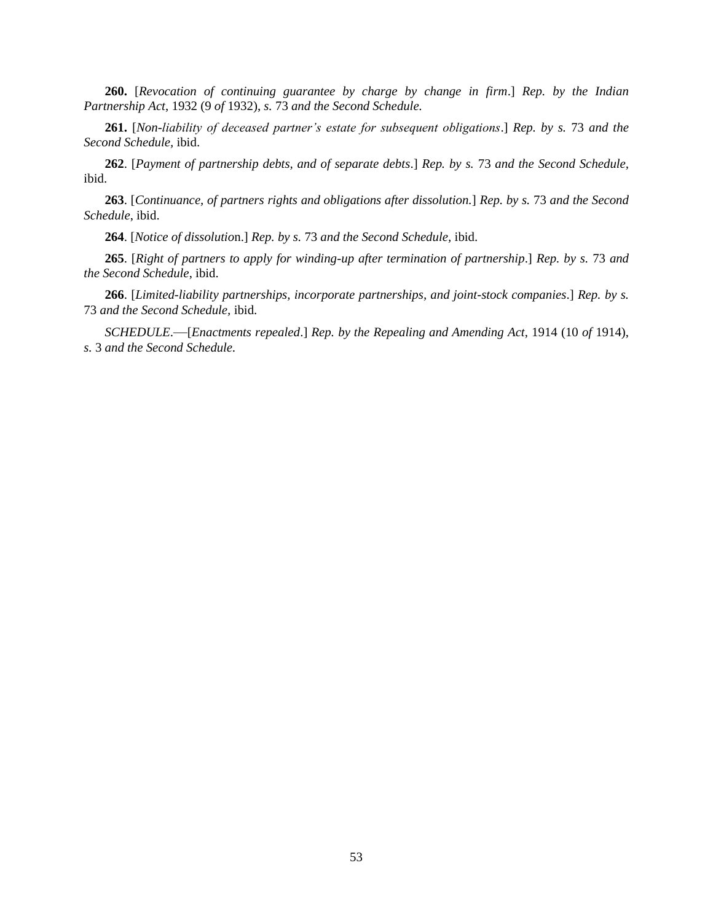**260.** [*Revocation of continuing guarantee by charge by change in firm*.] *Rep. by the Indian Partnership Act*, 1932 (9 *of* 1932), *s.* 73 *and the Second Schedule.*

**261.** [*Non-liability of deceased partner's estate for subsequent obligations*.] *Rep. by s.* 73 *and the Second Schedule*, ibid.

**262**. [*Payment of partnership debts, and of separate debts*.] *Rep. by s.* 73 *and the Second Schedule*, ibid.

**263**. [*Continuance, of partners rights and obligations after dissolution.*] *Rep. by s.* 73 *and the Second Schedule*, ibid.

**264**. [*Notice of dissolutio*n.] *Rep. by s.* 73 *and the Second Schedule*, ibid.

**265**. [*Right of partners to apply for winding-up after termination of partnership*.] *Rep. by s.* 73 *and the Second Schedule*, ibid.

**266**. [*Limited-liability partnerships, incorporate partnerships, and joint-stock companies*.] *Rep. by s.* 73 *and the Second Schedule*, ibid.

*SCHEDULE*.—[*Enactments repealed*.] *Rep. by the Repealing and Amending Act*, 1914 (10 *of* 1914), *s.* 3 *and the Second Schedule.*